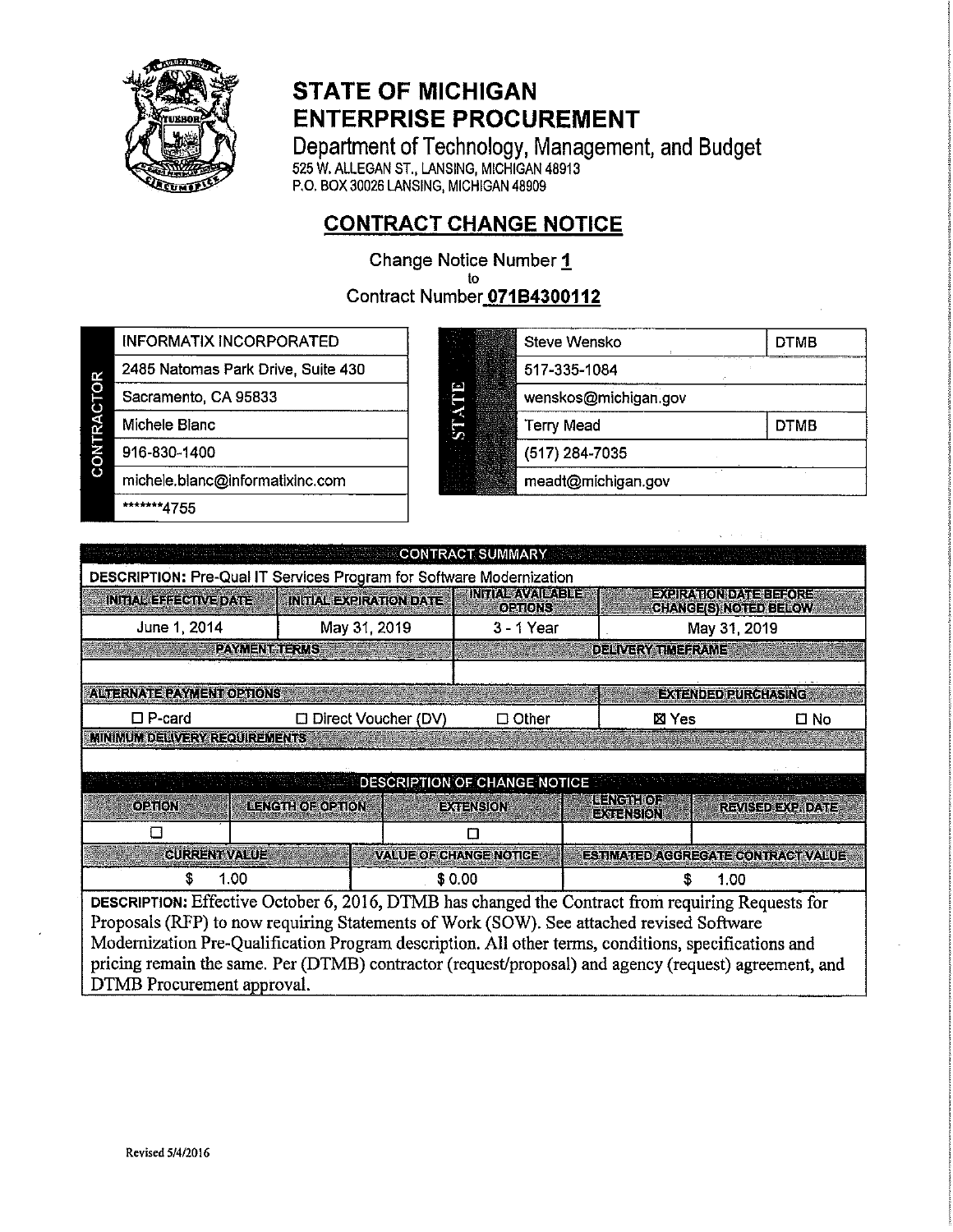# STATE OF MICHIGAN
# ENTERPRISE PROCUREMENT

Department of Technology, Management, and Budget
525 W. ALLEGAN ST., LANSING, MICHIGAN 48913
P.O. BOX 30026 LANSING, MICHIGAN 48909

## CONTRACT CHANGE NOTICE

Change Notice Number **1**
to
Contract Number **071B4300112**

| CONTRACTOR |
|---|
| INFORMATIX INCORPORATED |
| 2485 Natomas Park Drive, Suite 430 |
| Sacramento, CA 95833 |
| Michele Blanc |
| 916-830-1400 |
| michele.blanc@informatixinc.com |
| *******4755 |

| STATE | |
|---|---|
| Steve Wensko | DTMB |
| 517-335-1084 | |
| wenskos@michigan.gov | |
| Terry Mead | DTMB |
| (517) 284-7035 | |
| meadt@michigan.gov | |

| CONTRACT SUMMARY | | | | |
|---|---|---|---|---|
| **DESCRIPTION:** Pre-Qual IT Services Program for Software Modernization | | | | |
| INITIAL EFFECTIVE DATE | INITIAL EXPIRATION DATE | INITIAL AVAILABLE OPTIONS | EXPIRATION DATE BEFORE CHANGE(S) NOTED BELOW | |
| June 1, 2014 | May 31, 2019 | 3 - 1 Year | May 31, 2019 | |
| PAYMENT TERMS | | DELIVERY TIMEFRAME | | |
| | | | | |
| ALTERNATE PAYMENT OPTIONS | | | EXTENDED PURCHASING | |
| ☐ P-card | ☐ Direct Voucher (DV) | ☐ Other | ☒ Yes | ☐ No |
| MINIMUM DELIVERY REQUIREMENTS | | | | |
| | | | | |

| DESCRIPTION OF CHANGE NOTICE | | | | |
|---|---|---|---|---|
| OPTION | LENGTH OF OPTION | EXTENSION | LENGTH OF EXTENSION | REVISED EXP. DATE |
| ☐ | | ☐ | | |
| CURRENT VALUE | | VALUE OF CHANGE NOTICE | ESTIMATED AGGREGATE CONTRACT VALUE | |
| $ 1.00 | | $ 0.00 | $ 1.00 | |

**DESCRIPTION:** Effective October 6, 2016, DTMB has changed the Contract from requiring Requests for Proposals (RFP) to now requiring Statements of Work (SOW). See attached revised Software Modernization Pre-Qualification Program description. All other terms, conditions, specifications and pricing remain the same. Per (DTMB) contractor (request/proposal) and agency (request) agreement, and DTMB Procurement approval.

Revised 5/4/2016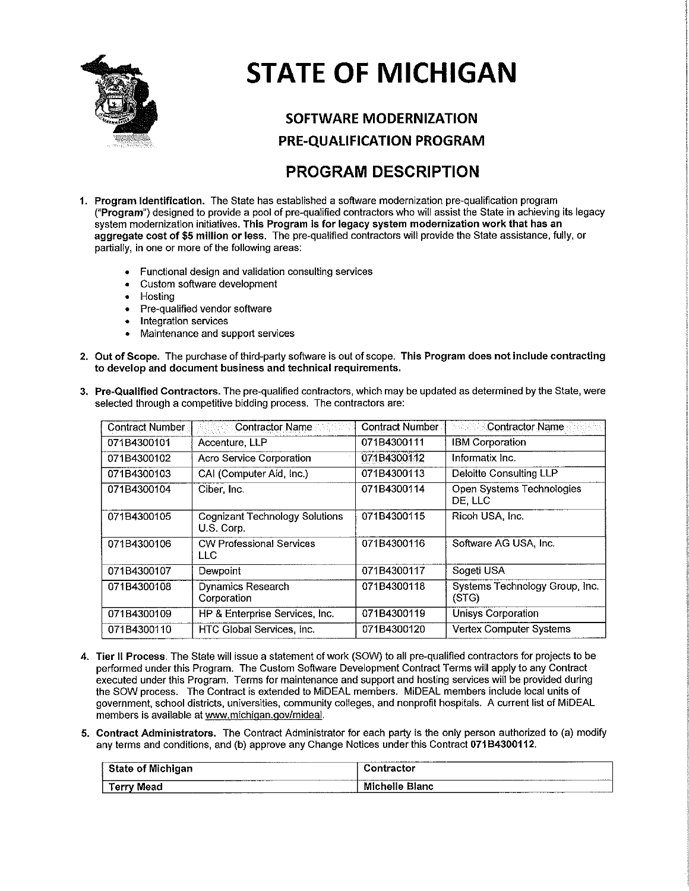# STATE OF MICHIGAN

## SOFTWARE MODERNIZATION PRE-QUALIFICATION PROGRAM

## PROGRAM DESCRIPTION

1. **Program Identification.** The State has established a software modernization pre-qualification program ("**Program**") designed to provide a pool of pre-qualified contractors who will assist the State in achieving its legacy system modernization initiatives. **This Program is for legacy system modernization work that has an aggregate cost of $5 million or less.** The pre-qualified contractors will provide the State assistance, fully, or partially, in one or more of the following areas:

   - Functional design and validation consulting services
   - Custom software development
   - Hosting
   - Pre-qualified vendor software
   - Integration services
   - Maintenance and support services

2. **Out of Scope.** The purchase of third-party software is out of scope. **This Program does not include contracting to develop and document business and technical requirements.**

3. **Pre-Qualified Contractors.** The pre-qualified contractors, which may be updated as determined by the State, were selected through a competitive bidding process. The contractors are:

| Contract Number | Contractor Name | Contract Number | Contractor Name |
|---|---|---|---|
| 071B4300101 | Accenture, LLP | 071B4300111 | IBM Corporation |
| 071B4300102 | Acro Service Corporation | 071B4300112 | Informatix Inc. |
| 071B4300103 | CAI (Computer Aid, Inc.) | 071B4300113 | Deloitte Consulting LLP |
| 071B4300104 | Ciber, Inc. | 071B4300114 | Open Systems Technologies DE, LLC |
| 071B4300105 | Cognizant Technology Solutions U.S. Corp. | 071B4300115 | Ricoh USA, Inc. |
| 071B4300106 | CW Professional Services LLC | 071B4300116 | Software AG USA, Inc. |
| 071B4300107 | Dewpoint | 071B4300117 | Sogeti USA |
| 071B4300108 | Dynamics Research Corporation | 071B4300118 | Systems Technology Group, Inc. (STG) |
| 071B4300109 | HP & Enterprise Services, Inc. | 071B4300119 | Unisys Corporation |
| 071B4300110 | HTC Global Services, Inc. | 071B4300120 | Vertex Computer Systems |

4. **Tier II Process.** The State will issue a statement of work (SOW) to all pre-qualified contractors for projects to be performed under this Program. The Custom Software Development Contract Terms will apply to any Contract executed under this Program. Terms for maintenance and support and hosting services will be provided during the SOW process. The Contract is extended to MiDEAL members. MiDEAL members include local units of government, school districts, universities, community colleges, and nonprofit hospitals. A current list of MiDEAL members is available at www.michigan.gov/mideal.

5. **Contract Administrators.** The Contract Administrator for each party is the only person authorized to (a) modify any terms and conditions, and (b) approve any Change Notices under this Contract **071B4300112.**

| State of Michigan | Contractor |
|---|---|
| Terry Mead | Michelle Blanc |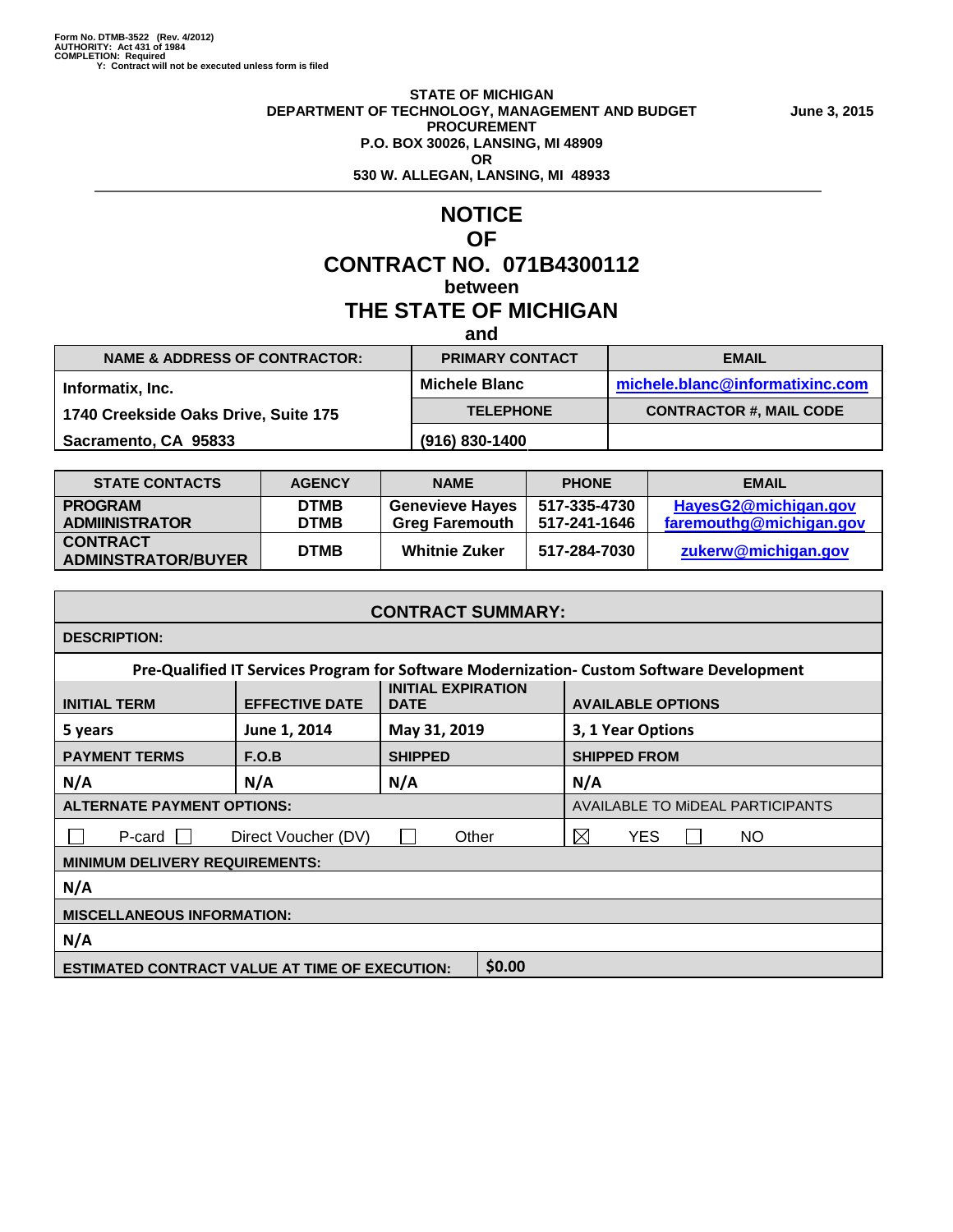Form No. DTMB-3522 (Rev. 4/2012)
AUTHORITY: Act 431 of 1984
COMPLETION: Required
Y: Contract will not be executed unless form is filed

**STATE OF MICHIGAN**
**DEPARTMENT OF TECHNOLOGY, MANAGEMENT AND BUDGET**
**PROCUREMENT**
**P.O. BOX 30026, LANSING, MI 48909**
**OR**
**530 W. ALLEGAN, LANSING, MI 48933**

**June 3, 2015**

# NOTICE
# OF
# CONTRACT NO. 071B4300112
## between
# THE STATE OF MICHIGAN
## and

| NAME & ADDRESS OF CONTRACTOR: | PRIMARY CONTACT | EMAIL |
|---|---|---|
| Informatix, Inc.<br>1740 Creekside Oaks Drive, Suite 175<br>Sacramento, CA 95833 | Michele Blanc | michele.blanc@informatixinc.com |
| | **TELEPHONE** | **CONTRACTOR #, MAIL CODE** |
| | (916) 830-1400 | |

| STATE CONTACTS | AGENCY | NAME | PHONE | EMAIL |
|---|---|---|---|---|
| PROGRAM ADMIINISTRATOR | DTMB<br>DTMB | Genevieve Hayes<br>Greg Faremouth | 517-335-4730<br>517-241-1646 | HayesG2@michigan.gov<br>faremouthg@michigan.gov |
| CONTRACT ADMINSTRATOR/BUYER | DTMB | Whitnie Zuker | 517-284-7030 | zukerw@michigan.gov |

| CONTRACT SUMMARY: | | | |
|---|---|---|---|
| **DESCRIPTION:** | | | |
| Pre-Qualified IT Services Program for Software Modernization- Custom Software Development | | | |
| **INITIAL TERM** | **EFFECTIVE DATE** | **INITIAL EXPIRATION DATE** | **AVAILABLE OPTIONS** |
| 5 years | June 1, 2014 | May 31, 2019 | 3, 1 Year Options |
| **PAYMENT TERMS** | **F.O.B** | **SHIPPED** | **SHIPPED FROM** |
| N/A | N/A | N/A | N/A |
| **ALTERNATE PAYMENT OPTIONS:** | | | AVAILABLE TO MiDEAL PARTICIPANTS |
| ☐ P-card ☐ Direct Voucher (DV) | | ☐ Other | ☒ YES ☐ NO |
| **MINIMUM DELIVERY REQUIREMENTS:** | | | |
| N/A | | | |
| **MISCELLANEOUS INFORMATION:** | | | |
| N/A | | | |
| **ESTIMATED CONTRACT VALUE AT TIME OF EXECUTION:** | | $0.00 | |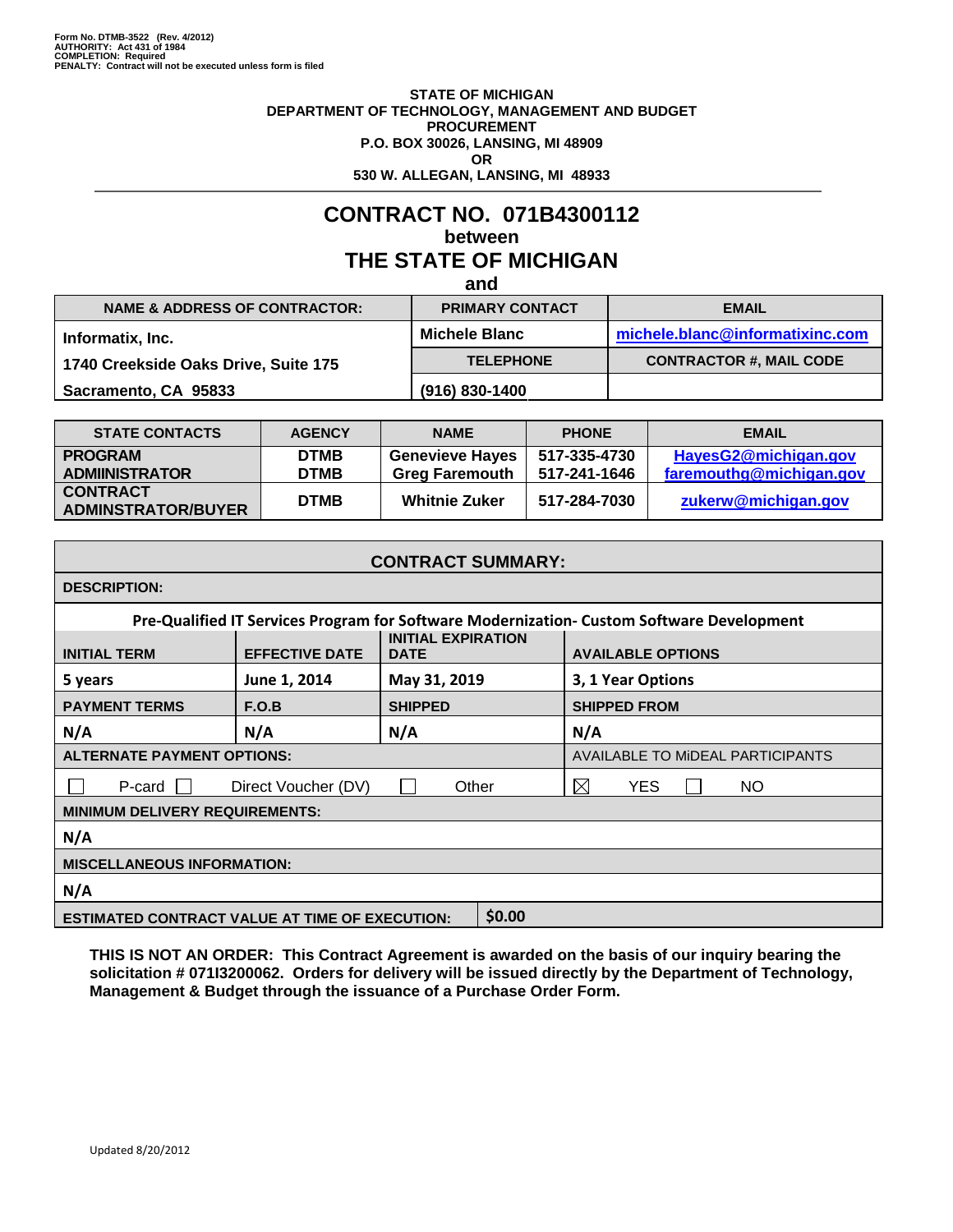Form No. DTMB-3522 (Rev. 4/2012)
AUTHORITY: Act 431 of 1984
COMPLETION: Required
PENALTY: Contract will not be executed unless form is filed

**STATE OF MICHIGAN**
**DEPARTMENT OF TECHNOLOGY, MANAGEMENT AND BUDGET**
**PROCUREMENT**
**P.O. BOX 30026, LANSING, MI 48909**
**OR**
**530 W. ALLEGAN, LANSING, MI 48933**

# CONTRACT NO. 071B4300112

**between**

## THE STATE OF MICHIGAN

**and**

| NAME & ADDRESS OF CONTRACTOR: | PRIMARY CONTACT | EMAIL |
|---|---|---|
| Informatix, Inc. | Michele Blanc | michele.blanc@informatixinc.com |
| 1740 Creekside Oaks Drive, Suite 175 | TELEPHONE | CONTRACTOR #, MAIL CODE |
| Sacramento, CA 95833 | (916) 830-1400 | |

| STATE CONTACTS | AGENCY | NAME | PHONE | EMAIL |
|---|---|---|---|---|
| PROGRAM ADMIINISTRATOR | DTMB<br>DTMB | Genevieve Hayes<br>Greg Faremouth | 517-335-4730<br>517-241-1646 | HayesG2@michigan.gov<br>faremouthg@michigan.gov |
| CONTRACT ADMINSTRATOR/BUYER | DTMB | Whitnie Zuker | 517-284-7030 | zukerw@michigan.gov |

| CONTRACT SUMMARY: | | | |
|---|---|---|---|
| **DESCRIPTION:** | | | |
| Pre-Qualified IT Services Program for Software Modernization- Custom Software Development | | | |
| **INITIAL TERM** | **EFFECTIVE DATE** | **INITIAL EXPIRATION DATE** | **AVAILABLE OPTIONS** |
| 5 years | June 1, 2014 | May 31, 2019 | 3, 1 Year Options |
| **PAYMENT TERMS** | **F.O.B** | **SHIPPED** | **SHIPPED FROM** |
| N/A | N/A | N/A | N/A |
| **ALTERNATE PAYMENT OPTIONS:** | | | AVAILABLE TO MiDEAL PARTICIPANTS |
| ☐ P-card | ☐ Direct Voucher (DV) | ☐ Other | ☒ YES ☐ NO |
| **MINIMUM DELIVERY REQUIREMENTS:** | | | |
| N/A | | | |
| **MISCELLANEOUS INFORMATION:** | | | |
| N/A | | | |
| **ESTIMATED CONTRACT VALUE AT TIME OF EXECUTION:** | | | $0.00 |

**THIS IS NOT AN ORDER: This Contract Agreement is awarded on the basis of our inquiry bearing the solicitation # 071I3200062. Orders for delivery will be issued directly by the Department of Technology, Management & Budget through the issuance of a Purchase Order Form.**

Updated 8/20/2012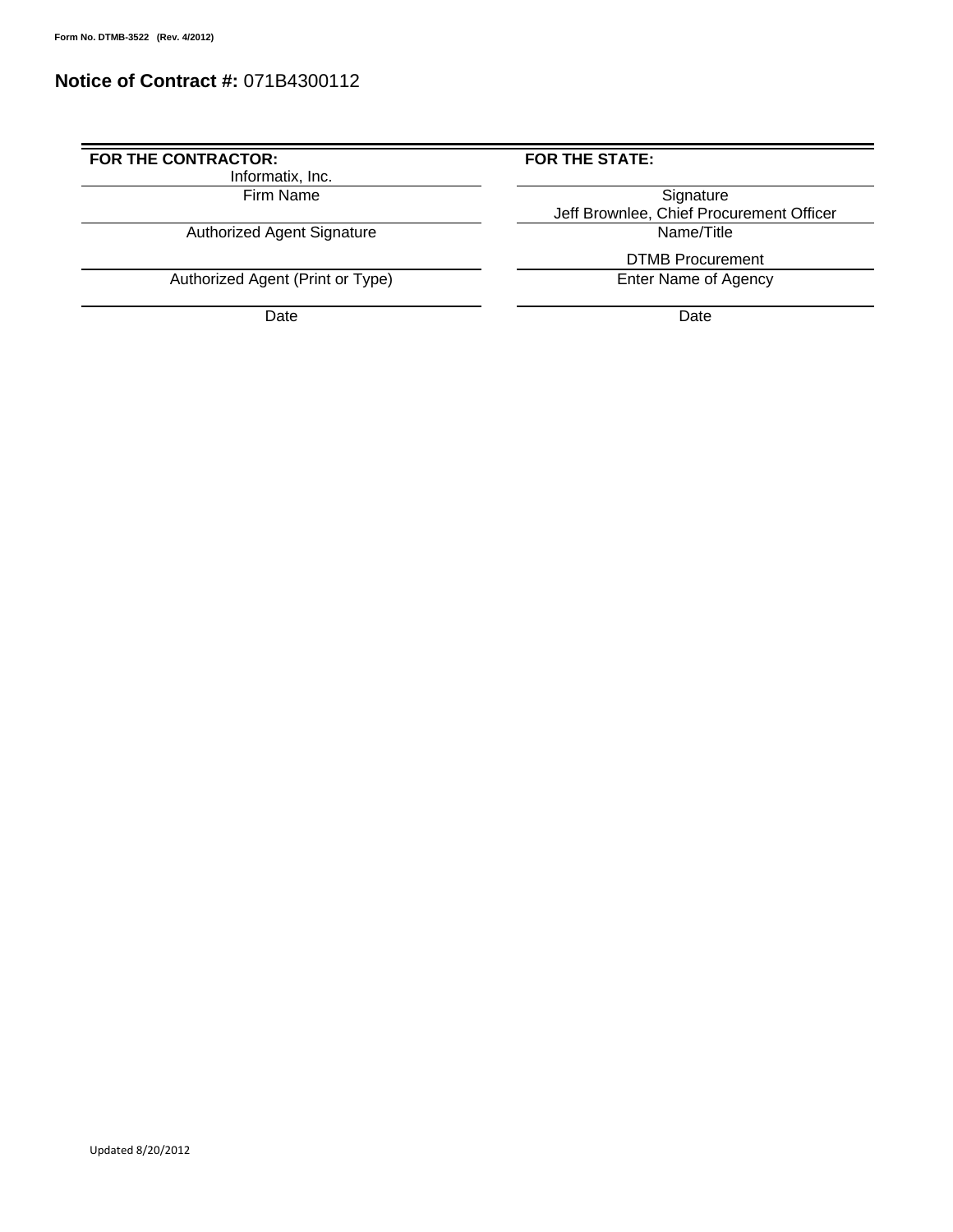Form No. DTMB-3522 (Rev. 4/2012)

## Notice of Contract #: 071B4300112

| FOR THE CONTRACTOR: | FOR THE STATE: |
|---|---|
| Informatix, Inc. | |
| Firm Name | Signature |
| | Jeff Brownlee, Chief Procurement Officer |
| Authorized Agent Signature | Name/Title |
| | DTMB Procurement |
| Authorized Agent (Print or Type) | Enter Name of Agency |
| | |
| Date | Date |

Updated 8/20/2012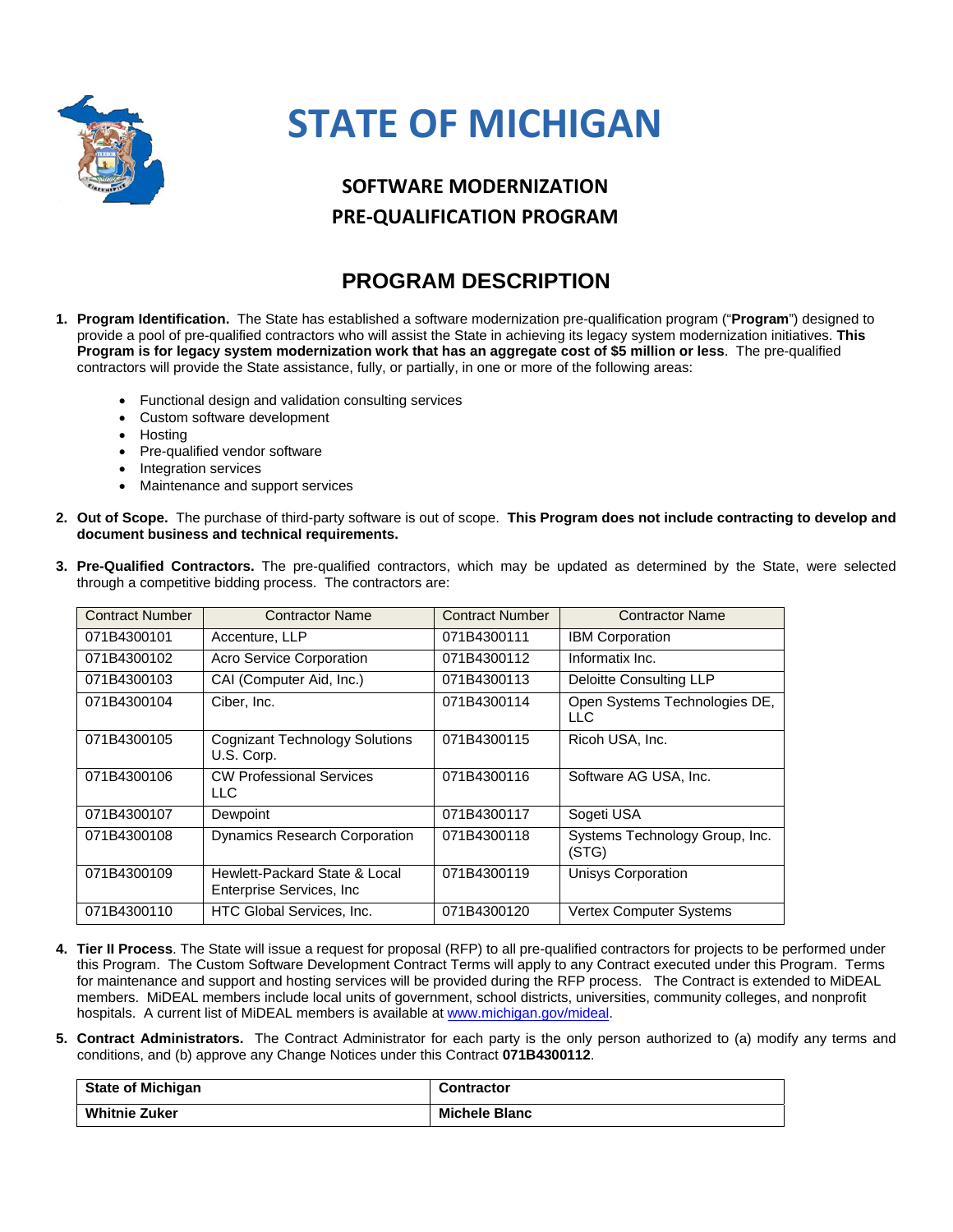# STATE OF MICHIGAN

## SOFTWARE MODERNIZATION PRE-QUALIFICATION PROGRAM

## PROGRAM DESCRIPTION

1. **Program Identification.** The State has established a software modernization pre-qualification program ("**Program**") designed to provide a pool of pre-qualified contractors who will assist the State in achieving its legacy system modernization initiatives. **This Program is for legacy system modernization work that has an aggregate cost of $5 million or less**. The pre-qualified contractors will provide the State assistance, fully, or partially, in one or more of the following areas:

   - Functional design and validation consulting services
   - Custom software development
   - Hosting
   - Pre-qualified vendor software
   - Integration services
   - Maintenance and support services

2. **Out of Scope.** The purchase of third-party software is out of scope. **This Program does not include contracting to develop and document business and technical requirements.**

3. **Pre-Qualified Contractors.** The pre-qualified contractors, which may be updated as determined by the State, were selected through a competitive bidding process. The contractors are:

| Contract Number | Contractor Name | Contract Number | Contractor Name |
|---|---|---|---|
| 071B4300101 | Accenture, LLP | 071B4300111 | IBM Corporation |
| 071B4300102 | Acro Service Corporation | 071B4300112 | Informatix Inc. |
| 071B4300103 | CAI (Computer Aid, Inc.) | 071B4300113 | Deloitte Consulting LLP |
| 071B4300104 | Ciber, Inc. | 071B4300114 | Open Systems Technologies DE, LLC |
| 071B4300105 | Cognizant Technology Solutions U.S. Corp. | 071B4300115 | Ricoh USA, Inc. |
| 071B4300106 | CW Professional Services LLC | 071B4300116 | Software AG USA, Inc. |
| 071B4300107 | Dewpoint | 071B4300117 | Sogeti USA |
| 071B4300108 | Dynamics Research Corporation | 071B4300118 | Systems Technology Group, Inc. (STG) |
| 071B4300109 | Hewlett-Packard State & Local Enterprise Services, Inc | 071B4300119 | Unisys Corporation |
| 071B4300110 | HTC Global Services, Inc. | 071B4300120 | Vertex Computer Systems |

4. **Tier II Process**. The State will issue a request for proposal (RFP) to all pre-qualified contractors for projects to be performed under this Program. The Custom Software Development Contract Terms will apply to any Contract executed under this Program. Terms for maintenance and support and hosting services will be provided during the RFP process. The Contract is extended to MiDEAL members. MiDEAL members include local units of government, school districts, universities, community colleges, and nonprofit hospitals. A current list of MiDEAL members is available at www.michigan.gov/mideal.

5. **Contract Administrators.** The Contract Administrator for each party is the only person authorized to (a) modify any terms and conditions, and (b) approve any Change Notices under this Contract **071B4300112**.

| **State of Michigan** | **Contractor** |
|---|---|
| **Whitnie Zuker** | **Michele Blanc** |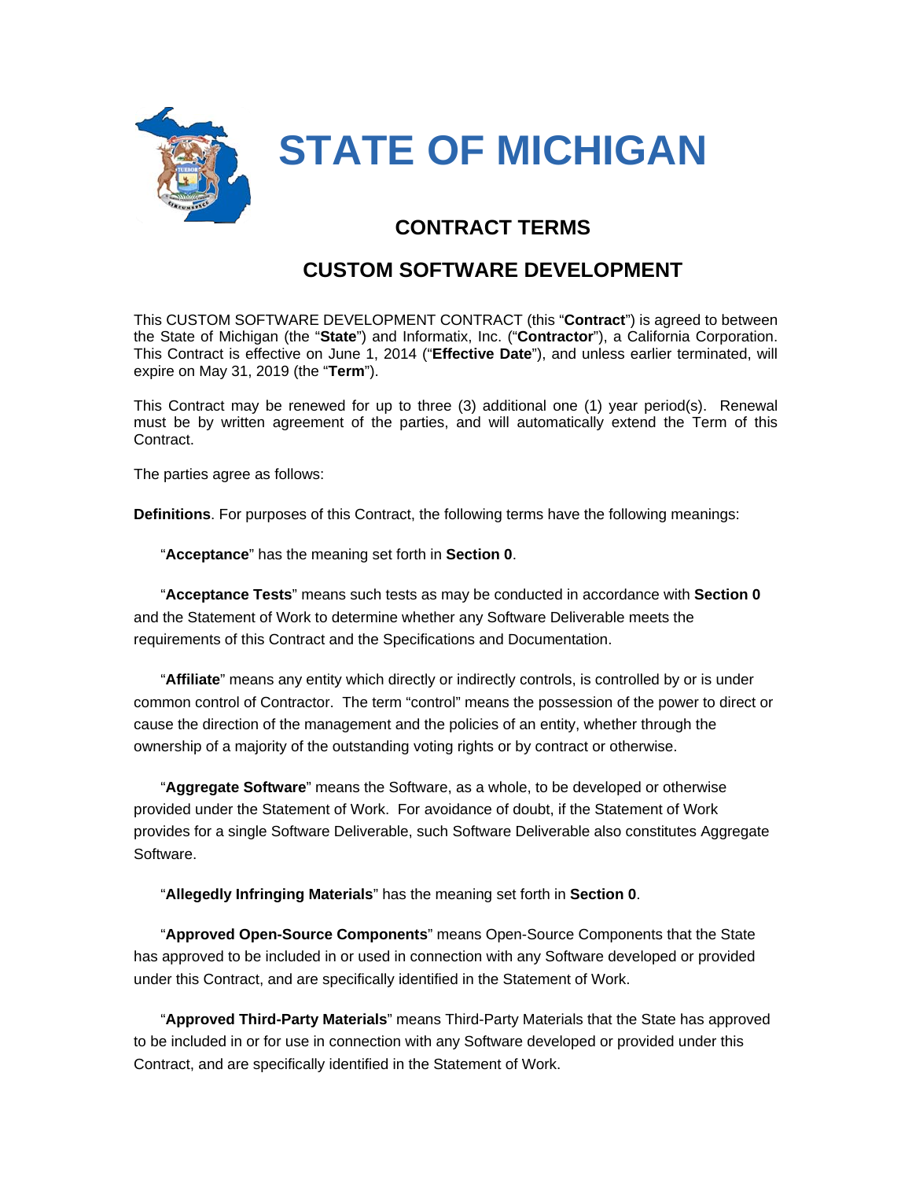# STATE OF MICHIGAN

## CONTRACT TERMS

## CUSTOM SOFTWARE DEVELOPMENT

This CUSTOM SOFTWARE DEVELOPMENT CONTRACT (this "**Contract**") is agreed to between the State of Michigan (the "**State**") and Informatix, Inc. ("**Contractor**"), a California Corporation. This Contract is effective on June 1, 2014 ("**Effective Date**"), and unless earlier terminated, will expire on May 31, 2019 (the "**Term**").

This Contract may be renewed for up to three (3) additional one (1) year period(s). Renewal must be by written agreement of the parties, and will automatically extend the Term of this Contract.

The parties agree as follows:

**Definitions**. For purposes of this Contract, the following terms have the following meanings:

"**Acceptance**" has the meaning set forth in **Section 0**.

"**Acceptance Tests**" means such tests as may be conducted in accordance with **Section 0** and the Statement of Work to determine whether any Software Deliverable meets the requirements of this Contract and the Specifications and Documentation.

"**Affiliate**" means any entity which directly or indirectly controls, is controlled by or is under common control of Contractor. The term "control" means the possession of the power to direct or cause the direction of the management and the policies of an entity, whether through the ownership of a majority of the outstanding voting rights or by contract or otherwise.

"**Aggregate Software**" means the Software, as a whole, to be developed or otherwise provided under the Statement of Work. For avoidance of doubt, if the Statement of Work provides for a single Software Deliverable, such Software Deliverable also constitutes Aggregate Software.

"**Allegedly Infringing Materials**" has the meaning set forth in **Section 0**.

"**Approved Open-Source Components**" means Open-Source Components that the State has approved to be included in or used in connection with any Software developed or provided under this Contract, and are specifically identified in the Statement of Work.

"**Approved Third-Party Materials**" means Third-Party Materials that the State has approved to be included in or for use in connection with any Software developed or provided under this Contract, and are specifically identified in the Statement of Work.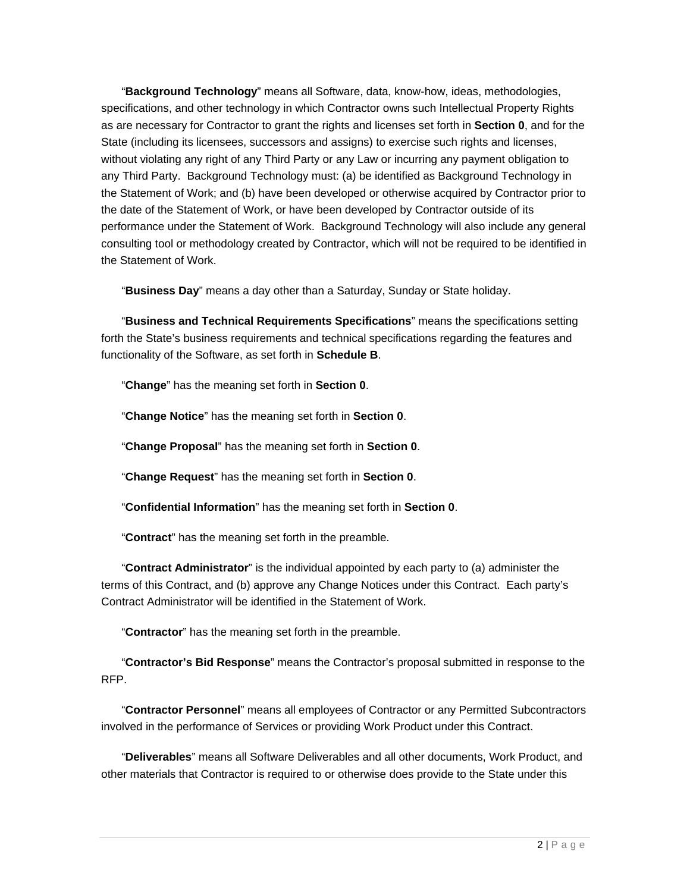"**Background Technology**" means all Software, data, know-how, ideas, methodologies, specifications, and other technology in which Contractor owns such Intellectual Property Rights as are necessary for Contractor to grant the rights and licenses set forth in **Section 0**, and for the State (including its licensees, successors and assigns) to exercise such rights and licenses, without violating any right of any Third Party or any Law or incurring any payment obligation to any Third Party. Background Technology must: (a) be identified as Background Technology in the Statement of Work; and (b) have been developed or otherwise acquired by Contractor prior to the date of the Statement of Work, or have been developed by Contractor outside of its performance under the Statement of Work. Background Technology will also include any general consulting tool or methodology created by Contractor, which will not be required to be identified in the Statement of Work.

"**Business Day**" means a day other than a Saturday, Sunday or State holiday.

"**Business and Technical Requirements Specifications**" means the specifications setting forth the State's business requirements and technical specifications regarding the features and functionality of the Software, as set forth in **Schedule B**.

"**Change**" has the meaning set forth in **Section 0**.

"**Change Notice**" has the meaning set forth in **Section 0**.

"**Change Proposal**" has the meaning set forth in **Section 0**.

"**Change Request**" has the meaning set forth in **Section 0**.

"**Confidential Information**" has the meaning set forth in **Section 0**.

"**Contract**" has the meaning set forth in the preamble.

"**Contract Administrator**" is the individual appointed by each party to (a) administer the terms of this Contract, and (b) approve any Change Notices under this Contract. Each party's Contract Administrator will be identified in the Statement of Work.

"**Contractor**" has the meaning set forth in the preamble.

"**Contractor's Bid Response**" means the Contractor's proposal submitted in response to the RFP.

"**Contractor Personnel**" means all employees of Contractor or any Permitted Subcontractors involved in the performance of Services or providing Work Product under this Contract.

"**Deliverables**" means all Software Deliverables and all other documents, Work Product, and other materials that Contractor is required to or otherwise does provide to the State under this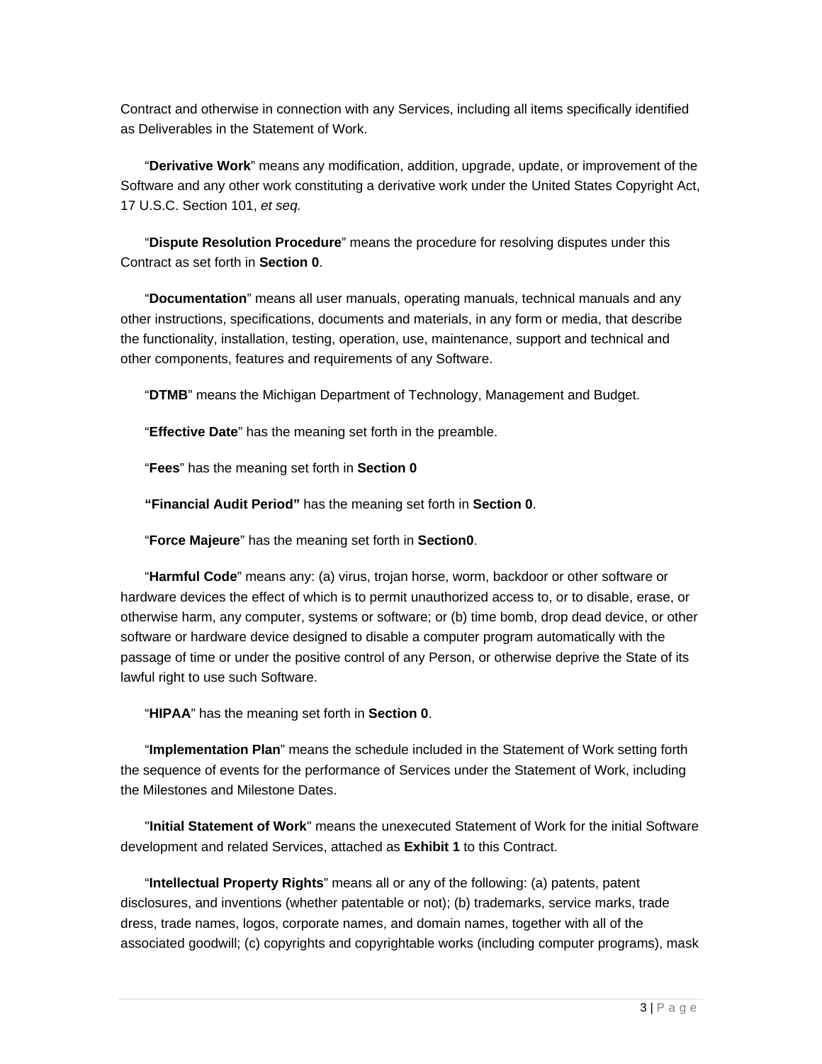Contract and otherwise in connection with any Services, including all items specifically identified as Deliverables in the Statement of Work.

"**Derivative Work**" means any modification, addition, upgrade, update, or improvement of the Software and any other work constituting a derivative work under the United States Copyright Act, 17 U.S.C. Section 101, *et seq.*

"**Dispute Resolution Procedure**" means the procedure for resolving disputes under this Contract as set forth in **Section 0**.

"**Documentation**" means all user manuals, operating manuals, technical manuals and any other instructions, specifications, documents and materials, in any form or media, that describe the functionality, installation, testing, operation, use, maintenance, support and technical and other components, features and requirements of any Software.

"**DTMB**" means the Michigan Department of Technology, Management and Budget.

"**Effective Date**" has the meaning set forth in the preamble.

"**Fees**" has the meaning set forth in **Section 0**

**"Financial Audit Period"** has the meaning set forth in **Section 0**.

"**Force Majeure**" has the meaning set forth in **Section0**.

"**Harmful Code**" means any: (a) virus, trojan horse, worm, backdoor or other software or hardware devices the effect of which is to permit unauthorized access to, or to disable, erase, or otherwise harm, any computer, systems or software; or (b) time bomb, drop dead device, or other software or hardware device designed to disable a computer program automatically with the passage of time or under the positive control of any Person, or otherwise deprive the State of its lawful right to use such Software.

"**HIPAA**" has the meaning set forth in **Section 0**.

"**Implementation Plan**" means the schedule included in the Statement of Work setting forth the sequence of events for the performance of Services under the Statement of Work, including the Milestones and Milestone Dates.

"**Initial Statement of Work**" means the unexecuted Statement of Work for the initial Software development and related Services, attached as **Exhibit 1** to this Contract.

"**Intellectual Property Rights**" means all or any of the following: (a) patents, patent disclosures, and inventions (whether patentable or not); (b) trademarks, service marks, trade dress, trade names, logos, corporate names, and domain names, together with all of the associated goodwill; (c) copyrights and copyrightable works (including computer programs), mask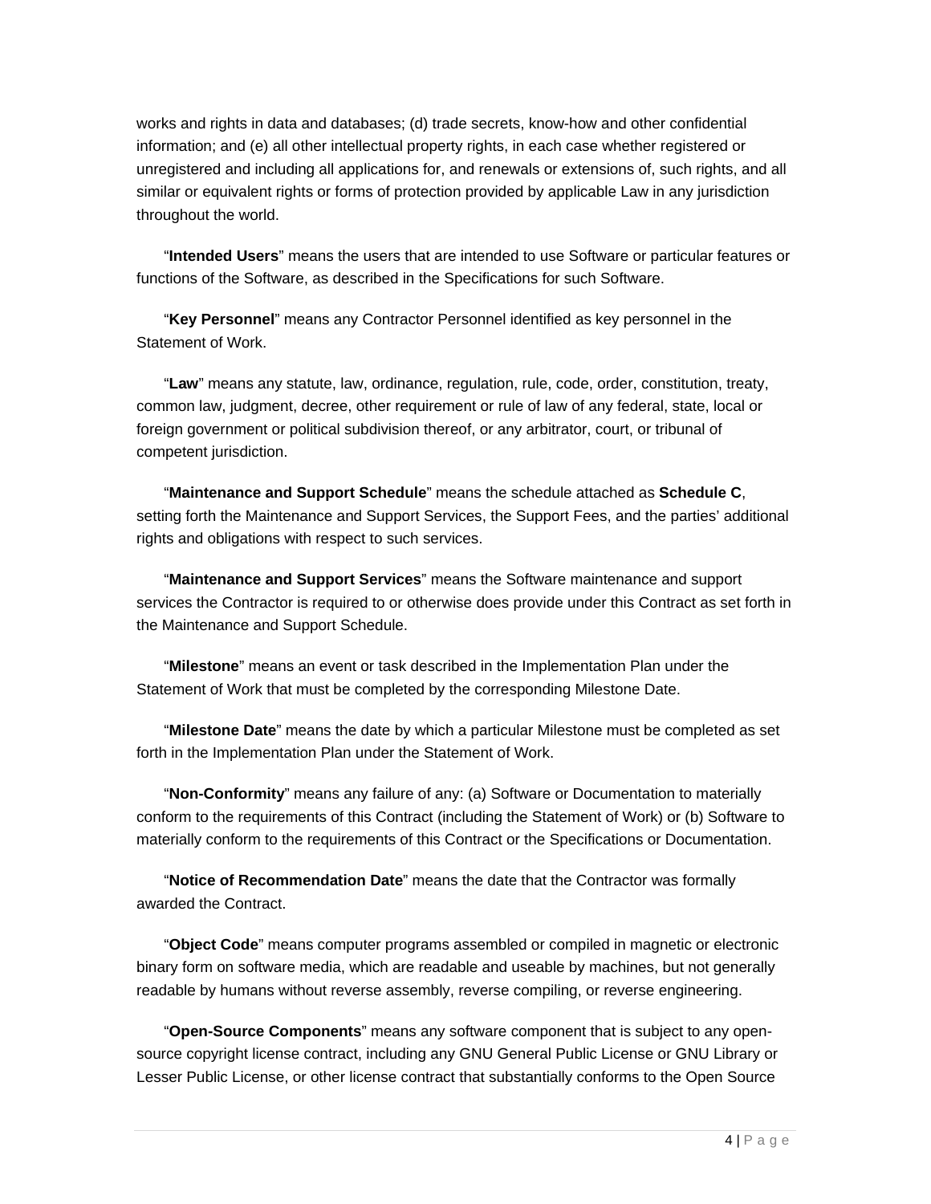works and rights in data and databases; (d) trade secrets, know-how and other confidential information; and (e) all other intellectual property rights, in each case whether registered or unregistered and including all applications for, and renewals or extensions of, such rights, and all similar or equivalent rights or forms of protection provided by applicable Law in any jurisdiction throughout the world.

"**Intended Users**" means the users that are intended to use Software or particular features or functions of the Software, as described in the Specifications for such Software.

"**Key Personnel**" means any Contractor Personnel identified as key personnel in the Statement of Work.

"**Law**" means any statute, law, ordinance, regulation, rule, code, order, constitution, treaty, common law, judgment, decree, other requirement or rule of law of any federal, state, local or foreign government or political subdivision thereof, or any arbitrator, court, or tribunal of competent jurisdiction.

"**Maintenance and Support Schedule**" means the schedule attached as **Schedule C**, setting forth the Maintenance and Support Services, the Support Fees, and the parties' additional rights and obligations with respect to such services.

"**Maintenance and Support Services**" means the Software maintenance and support services the Contractor is required to or otherwise does provide under this Contract as set forth in the Maintenance and Support Schedule.

"**Milestone**" means an event or task described in the Implementation Plan under the Statement of Work that must be completed by the corresponding Milestone Date.

"**Milestone Date**" means the date by which a particular Milestone must be completed as set forth in the Implementation Plan under the Statement of Work.

"**Non-Conformity**" means any failure of any: (a) Software or Documentation to materially conform to the requirements of this Contract (including the Statement of Work) or (b) Software to materially conform to the requirements of this Contract or the Specifications or Documentation.

"**Notice of Recommendation Date**" means the date that the Contractor was formally awarded the Contract.

"**Object Code**" means computer programs assembled or compiled in magnetic or electronic binary form on software media, which are readable and useable by machines, but not generally readable by humans without reverse assembly, reverse compiling, or reverse engineering.

"**Open-Source Components**" means any software component that is subject to any open-source copyright license contract, including any GNU General Public License or GNU Library or Lesser Public License, or other license contract that substantially conforms to the Open Source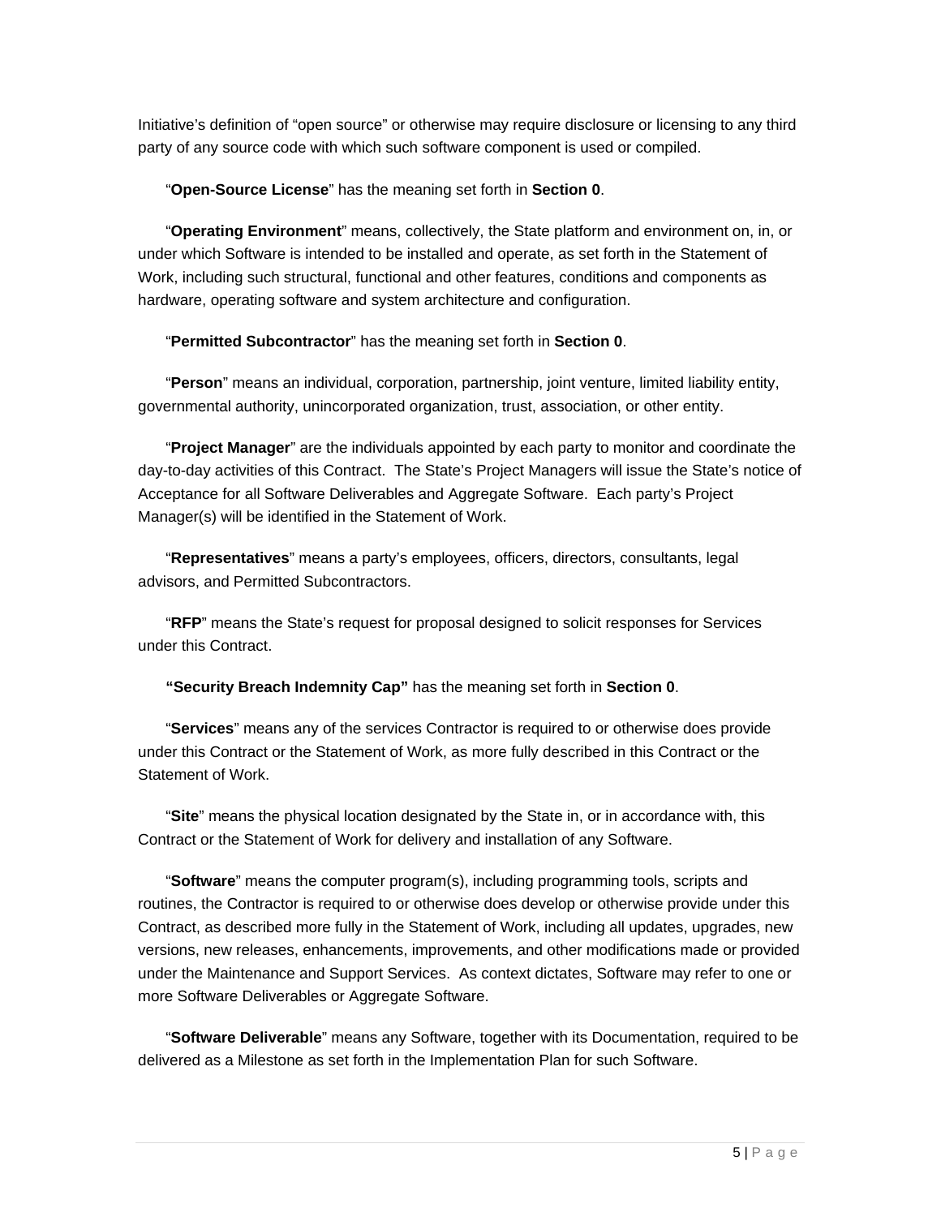Initiative's definition of "open source" or otherwise may require disclosure or licensing to any third party of any source code with which such software component is used or compiled.

"**Open-Source License**" has the meaning set forth in **Section 0**.

"**Operating Environment**" means, collectively, the State platform and environment on, in, or under which Software is intended to be installed and operate, as set forth in the Statement of Work, including such structural, functional and other features, conditions and components as hardware, operating software and system architecture and configuration.

"**Permitted Subcontractor**" has the meaning set forth in **Section 0**.

"**Person**" means an individual, corporation, partnership, joint venture, limited liability entity, governmental authority, unincorporated organization, trust, association, or other entity.

"**Project Manager**" are the individuals appointed by each party to monitor and coordinate the day-to-day activities of this Contract. The State's Project Managers will issue the State's notice of Acceptance for all Software Deliverables and Aggregate Software. Each party's Project Manager(s) will be identified in the Statement of Work.

"**Representatives**" means a party's employees, officers, directors, consultants, legal advisors, and Permitted Subcontractors.

"**RFP**" means the State's request for proposal designed to solicit responses for Services under this Contract.

**"Security Breach Indemnity Cap"** has the meaning set forth in **Section 0**.

"**Services**" means any of the services Contractor is required to or otherwise does provide under this Contract or the Statement of Work, as more fully described in this Contract or the Statement of Work.

"**Site**" means the physical location designated by the State in, or in accordance with, this Contract or the Statement of Work for delivery and installation of any Software.

"**Software**" means the computer program(s), including programming tools, scripts and routines, the Contractor is required to or otherwise does develop or otherwise provide under this Contract, as described more fully in the Statement of Work, including all updates, upgrades, new versions, new releases, enhancements, improvements, and other modifications made or provided under the Maintenance and Support Services. As context dictates, Software may refer to one or more Software Deliverables or Aggregate Software.

"**Software Deliverable**" means any Software, together with its Documentation, required to be delivered as a Milestone as set forth in the Implementation Plan for such Software.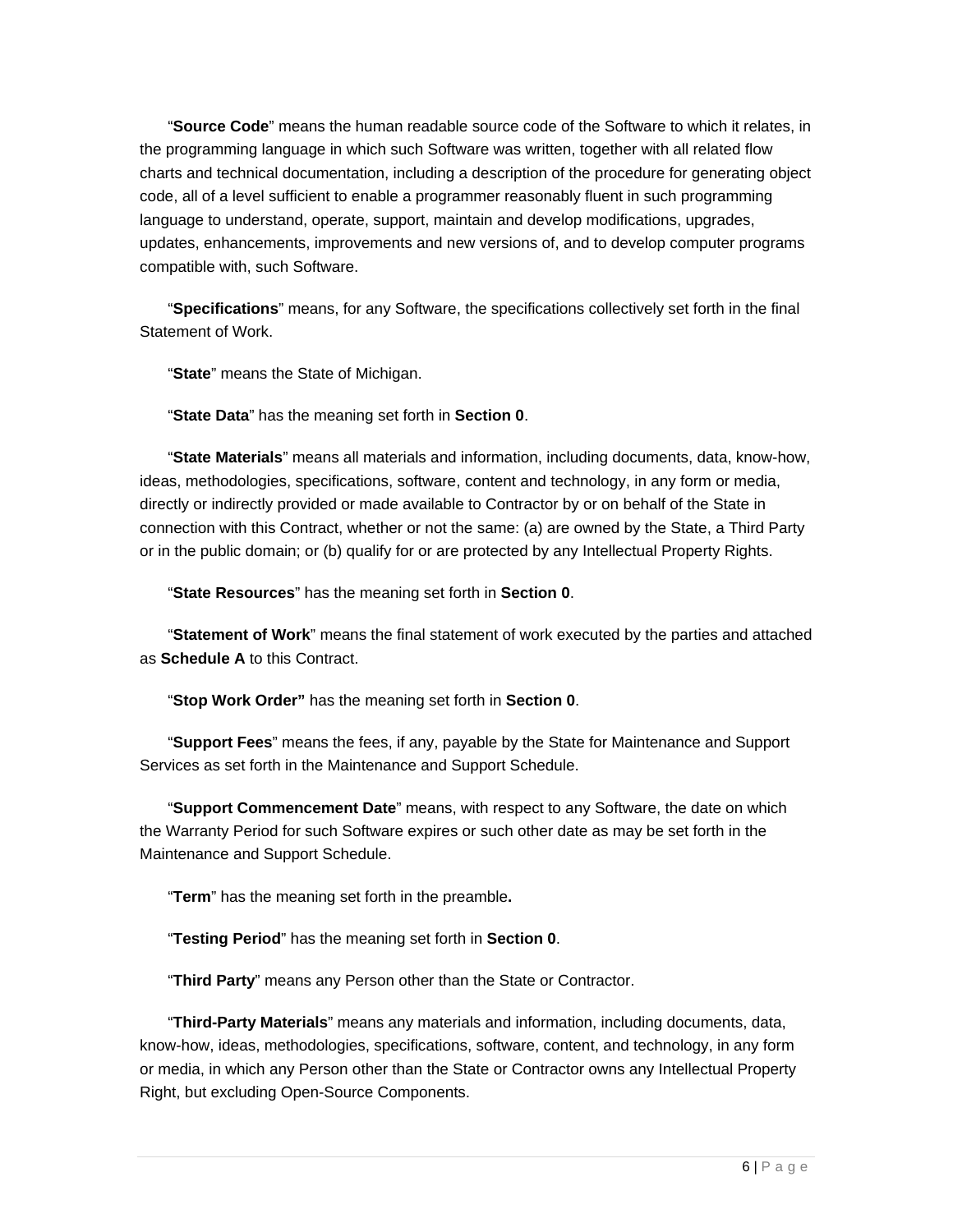"**Source Code**" means the human readable source code of the Software to which it relates, in the programming language in which such Software was written, together with all related flow charts and technical documentation, including a description of the procedure for generating object code, all of a level sufficient to enable a programmer reasonably fluent in such programming language to understand, operate, support, maintain and develop modifications, upgrades, updates, enhancements, improvements and new versions of, and to develop computer programs compatible with, such Software.

"**Specifications**" means, for any Software, the specifications collectively set forth in the final Statement of Work.

"**State**" means the State of Michigan.

"**State Data**" has the meaning set forth in **Section 0**.

"**State Materials**" means all materials and information, including documents, data, know-how, ideas, methodologies, specifications, software, content and technology, in any form or media, directly or indirectly provided or made available to Contractor by or on behalf of the State in connection with this Contract, whether or not the same: (a) are owned by the State, a Third Party or in the public domain; or (b) qualify for or are protected by any Intellectual Property Rights.

"**State Resources**" has the meaning set forth in **Section 0**.

"**Statement of Work**" means the final statement of work executed by the parties and attached as **Schedule A** to this Contract.

"**Stop Work Order"** has the meaning set forth in **Section 0**.

"**Support Fees**" means the fees, if any, payable by the State for Maintenance and Support Services as set forth in the Maintenance and Support Schedule.

"**Support Commencement Date**" means, with respect to any Software, the date on which the Warranty Period for such Software expires or such other date as may be set forth in the Maintenance and Support Schedule.

"**Term**" has the meaning set forth in the preamble**.**

"**Testing Period**" has the meaning set forth in **Section 0**.

"**Third Party**" means any Person other than the State or Contractor.

"**Third-Party Materials**" means any materials and information, including documents, data, know-how, ideas, methodologies, specifications, software, content, and technology, in any form or media, in which any Person other than the State or Contractor owns any Intellectual Property Right, but excluding Open-Source Components.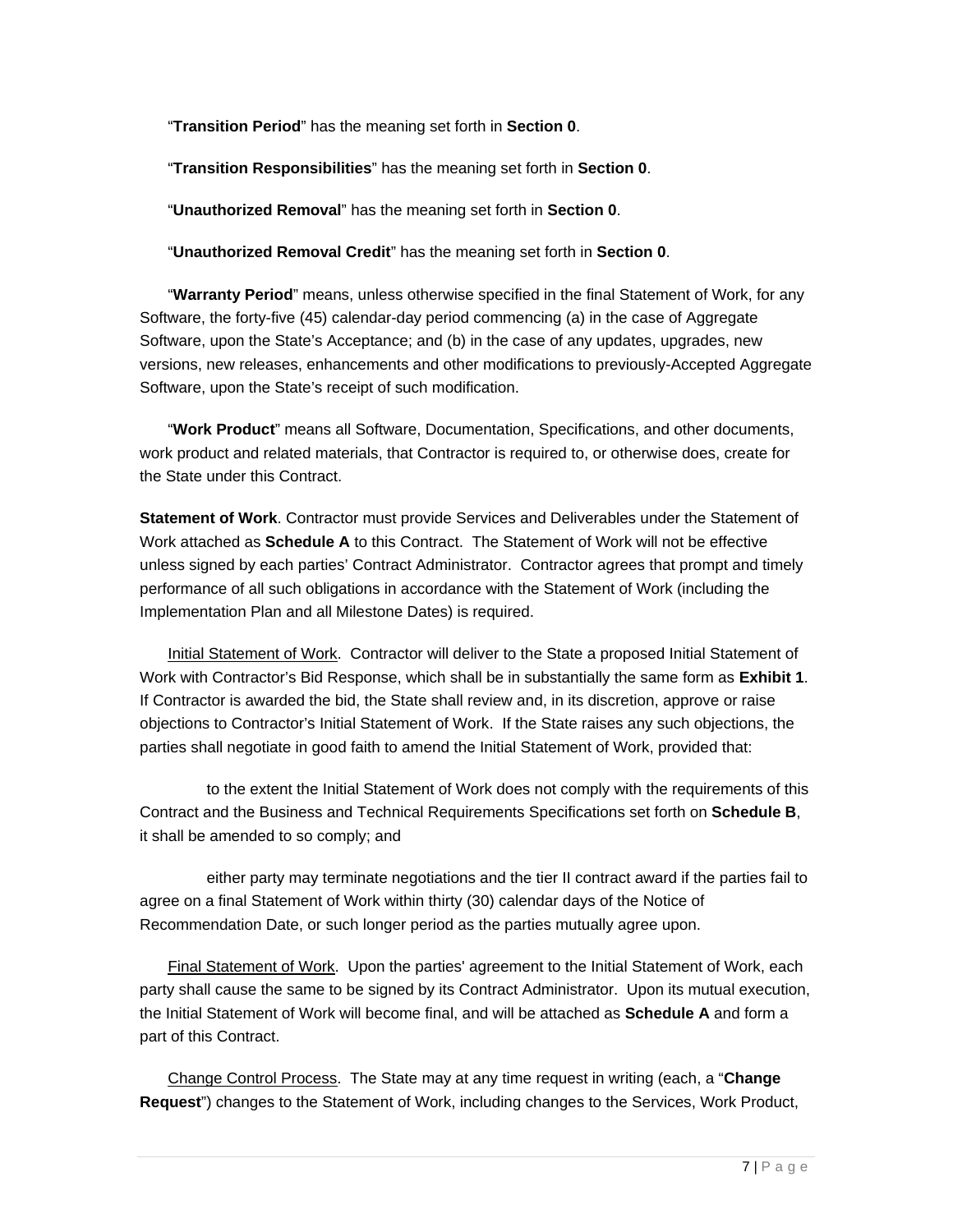"**Transition Period**" has the meaning set forth in **Section 0**.

"**Transition Responsibilities**" has the meaning set forth in **Section 0**.

"**Unauthorized Removal**" has the meaning set forth in **Section 0**.

"**Unauthorized Removal Credit**" has the meaning set forth in **Section 0**.

"**Warranty Period**" means, unless otherwise specified in the final Statement of Work, for any Software, the forty-five (45) calendar-day period commencing (a) in the case of Aggregate Software, upon the State's Acceptance; and (b) in the case of any updates, upgrades, new versions, new releases, enhancements and other modifications to previously-Accepted Aggregate Software, upon the State's receipt of such modification.

"**Work Product**" means all Software, Documentation, Specifications, and other documents, work product and related materials, that Contractor is required to, or otherwise does, create for the State under this Contract.

**Statement of Work**. Contractor must provide Services and Deliverables under the Statement of Work attached as **Schedule A** to this Contract. The Statement of Work will not be effective unless signed by each parties' Contract Administrator. Contractor agrees that prompt and timely performance of all such obligations in accordance with the Statement of Work (including the Implementation Plan and all Milestone Dates) is required.

Initial Statement of Work. Contractor will deliver to the State a proposed Initial Statement of Work with Contractor's Bid Response, which shall be in substantially the same form as **Exhibit 1**. If Contractor is awarded the bid, the State shall review and, in its discretion, approve or raise objections to Contractor's Initial Statement of Work. If the State raises any such objections, the parties shall negotiate in good faith to amend the Initial Statement of Work, provided that:

to the extent the Initial Statement of Work does not comply with the requirements of this Contract and the Business and Technical Requirements Specifications set forth on **Schedule B**, it shall be amended to so comply; and

either party may terminate negotiations and the tier II contract award if the parties fail to agree on a final Statement of Work within thirty (30) calendar days of the Notice of Recommendation Date, or such longer period as the parties mutually agree upon.

Final Statement of Work. Upon the parties' agreement to the Initial Statement of Work, each party shall cause the same to be signed by its Contract Administrator. Upon its mutual execution, the Initial Statement of Work will become final, and will be attached as **Schedule A** and form a part of this Contract.

Change Control Process. The State may at any time request in writing (each, a "**Change Request**") changes to the Statement of Work, including changes to the Services, Work Product,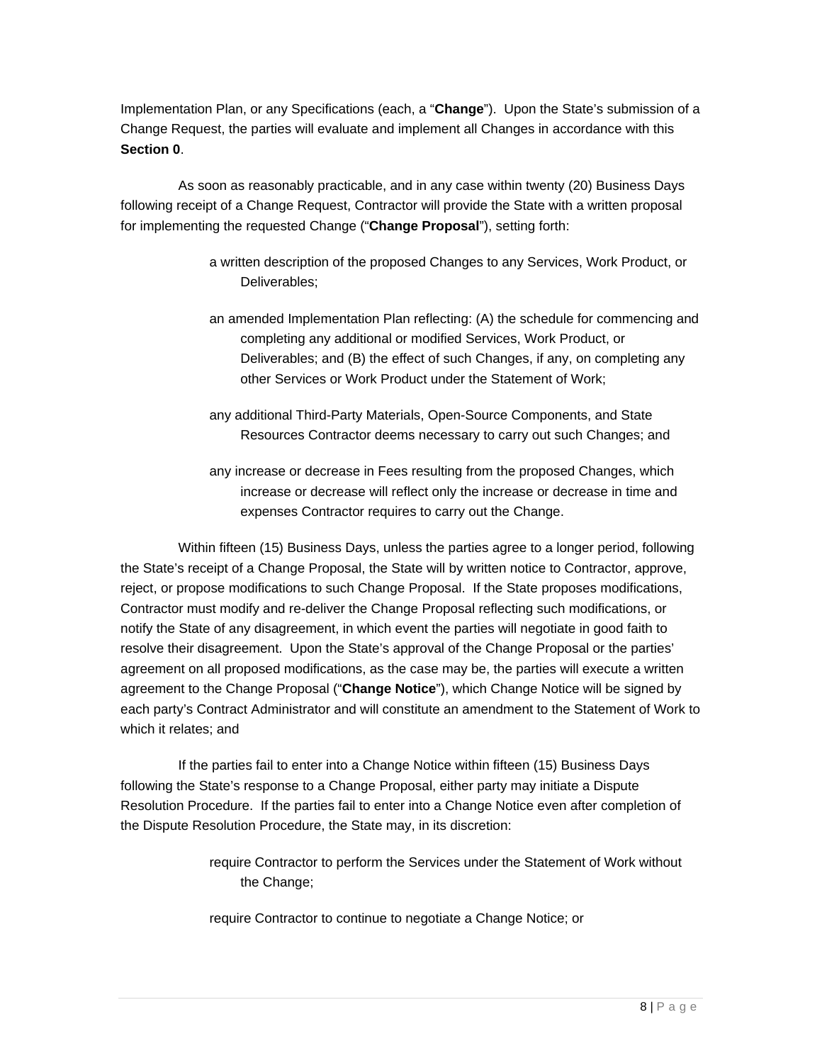Implementation Plan, or any Specifications (each, a "**Change**"). Upon the State's submission of a Change Request, the parties will evaluate and implement all Changes in accordance with this **Section 0**.

As soon as reasonably practicable, and in any case within twenty (20) Business Days following receipt of a Change Request, Contractor will provide the State with a written proposal for implementing the requested Change ("**Change Proposal**"), setting forth:

- a written description of the proposed Changes to any Services, Work Product, or Deliverables;
- an amended Implementation Plan reflecting: (A) the schedule for commencing and completing any additional or modified Services, Work Product, or Deliverables; and (B) the effect of such Changes, if any, on completing any other Services or Work Product under the Statement of Work;
- any additional Third-Party Materials, Open-Source Components, and State Resources Contractor deems necessary to carry out such Changes; and
- any increase or decrease in Fees resulting from the proposed Changes, which increase or decrease will reflect only the increase or decrease in time and expenses Contractor requires to carry out the Change.

Within fifteen (15) Business Days, unless the parties agree to a longer period, following the State's receipt of a Change Proposal, the State will by written notice to Contractor, approve, reject, or propose modifications to such Change Proposal. If the State proposes modifications, Contractor must modify and re-deliver the Change Proposal reflecting such modifications, or notify the State of any disagreement, in which event the parties will negotiate in good faith to resolve their disagreement. Upon the State's approval of the Change Proposal or the parties' agreement on all proposed modifications, as the case may be, the parties will execute a written agreement to the Change Proposal ("**Change Notice**"), which Change Notice will be signed by each party's Contract Administrator and will constitute an amendment to the Statement of Work to which it relates; and

If the parties fail to enter into a Change Notice within fifteen (15) Business Days following the State's response to a Change Proposal, either party may initiate a Dispute Resolution Procedure. If the parties fail to enter into a Change Notice even after completion of the Dispute Resolution Procedure, the State may, in its discretion:

- require Contractor to perform the Services under the Statement of Work without the Change;
- require Contractor to continue to negotiate a Change Notice; or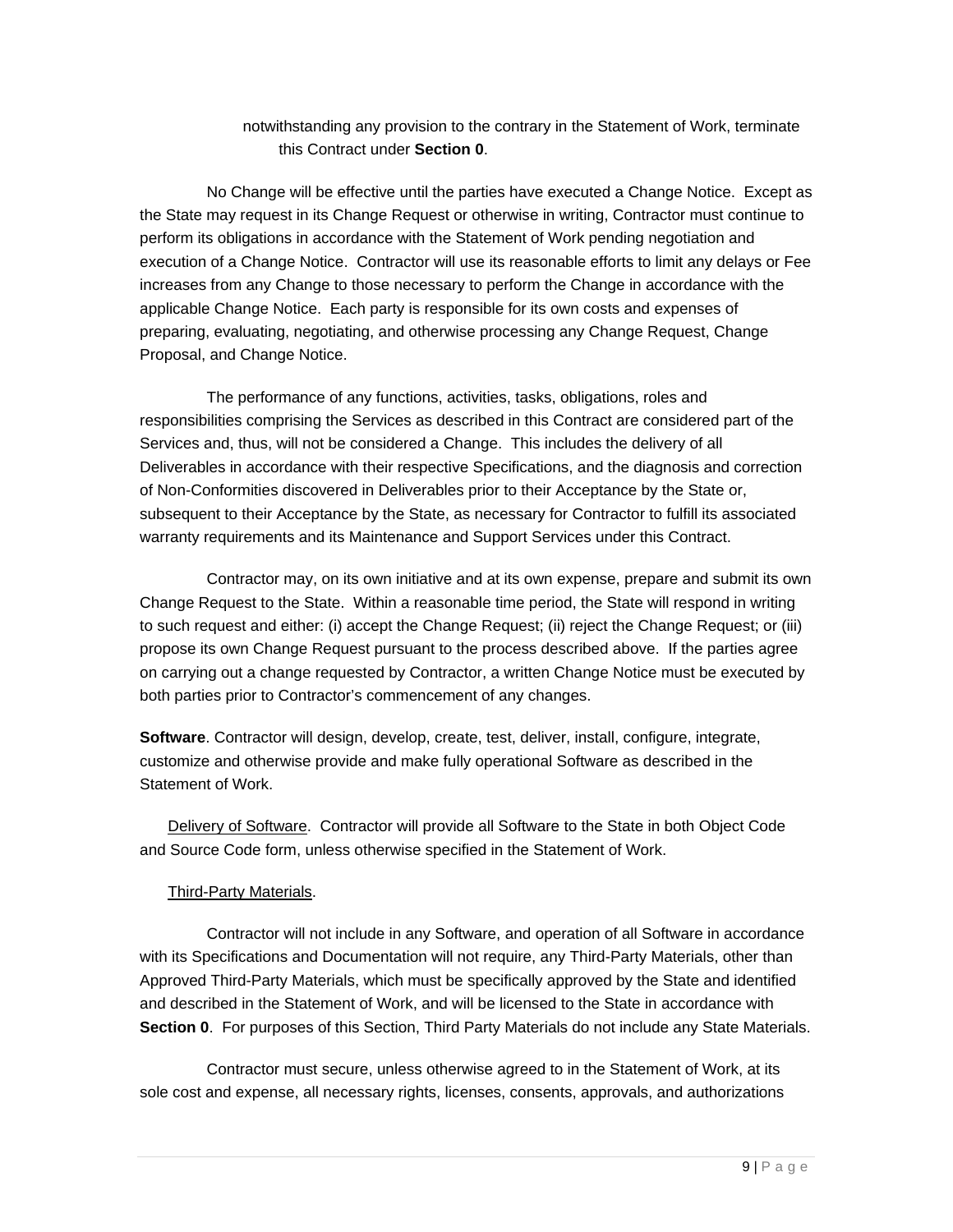notwithstanding any provision to the contrary in the Statement of Work, terminate this Contract under **Section 0**.

No Change will be effective until the parties have executed a Change Notice. Except as the State may request in its Change Request or otherwise in writing, Contractor must continue to perform its obligations in accordance with the Statement of Work pending negotiation and execution of a Change Notice. Contractor will use its reasonable efforts to limit any delays or Fee increases from any Change to those necessary to perform the Change in accordance with the applicable Change Notice. Each party is responsible for its own costs and expenses of preparing, evaluating, negotiating, and otherwise processing any Change Request, Change Proposal, and Change Notice.

The performance of any functions, activities, tasks, obligations, roles and responsibilities comprising the Services as described in this Contract are considered part of the Services and, thus, will not be considered a Change. This includes the delivery of all Deliverables in accordance with their respective Specifications, and the diagnosis and correction of Non-Conformities discovered in Deliverables prior to their Acceptance by the State or, subsequent to their Acceptance by the State, as necessary for Contractor to fulfill its associated warranty requirements and its Maintenance and Support Services under this Contract.

Contractor may, on its own initiative and at its own expense, prepare and submit its own Change Request to the State. Within a reasonable time period, the State will respond in writing to such request and either: (i) accept the Change Request; (ii) reject the Change Request; or (iii) propose its own Change Request pursuant to the process described above. If the parties agree on carrying out a change requested by Contractor, a written Change Notice must be executed by both parties prior to Contractor's commencement of any changes.

**Software**. Contractor will design, develop, create, test, deliver, install, configure, integrate, customize and otherwise provide and make fully operational Software as described in the Statement of Work.

Delivery of Software. Contractor will provide all Software to the State in both Object Code and Source Code form, unless otherwise specified in the Statement of Work.

Third-Party Materials.

Contractor will not include in any Software, and operation of all Software in accordance with its Specifications and Documentation will not require, any Third-Party Materials, other than Approved Third-Party Materials, which must be specifically approved by the State and identified and described in the Statement of Work, and will be licensed to the State in accordance with **Section 0**. For purposes of this Section, Third Party Materials do not include any State Materials.

Contractor must secure, unless otherwise agreed to in the Statement of Work, at its sole cost and expense, all necessary rights, licenses, consents, approvals, and authorizations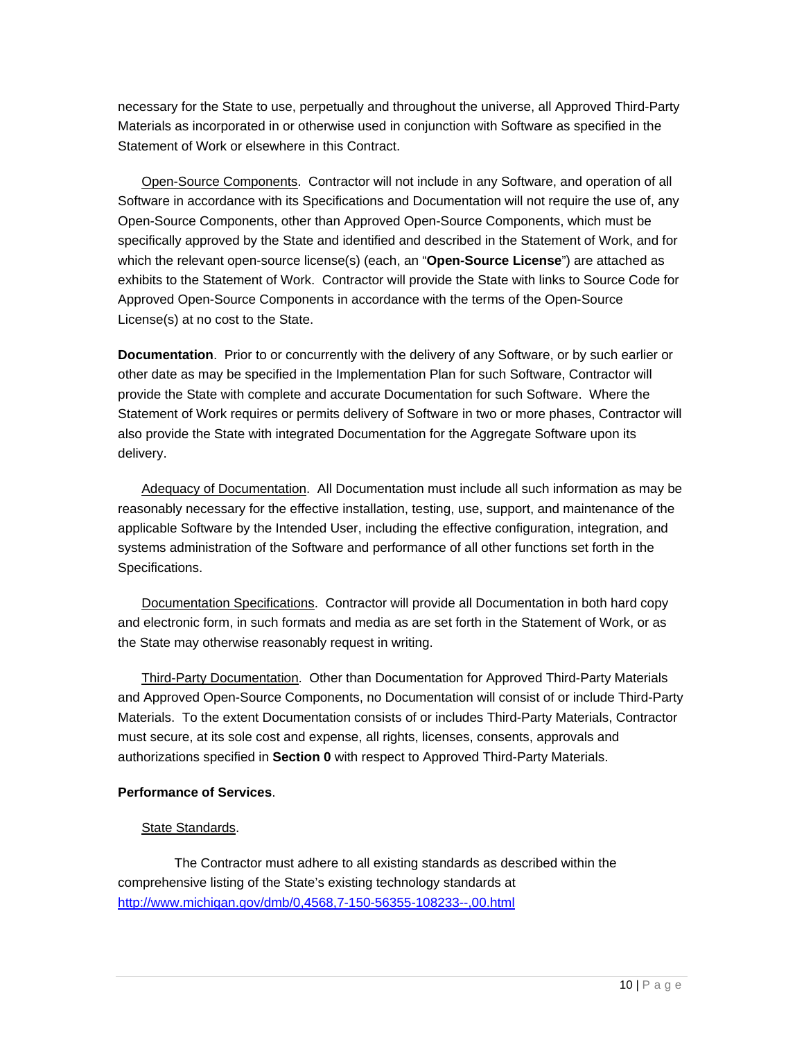necessary for the State to use, perpetually and throughout the universe, all Approved Third-Party Materials as incorporated in or otherwise used in conjunction with Software as specified in the Statement of Work or elsewhere in this Contract.

<u>Open-Source Components</u>. Contractor will not include in any Software, and operation of all Software in accordance with its Specifications and Documentation will not require the use of, any Open-Source Components, other than Approved Open-Source Components, which must be specifically approved by the State and identified and described in the Statement of Work, and for which the relevant open-source license(s) (each, an "**Open-Source License**") are attached as exhibits to the Statement of Work. Contractor will provide the State with links to Source Code for Approved Open-Source Components in accordance with the terms of the Open-Source License(s) at no cost to the State.

**Documentation**. Prior to or concurrently with the delivery of any Software, or by such earlier or other date as may be specified in the Implementation Plan for such Software, Contractor will provide the State with complete and accurate Documentation for such Software. Where the Statement of Work requires or permits delivery of Software in two or more phases, Contractor will also provide the State with integrated Documentation for the Aggregate Software upon its delivery.

<u>Adequacy of Documentation</u>. All Documentation must include all such information as may be reasonably necessary for the effective installation, testing, use, support, and maintenance of the applicable Software by the Intended User, including the effective configuration, integration, and systems administration of the Software and performance of all other functions set forth in the Specifications.

<u>Documentation Specifications</u>. Contractor will provide all Documentation in both hard copy and electronic form, in such formats and media as are set forth in the Statement of Work, or as the State may otherwise reasonably request in writing.

<u>Third-Party Documentation</u>. Other than Documentation for Approved Third-Party Materials and Approved Open-Source Components, no Documentation will consist of or include Third-Party Materials. To the extent Documentation consists of or includes Third-Party Materials, Contractor must secure, at its sole cost and expense, all rights, licenses, consents, approvals and authorizations specified in **Section 0** with respect to Approved Third-Party Materials.

**Performance of Services**.

<u>State Standards</u>.

The Contractor must adhere to all existing standards as described within the comprehensive listing of the State's existing technology standards at http://www.michigan.gov/dmb/0,4568,7-150-56355-108233--,00.html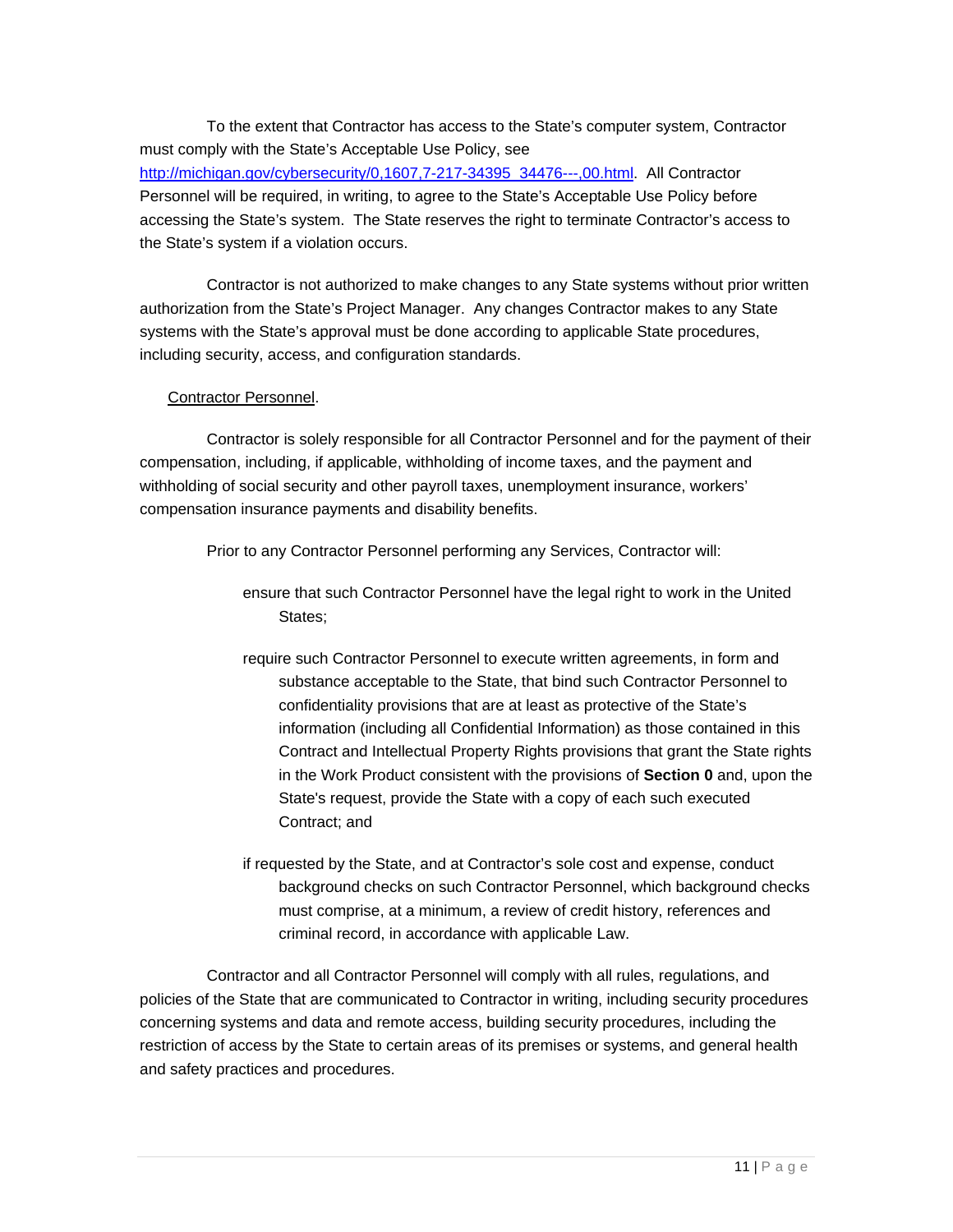To the extent that Contractor has access to the State's computer system, Contractor must comply with the State's Acceptable Use Policy, see http://michigan.gov/cybersecurity/0,1607,7-217-34395_34476---,00.html. All Contractor Personnel will be required, in writing, to agree to the State's Acceptable Use Policy before accessing the State's system. The State reserves the right to terminate Contractor's access to the State's system if a violation occurs.

Contractor is not authorized to make changes to any State systems without prior written authorization from the State's Project Manager. Any changes Contractor makes to any State systems with the State's approval must be done according to applicable State procedures, including security, access, and configuration standards.

Contractor Personnel.

Contractor is solely responsible for all Contractor Personnel and for the payment of their compensation, including, if applicable, withholding of income taxes, and the payment and withholding of social security and other payroll taxes, unemployment insurance, workers' compensation insurance payments and disability benefits.

Prior to any Contractor Personnel performing any Services, Contractor will:

- ensure that such Contractor Personnel have the legal right to work in the United States;
- require such Contractor Personnel to execute written agreements, in form and substance acceptable to the State, that bind such Contractor Personnel to confidentiality provisions that are at least as protective of the State's information (including all Confidential Information) as those contained in this Contract and Intellectual Property Rights provisions that grant the State rights in the Work Product consistent with the provisions of **Section 0** and, upon the State's request, provide the State with a copy of each such executed Contract; and
- if requested by the State, and at Contractor's sole cost and expense, conduct background checks on such Contractor Personnel, which background checks must comprise, at a minimum, a review of credit history, references and criminal record, in accordance with applicable Law.

Contractor and all Contractor Personnel will comply with all rules, regulations, and policies of the State that are communicated to Contractor in writing, including security procedures concerning systems and data and remote access, building security procedures, including the restriction of access by the State to certain areas of its premises or systems, and general health and safety practices and procedures.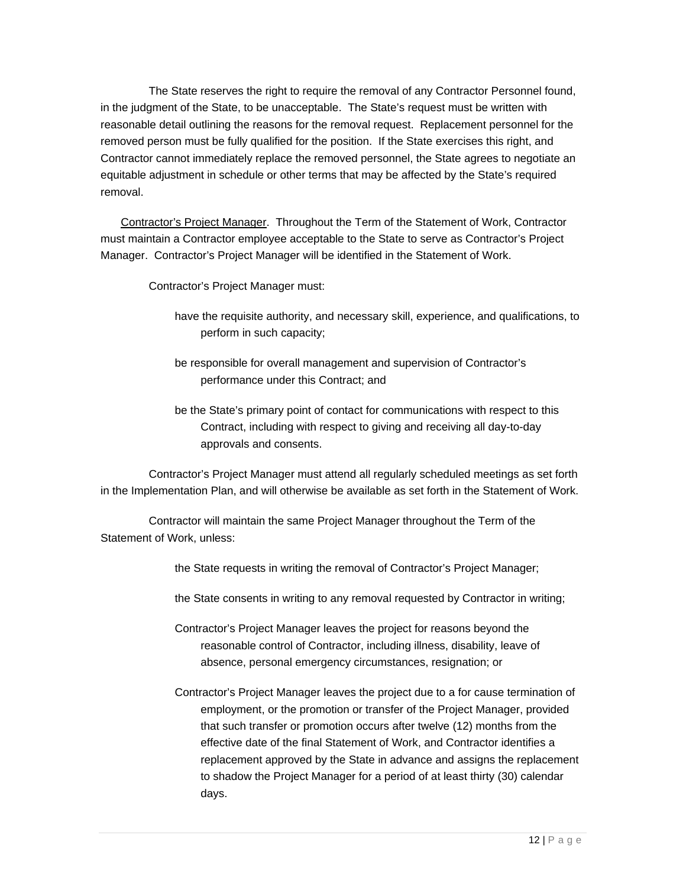The State reserves the right to require the removal of any Contractor Personnel found, in the judgment of the State, to be unacceptable. The State's request must be written with reasonable detail outlining the reasons for the removal request. Replacement personnel for the removed person must be fully qualified for the position. If the State exercises this right, and Contractor cannot immediately replace the removed personnel, the State agrees to negotiate an equitable adjustment in schedule or other terms that may be affected by the State's required removal.

Contractor's Project Manager. Throughout the Term of the Statement of Work, Contractor must maintain a Contractor employee acceptable to the State to serve as Contractor's Project Manager. Contractor's Project Manager will be identified in the Statement of Work.

Contractor's Project Manager must:

- have the requisite authority, and necessary skill, experience, and qualifications, to perform in such capacity;
- be responsible for overall management and supervision of Contractor's performance under this Contract; and
- be the State's primary point of contact for communications with respect to this Contract, including with respect to giving and receiving all day-to-day approvals and consents.

Contractor's Project Manager must attend all regularly scheduled meetings as set forth in the Implementation Plan, and will otherwise be available as set forth in the Statement of Work.

Contractor will maintain the same Project Manager throughout the Term of the Statement of Work, unless:

- the State requests in writing the removal of Contractor's Project Manager;
- the State consents in writing to any removal requested by Contractor in writing;
- Contractor's Project Manager leaves the project for reasons beyond the reasonable control of Contractor, including illness, disability, leave of absence, personal emergency circumstances, resignation; or
- Contractor's Project Manager leaves the project due to a for cause termination of employment, or the promotion or transfer of the Project Manager, provided that such transfer or promotion occurs after twelve (12) months from the effective date of the final Statement of Work, and Contractor identifies a replacement approved by the State in advance and assigns the replacement to shadow the Project Manager for a period of at least thirty (30) calendar days.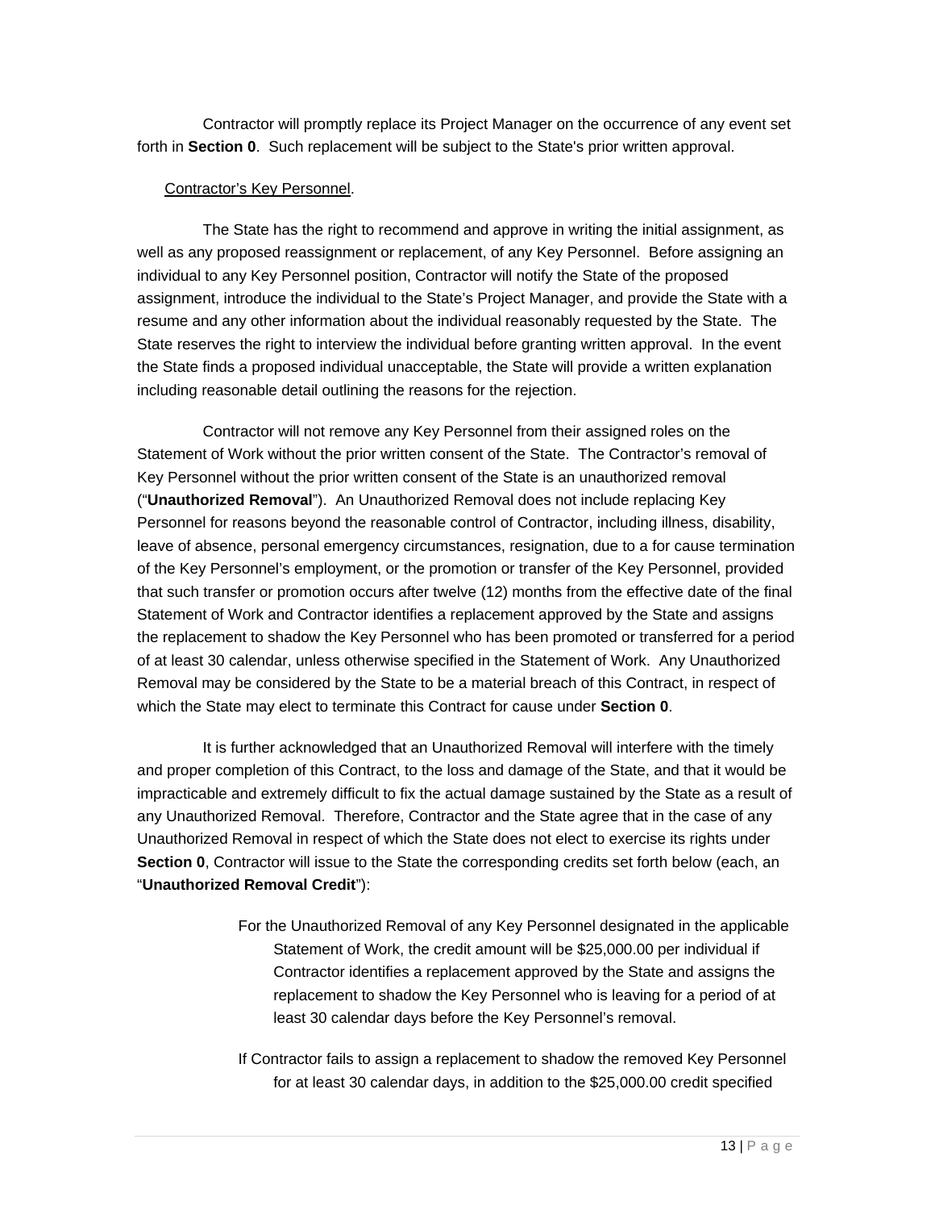Contractor will promptly replace its Project Manager on the occurrence of any event set forth in **Section 0**. Such replacement will be subject to the State's prior written approval.

Contractor's Key Personnel.

The State has the right to recommend and approve in writing the initial assignment, as well as any proposed reassignment or replacement, of any Key Personnel. Before assigning an individual to any Key Personnel position, Contractor will notify the State of the proposed assignment, introduce the individual to the State's Project Manager, and provide the State with a resume and any other information about the individual reasonably requested by the State. The State reserves the right to interview the individual before granting written approval. In the event the State finds a proposed individual unacceptable, the State will provide a written explanation including reasonable detail outlining the reasons for the rejection.

Contractor will not remove any Key Personnel from their assigned roles on the Statement of Work without the prior written consent of the State. The Contractor's removal of Key Personnel without the prior written consent of the State is an unauthorized removal ("**Unauthorized Removal**"). An Unauthorized Removal does not include replacing Key Personnel for reasons beyond the reasonable control of Contractor, including illness, disability, leave of absence, personal emergency circumstances, resignation, due to a for cause termination of the Key Personnel's employment, or the promotion or transfer of the Key Personnel, provided that such transfer or promotion occurs after twelve (12) months from the effective date of the final Statement of Work and Contractor identifies a replacement approved by the State and assigns the replacement to shadow the Key Personnel who has been promoted or transferred for a period of at least 30 calendar, unless otherwise specified in the Statement of Work. Any Unauthorized Removal may be considered by the State to be a material breach of this Contract, in respect of which the State may elect to terminate this Contract for cause under **Section 0**.

It is further acknowledged that an Unauthorized Removal will interfere with the timely and proper completion of this Contract, to the loss and damage of the State, and that it would be impracticable and extremely difficult to fix the actual damage sustained by the State as a result of any Unauthorized Removal. Therefore, Contractor and the State agree that in the case of any Unauthorized Removal in respect of which the State does not elect to exercise its rights under **Section 0**, Contractor will issue to the State the corresponding credits set forth below (each, an "**Unauthorized Removal Credit**"):

For the Unauthorized Removal of any Key Personnel designated in the applicable Statement of Work, the credit amount will be $25,000.00 per individual if Contractor identifies a replacement approved by the State and assigns the replacement to shadow the Key Personnel who is leaving for a period of at least 30 calendar days before the Key Personnel's removal.

If Contractor fails to assign a replacement to shadow the removed Key Personnel for at least 30 calendar days, in addition to the $25,000.00 credit specified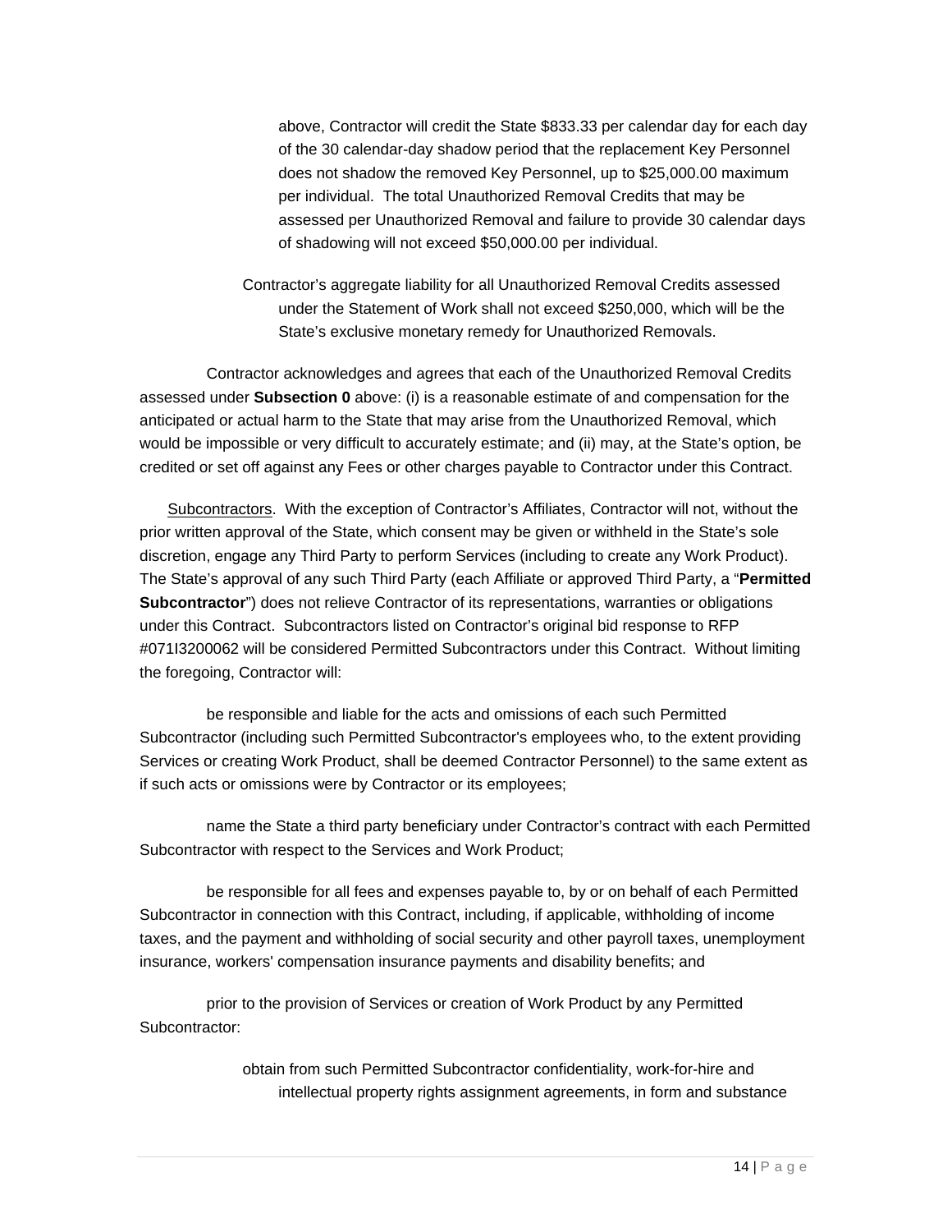above, Contractor will credit the State $833.33 per calendar day for each day of the 30 calendar-day shadow period that the replacement Key Personnel does not shadow the removed Key Personnel, up to $25,000.00 maximum per individual. The total Unauthorized Removal Credits that may be assessed per Unauthorized Removal and failure to provide 30 calendar days of shadowing will not exceed $50,000.00 per individual.

Contractor's aggregate liability for all Unauthorized Removal Credits assessed under the Statement of Work shall not exceed $250,000, which will be the State's exclusive monetary remedy for Unauthorized Removals.

Contractor acknowledges and agrees that each of the Unauthorized Removal Credits assessed under **Subsection 0** above: (i) is a reasonable estimate of and compensation for the anticipated or actual harm to the State that may arise from the Unauthorized Removal, which would be impossible or very difficult to accurately estimate; and (ii) may, at the State's option, be credited or set off against any Fees or other charges payable to Contractor under this Contract.

Subcontractors. With the exception of Contractor's Affiliates, Contractor will not, without the prior written approval of the State, which consent may be given or withheld in the State's sole discretion, engage any Third Party to perform Services (including to create any Work Product). The State's approval of any such Third Party (each Affiliate or approved Third Party, a "**Permitted Subcontractor**") does not relieve Contractor of its representations, warranties or obligations under this Contract. Subcontractors listed on Contractor's original bid response to RFP #071I3200062 will be considered Permitted Subcontractors under this Contract. Without limiting the foregoing, Contractor will:

be responsible and liable for the acts and omissions of each such Permitted Subcontractor (including such Permitted Subcontractor's employees who, to the extent providing Services or creating Work Product, shall be deemed Contractor Personnel) to the same extent as if such acts or omissions were by Contractor or its employees;

name the State a third party beneficiary under Contractor's contract with each Permitted Subcontractor with respect to the Services and Work Product;

be responsible for all fees and expenses payable to, by or on behalf of each Permitted Subcontractor in connection with this Contract, including, if applicable, withholding of income taxes, and the payment and withholding of social security and other payroll taxes, unemployment insurance, workers' compensation insurance payments and disability benefits; and

prior to the provision of Services or creation of Work Product by any Permitted Subcontractor:

obtain from such Permitted Subcontractor confidentiality, work-for-hire and intellectual property rights assignment agreements, in form and substance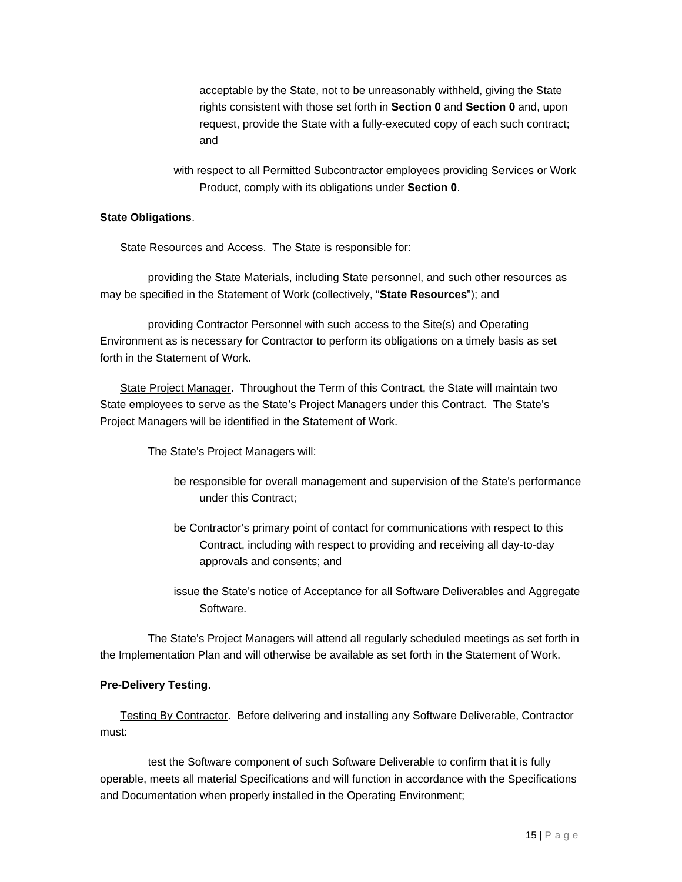acceptable by the State, not to be unreasonably withheld, giving the State rights consistent with those set forth in **Section 0** and **Section 0** and, upon request, provide the State with a fully-executed copy of each such contract; and

with respect to all Permitted Subcontractor employees providing Services or Work Product, comply with its obligations under **Section 0**.

**State Obligations**.

State Resources and Access. The State is responsible for:

providing the State Materials, including State personnel, and such other resources as may be specified in the Statement of Work (collectively, "**State Resources**"); and

providing Contractor Personnel with such access to the Site(s) and Operating Environment as is necessary for Contractor to perform its obligations on a timely basis as set forth in the Statement of Work.

State Project Manager. Throughout the Term of this Contract, the State will maintain two State employees to serve as the State's Project Managers under this Contract. The State's Project Managers will be identified in the Statement of Work.

The State's Project Managers will:

be responsible for overall management and supervision of the State's performance under this Contract;

be Contractor's primary point of contact for communications with respect to this Contract, including with respect to providing and receiving all day-to-day approvals and consents; and

issue the State's notice of Acceptance for all Software Deliverables and Aggregate Software.

The State's Project Managers will attend all regularly scheduled meetings as set forth in the Implementation Plan and will otherwise be available as set forth in the Statement of Work.

**Pre-Delivery Testing**.

Testing By Contractor. Before delivering and installing any Software Deliverable, Contractor must:

test the Software component of such Software Deliverable to confirm that it is fully operable, meets all material Specifications and will function in accordance with the Specifications and Documentation when properly installed in the Operating Environment;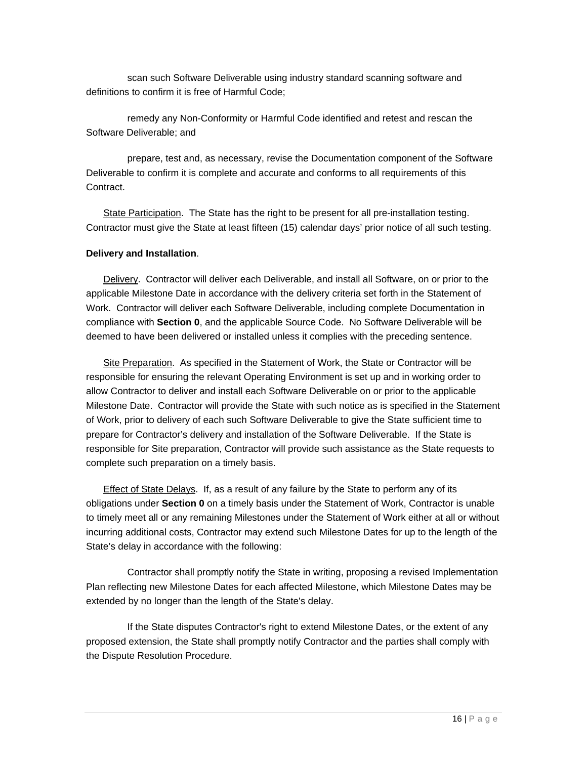scan such Software Deliverable using industry standard scanning software and definitions to confirm it is free of Harmful Code;

remedy any Non-Conformity or Harmful Code identified and retest and rescan the Software Deliverable; and

prepare, test and, as necessary, revise the Documentation component of the Software Deliverable to confirm it is complete and accurate and conforms to all requirements of this Contract.

State Participation. The State has the right to be present for all pre-installation testing. Contractor must give the State at least fifteen (15) calendar days' prior notice of all such testing.

**Delivery and Installation**.

Delivery. Contractor will deliver each Deliverable, and install all Software, on or prior to the applicable Milestone Date in accordance with the delivery criteria set forth in the Statement of Work. Contractor will deliver each Software Deliverable, including complete Documentation in compliance with **Section 0**, and the applicable Source Code. No Software Deliverable will be deemed to have been delivered or installed unless it complies with the preceding sentence.

Site Preparation. As specified in the Statement of Work, the State or Contractor will be responsible for ensuring the relevant Operating Environment is set up and in working order to allow Contractor to deliver and install each Software Deliverable on or prior to the applicable Milestone Date. Contractor will provide the State with such notice as is specified in the Statement of Work, prior to delivery of each such Software Deliverable to give the State sufficient time to prepare for Contractor's delivery and installation of the Software Deliverable. If the State is responsible for Site preparation, Contractor will provide such assistance as the State requests to complete such preparation on a timely basis.

Effect of State Delays. If, as a result of any failure by the State to perform any of its obligations under **Section 0** on a timely basis under the Statement of Work, Contractor is unable to timely meet all or any remaining Milestones under the Statement of Work either at all or without incurring additional costs, Contractor may extend such Milestone Dates for up to the length of the State's delay in accordance with the following:

Contractor shall promptly notify the State in writing, proposing a revised Implementation Plan reflecting new Milestone Dates for each affected Milestone, which Milestone Dates may be extended by no longer than the length of the State's delay.

If the State disputes Contractor's right to extend Milestone Dates, or the extent of any proposed extension, the State shall promptly notify Contractor and the parties shall comply with the Dispute Resolution Procedure.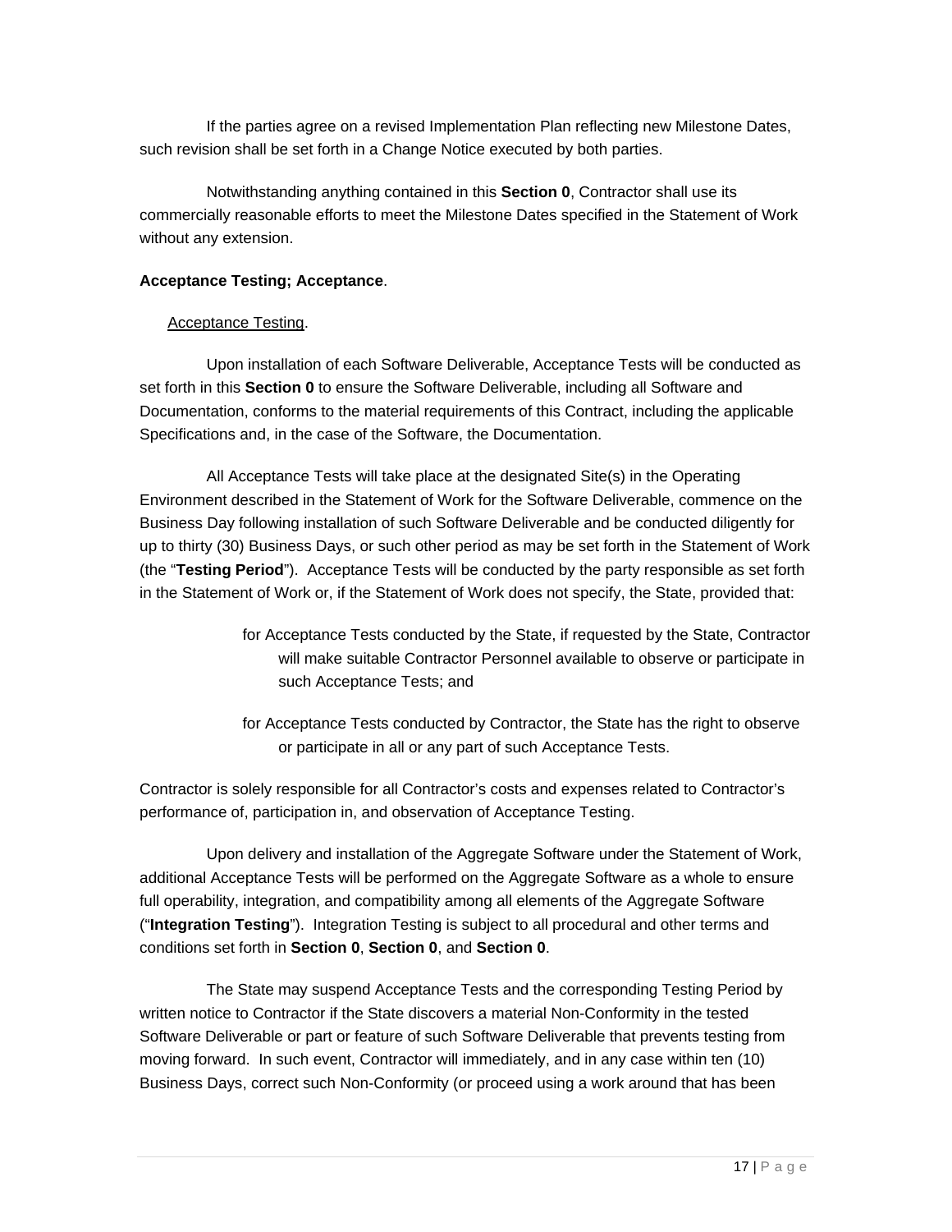If the parties agree on a revised Implementation Plan reflecting new Milestone Dates, such revision shall be set forth in a Change Notice executed by both parties.

Notwithstanding anything contained in this **Section 0**, Contractor shall use its commercially reasonable efforts to meet the Milestone Dates specified in the Statement of Work without any extension.

**Acceptance Testing; Acceptance**.

Acceptance Testing.

Upon installation of each Software Deliverable, Acceptance Tests will be conducted as set forth in this **Section 0** to ensure the Software Deliverable, including all Software and Documentation, conforms to the material requirements of this Contract, including the applicable Specifications and, in the case of the Software, the Documentation.

All Acceptance Tests will take place at the designated Site(s) in the Operating Environment described in the Statement of Work for the Software Deliverable, commence on the Business Day following installation of such Software Deliverable and be conducted diligently for up to thirty (30) Business Days, or such other period as may be set forth in the Statement of Work (the "**Testing Period**"). Acceptance Tests will be conducted by the party responsible as set forth in the Statement of Work or, if the Statement of Work does not specify, the State, provided that:

for Acceptance Tests conducted by the State, if requested by the State, Contractor will make suitable Contractor Personnel available to observe or participate in such Acceptance Tests; and

for Acceptance Tests conducted by Contractor, the State has the right to observe or participate in all or any part of such Acceptance Tests.

Contractor is solely responsible for all Contractor's costs and expenses related to Contractor's performance of, participation in, and observation of Acceptance Testing.

Upon delivery and installation of the Aggregate Software under the Statement of Work, additional Acceptance Tests will be performed on the Aggregate Software as a whole to ensure full operability, integration, and compatibility among all elements of the Aggregate Software ("**Integration Testing**"). Integration Testing is subject to all procedural and other terms and conditions set forth in **Section 0**, **Section 0**, and **Section 0**.

The State may suspend Acceptance Tests and the corresponding Testing Period by written notice to Contractor if the State discovers a material Non-Conformity in the tested Software Deliverable or part or feature of such Software Deliverable that prevents testing from moving forward. In such event, Contractor will immediately, and in any case within ten (10) Business Days, correct such Non-Conformity (or proceed using a work around that has been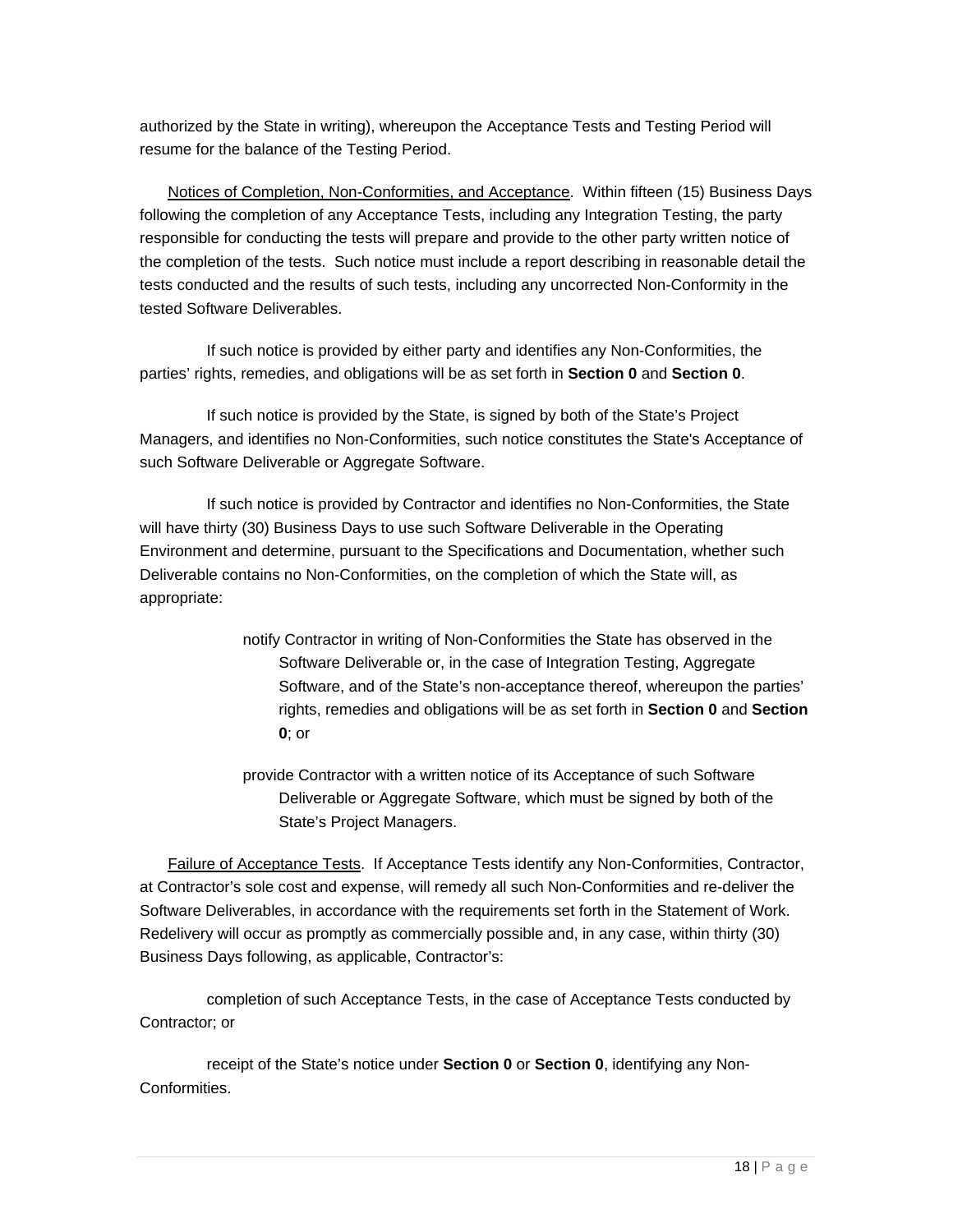authorized by the State in writing), whereupon the Acceptance Tests and Testing Period will resume for the balance of the Testing Period.

Notices of Completion, Non-Conformities, and Acceptance. Within fifteen (15) Business Days following the completion of any Acceptance Tests, including any Integration Testing, the party responsible for conducting the tests will prepare and provide to the other party written notice of the completion of the tests. Such notice must include a report describing in reasonable detail the tests conducted and the results of such tests, including any uncorrected Non-Conformity in the tested Software Deliverables.

If such notice is provided by either party and identifies any Non-Conformities, the parties' rights, remedies, and obligations will be as set forth in **Section 0** and **Section 0**.

If such notice is provided by the State, is signed by both of the State's Project Managers, and identifies no Non-Conformities, such notice constitutes the State's Acceptance of such Software Deliverable or Aggregate Software.

If such notice is provided by Contractor and identifies no Non-Conformities, the State will have thirty (30) Business Days to use such Software Deliverable in the Operating Environment and determine, pursuant to the Specifications and Documentation, whether such Deliverable contains no Non-Conformities, on the completion of which the State will, as appropriate:

notify Contractor in writing of Non-Conformities the State has observed in the Software Deliverable or, in the case of Integration Testing, Aggregate Software, and of the State's non-acceptance thereof, whereupon the parties' rights, remedies and obligations will be as set forth in **Section 0** and **Section 0**; or

provide Contractor with a written notice of its Acceptance of such Software Deliverable or Aggregate Software, which must be signed by both of the State's Project Managers.

Failure of Acceptance Tests. If Acceptance Tests identify any Non-Conformities, Contractor, at Contractor's sole cost and expense, will remedy all such Non-Conformities and re-deliver the Software Deliverables, in accordance with the requirements set forth in the Statement of Work. Redelivery will occur as promptly as commercially possible and, in any case, within thirty (30) Business Days following, as applicable, Contractor's:

completion of such Acceptance Tests, in the case of Acceptance Tests conducted by Contractor; or

receipt of the State's notice under **Section 0** or **Section 0**, identifying any Non-Conformities.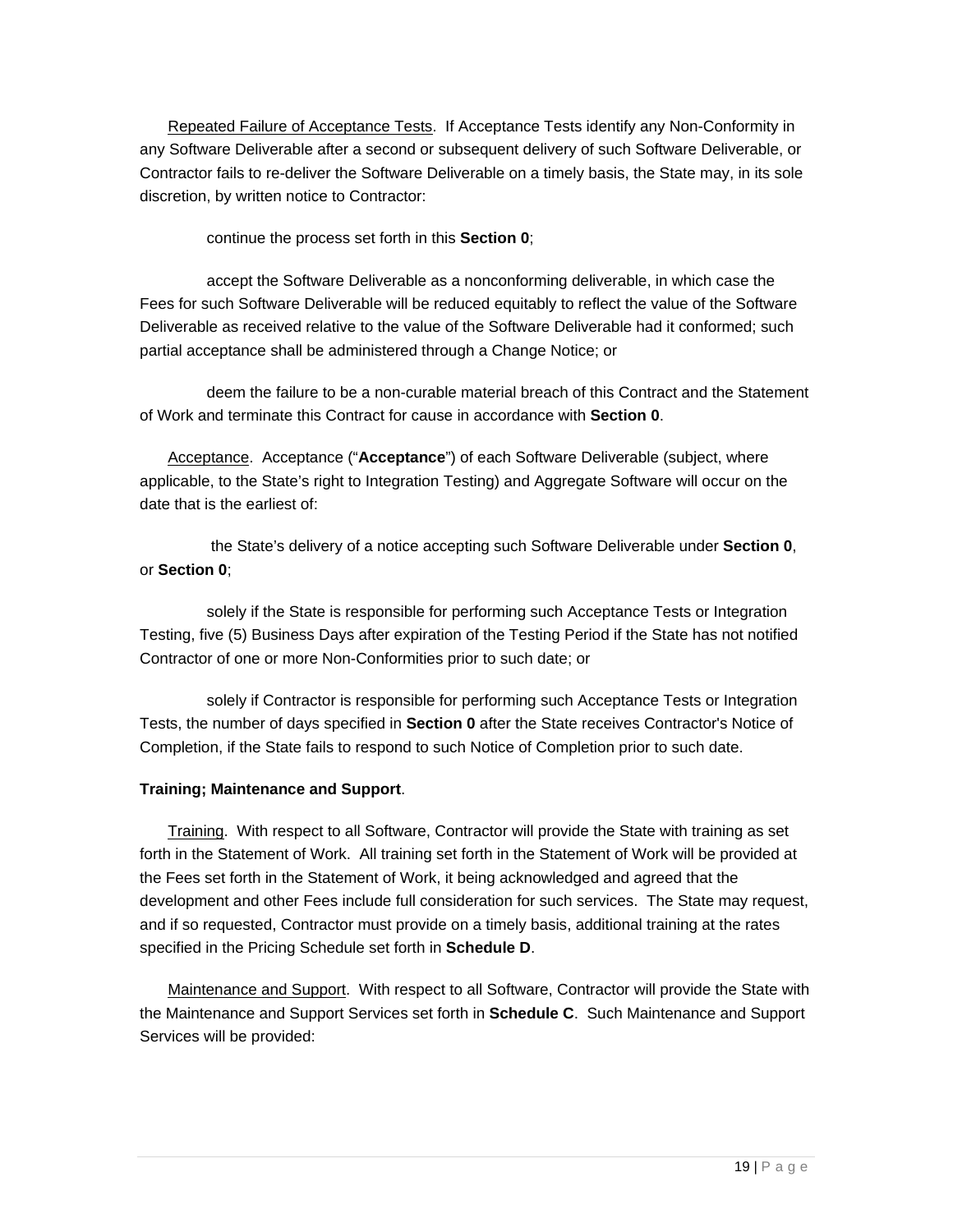Repeated Failure of Acceptance Tests. If Acceptance Tests identify any Non-Conformity in any Software Deliverable after a second or subsequent delivery of such Software Deliverable, or Contractor fails to re-deliver the Software Deliverable on a timely basis, the State may, in its sole discretion, by written notice to Contractor:

continue the process set forth in this **Section 0**;

accept the Software Deliverable as a nonconforming deliverable, in which case the Fees for such Software Deliverable will be reduced equitably to reflect the value of the Software Deliverable as received relative to the value of the Software Deliverable had it conformed; such partial acceptance shall be administered through a Change Notice; or

deem the failure to be a non-curable material breach of this Contract and the Statement of Work and terminate this Contract for cause in accordance with **Section 0**.

Acceptance. Acceptance ("**Acceptance**") of each Software Deliverable (subject, where applicable, to the State's right to Integration Testing) and Aggregate Software will occur on the date that is the earliest of:

the State's delivery of a notice accepting such Software Deliverable under **Section 0**, or **Section 0**;

solely if the State is responsible for performing such Acceptance Tests or Integration Testing, five (5) Business Days after expiration of the Testing Period if the State has not notified Contractor of one or more Non-Conformities prior to such date; or

solely if Contractor is responsible for performing such Acceptance Tests or Integration Tests, the number of days specified in **Section 0** after the State receives Contractor's Notice of Completion, if the State fails to respond to such Notice of Completion prior to such date.

**Training; Maintenance and Support**.

Training. With respect to all Software, Contractor will provide the State with training as set forth in the Statement of Work. All training set forth in the Statement of Work will be provided at the Fees set forth in the Statement of Work, it being acknowledged and agreed that the development and other Fees include full consideration for such services. The State may request, and if so requested, Contractor must provide on a timely basis, additional training at the rates specified in the Pricing Schedule set forth in **Schedule D**.

Maintenance and Support. With respect to all Software, Contractor will provide the State with the Maintenance and Support Services set forth in **Schedule C**. Such Maintenance and Support Services will be provided: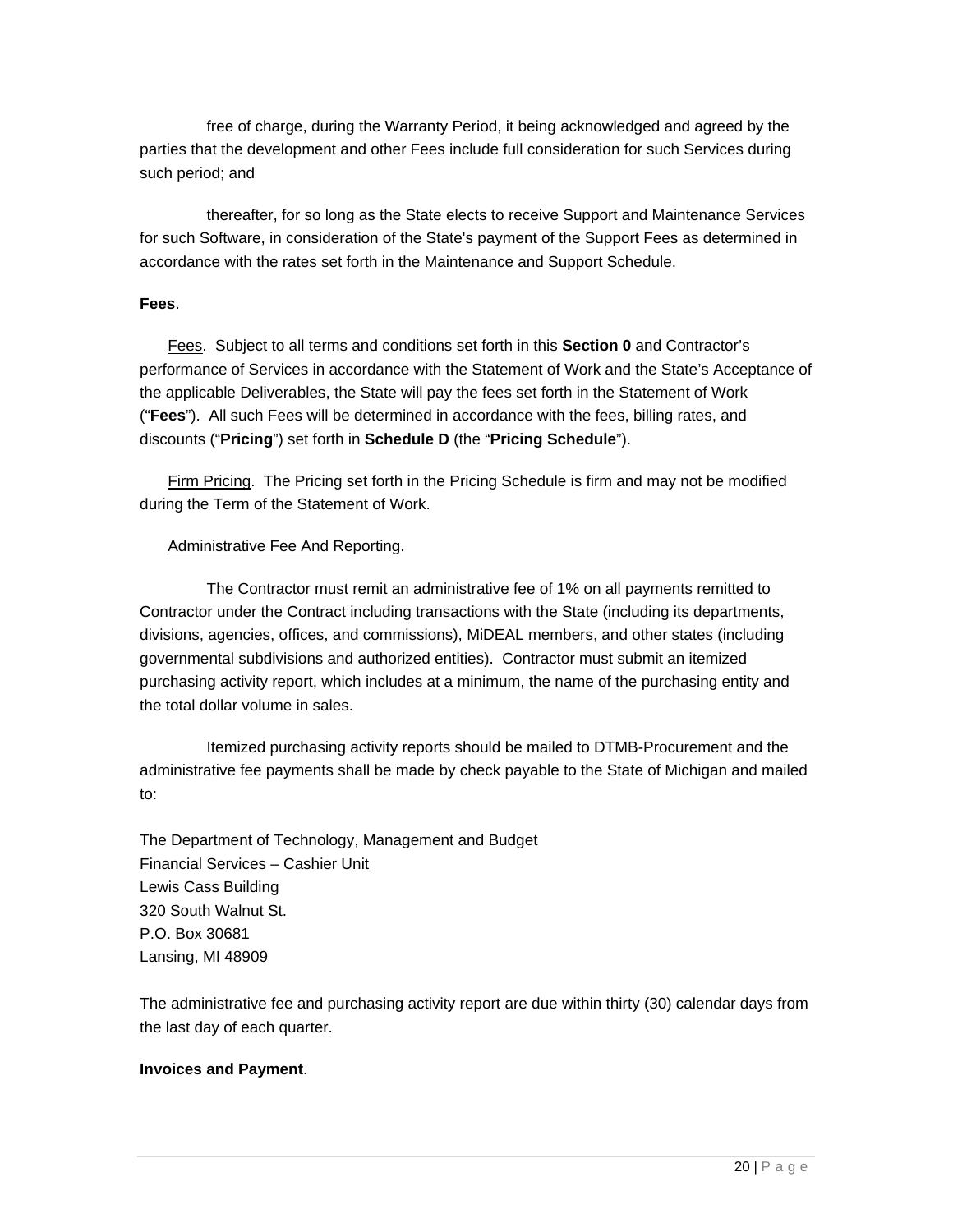free of charge, during the Warranty Period, it being acknowledged and agreed by the parties that the development and other Fees include full consideration for such Services during such period; and

thereafter, for so long as the State elects to receive Support and Maintenance Services for such Software, in consideration of the State's payment of the Support Fees as determined in accordance with the rates set forth in the Maintenance and Support Schedule.

**Fees**.

Fees. Subject to all terms and conditions set forth in this **Section 0** and Contractor's performance of Services in accordance with the Statement of Work and the State's Acceptance of the applicable Deliverables, the State will pay the fees set forth in the Statement of Work ("**Fees**"). All such Fees will be determined in accordance with the fees, billing rates, and discounts ("**Pricing**") set forth in **Schedule D** (the "**Pricing Schedule**").

Firm Pricing. The Pricing set forth in the Pricing Schedule is firm and may not be modified during the Term of the Statement of Work.

Administrative Fee And Reporting.

The Contractor must remit an administrative fee of 1% on all payments remitted to Contractor under the Contract including transactions with the State (including its departments, divisions, agencies, offices, and commissions), MiDEAL members, and other states (including governmental subdivisions and authorized entities). Contractor must submit an itemized purchasing activity report, which includes at a minimum, the name of the purchasing entity and the total dollar volume in sales.

Itemized purchasing activity reports should be mailed to DTMB-Procurement and the administrative fee payments shall be made by check payable to the State of Michigan and mailed to:

The Department of Technology, Management and Budget
Financial Services – Cashier Unit
Lewis Cass Building
320 South Walnut St.
P.O. Box 30681
Lansing, MI 48909

The administrative fee and purchasing activity report are due within thirty (30) calendar days from the last day of each quarter.

**Invoices and Payment**.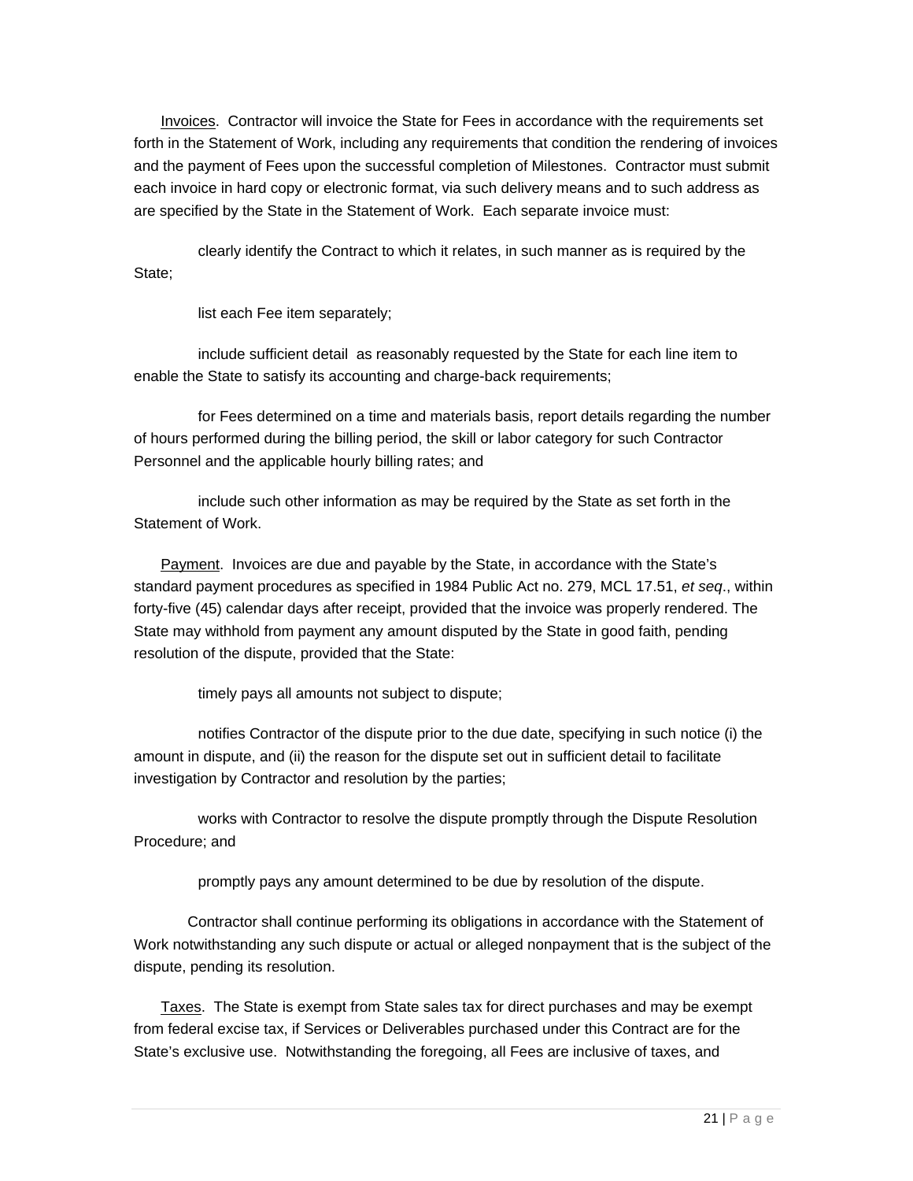Invoices. Contractor will invoice the State for Fees in accordance with the requirements set forth in the Statement of Work, including any requirements that condition the rendering of invoices and the payment of Fees upon the successful completion of Milestones. Contractor must submit each invoice in hard copy or electronic format, via such delivery means and to such address as are specified by the State in the Statement of Work. Each separate invoice must:

clearly identify the Contract to which it relates, in such manner as is required by the State;

list each Fee item separately;

include sufficient detail as reasonably requested by the State for each line item to enable the State to satisfy its accounting and charge-back requirements;

for Fees determined on a time and materials basis, report details regarding the number of hours performed during the billing period, the skill or labor category for such Contractor Personnel and the applicable hourly billing rates; and

include such other information as may be required by the State as set forth in the Statement of Work.

Payment. Invoices are due and payable by the State, in accordance with the State's standard payment procedures as specified in 1984 Public Act no. 279, MCL 17.51, *et seq*., within forty-five (45) calendar days after receipt, provided that the invoice was properly rendered. The State may withhold from payment any amount disputed by the State in good faith, pending resolution of the dispute, provided that the State:

timely pays all amounts not subject to dispute;

notifies Contractor of the dispute prior to the due date, specifying in such notice (i) the amount in dispute, and (ii) the reason for the dispute set out in sufficient detail to facilitate investigation by Contractor and resolution by the parties;

works with Contractor to resolve the dispute promptly through the Dispute Resolution Procedure; and

promptly pays any amount determined to be due by resolution of the dispute.

Contractor shall continue performing its obligations in accordance with the Statement of Work notwithstanding any such dispute or actual or alleged nonpayment that is the subject of the dispute, pending its resolution.

Taxes. The State is exempt from State sales tax for direct purchases and may be exempt from federal excise tax, if Services or Deliverables purchased under this Contract are for the State's exclusive use. Notwithstanding the foregoing, all Fees are inclusive of taxes, and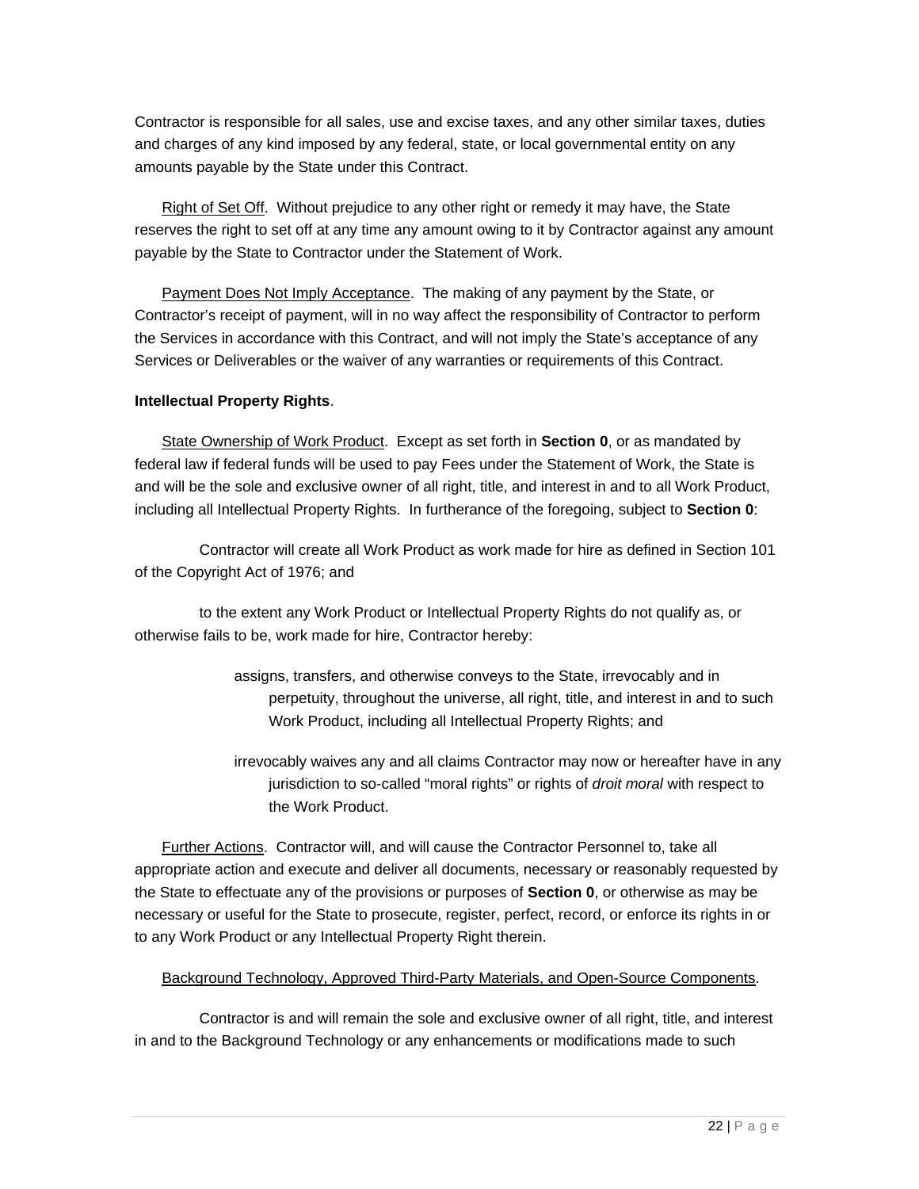Contractor is responsible for all sales, use and excise taxes, and any other similar taxes, duties and charges of any kind imposed by any federal, state, or local governmental entity on any amounts payable by the State under this Contract.

Right of Set Off. Without prejudice to any other right or remedy it may have, the State reserves the right to set off at any time any amount owing to it by Contractor against any amount payable by the State to Contractor under the Statement of Work.

Payment Does Not Imply Acceptance. The making of any payment by the State, or Contractor's receipt of payment, will in no way affect the responsibility of Contractor to perform the Services in accordance with this Contract, and will not imply the State's acceptance of any Services or Deliverables or the waiver of any warranties or requirements of this Contract.

**Intellectual Property Rights**.

State Ownership of Work Product. Except as set forth in **Section 0**, or as mandated by federal law if federal funds will be used to pay Fees under the Statement of Work, the State is and will be the sole and exclusive owner of all right, title, and interest in and to all Work Product, including all Intellectual Property Rights. In furtherance of the foregoing, subject to **Section 0**:

Contractor will create all Work Product as work made for hire as defined in Section 101 of the Copyright Act of 1976; and

to the extent any Work Product or Intellectual Property Rights do not qualify as, or otherwise fails to be, work made for hire, Contractor hereby:

assigns, transfers, and otherwise conveys to the State, irrevocably and in perpetuity, throughout the universe, all right, title, and interest in and to such Work Product, including all Intellectual Property Rights; and

irrevocably waives any and all claims Contractor may now or hereafter have in any jurisdiction to so-called "moral rights" or rights of *droit moral* with respect to the Work Product.

Further Actions. Contractor will, and will cause the Contractor Personnel to, take all appropriate action and execute and deliver all documents, necessary or reasonably requested by the State to effectuate any of the provisions or purposes of **Section 0**, or otherwise as may be necessary or useful for the State to prosecute, register, perfect, record, or enforce its rights in or to any Work Product or any Intellectual Property Right therein.

Background Technology, Approved Third-Party Materials, and Open-Source Components.

Contractor is and will remain the sole and exclusive owner of all right, title, and interest in and to the Background Technology or any enhancements or modifications made to such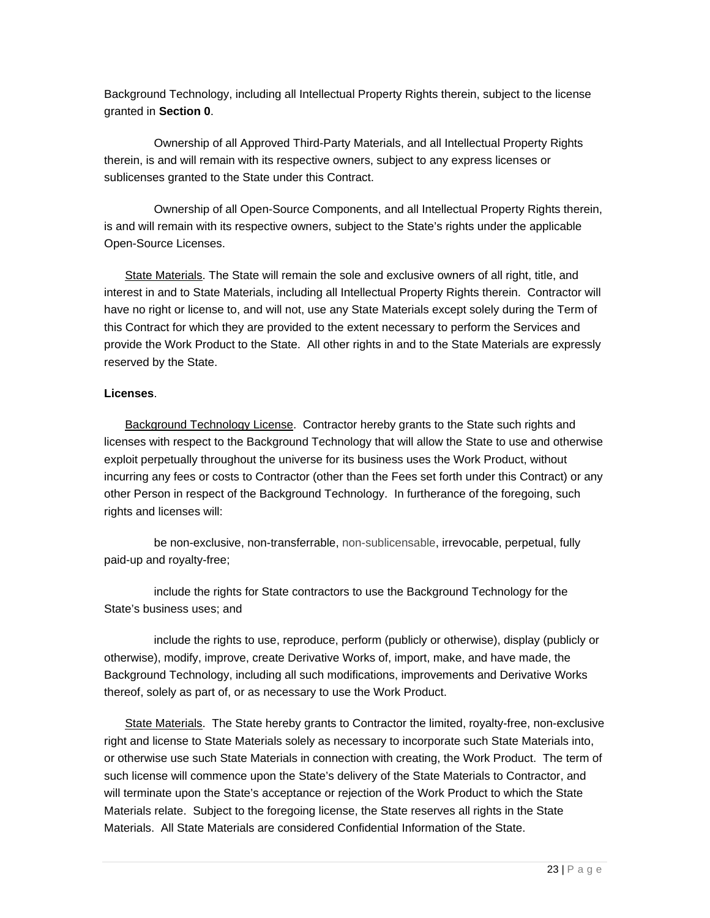Background Technology, including all Intellectual Property Rights therein, subject to the license granted in **Section 0**.

Ownership of all Approved Third-Party Materials, and all Intellectual Property Rights therein, is and will remain with its respective owners, subject to any express licenses or sublicenses granted to the State under this Contract.

Ownership of all Open-Source Components, and all Intellectual Property Rights therein, is and will remain with its respective owners, subject to the State's rights under the applicable Open-Source Licenses.

State Materials. The State will remain the sole and exclusive owners of all right, title, and interest in and to State Materials, including all Intellectual Property Rights therein. Contractor will have no right or license to, and will not, use any State Materials except solely during the Term of this Contract for which they are provided to the extent necessary to perform the Services and provide the Work Product to the State. All other rights in and to the State Materials are expressly reserved by the State.

**Licenses**.

Background Technology License. Contractor hereby grants to the State such rights and licenses with respect to the Background Technology that will allow the State to use and otherwise exploit perpetually throughout the universe for its business uses the Work Product, without incurring any fees or costs to Contractor (other than the Fees set forth under this Contract) or any other Person in respect of the Background Technology. In furtherance of the foregoing, such rights and licenses will:

be non-exclusive, non-transferrable, non-sublicensable, irrevocable, perpetual, fully paid-up and royalty-free;

include the rights for State contractors to use the Background Technology for the State's business uses; and

include the rights to use, reproduce, perform (publicly or otherwise), display (publicly or otherwise), modify, improve, create Derivative Works of, import, make, and have made, the Background Technology, including all such modifications, improvements and Derivative Works thereof, solely as part of, or as necessary to use the Work Product.

State Materials. The State hereby grants to Contractor the limited, royalty-free, non-exclusive right and license to State Materials solely as necessary to incorporate such State Materials into, or otherwise use such State Materials in connection with creating, the Work Product. The term of such license will commence upon the State's delivery of the State Materials to Contractor, and will terminate upon the State's acceptance or rejection of the Work Product to which the State Materials relate. Subject to the foregoing license, the State reserves all rights in the State Materials. All State Materials are considered Confidential Information of the State.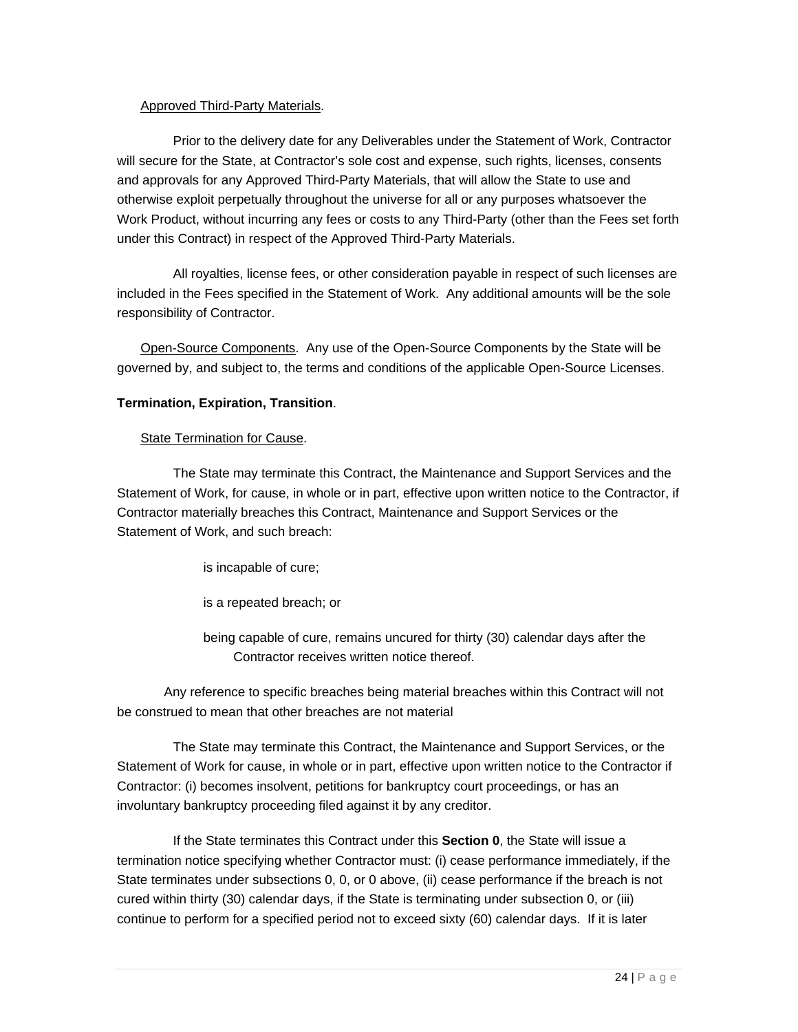Approved Third-Party Materials.

Prior to the delivery date for any Deliverables under the Statement of Work, Contractor will secure for the State, at Contractor's sole cost and expense, such rights, licenses, consents and approvals for any Approved Third-Party Materials, that will allow the State to use and otherwise exploit perpetually throughout the universe for all or any purposes whatsoever the Work Product, without incurring any fees or costs to any Third-Party (other than the Fees set forth under this Contract) in respect of the Approved Third-Party Materials.

All royalties, license fees, or other consideration payable in respect of such licenses are included in the Fees specified in the Statement of Work. Any additional amounts will be the sole responsibility of Contractor.

Open-Source Components. Any use of the Open-Source Components by the State will be governed by, and subject to, the terms and conditions of the applicable Open-Source Licenses.

**Termination, Expiration, Transition**.

State Termination for Cause.

The State may terminate this Contract, the Maintenance and Support Services and the Statement of Work, for cause, in whole or in part, effective upon written notice to the Contractor, if Contractor materially breaches this Contract, Maintenance and Support Services or the Statement of Work, and such breach:

is incapable of cure;

is a repeated breach; or

being capable of cure, remains uncured for thirty (30) calendar days after the Contractor receives written notice thereof.

Any reference to specific breaches being material breaches within this Contract will not be construed to mean that other breaches are not material

The State may terminate this Contract, the Maintenance and Support Services, or the Statement of Work for cause, in whole or in part, effective upon written notice to the Contractor if Contractor: (i) becomes insolvent, petitions for bankruptcy court proceedings, or has an involuntary bankruptcy proceeding filed against it by any creditor.

If the State terminates this Contract under this **Section 0**, the State will issue a termination notice specifying whether Contractor must: (i) cease performance immediately, if the State terminates under subsections 0, 0, or 0 above, (ii) cease performance if the breach is not cured within thirty (30) calendar days, if the State is terminating under subsection 0, or (iii) continue to perform for a specified period not to exceed sixty (60) calendar days. If it is later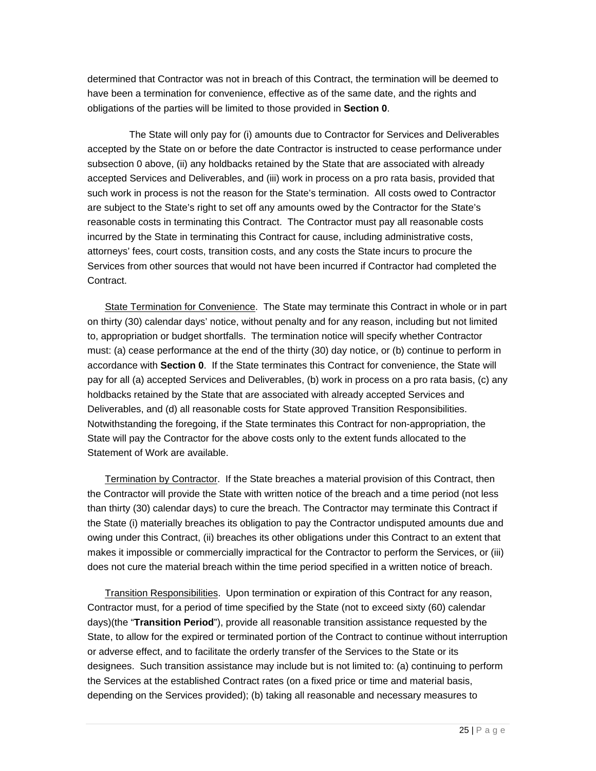determined that Contractor was not in breach of this Contract, the termination will be deemed to have been a termination for convenience, effective as of the same date, and the rights and obligations of the parties will be limited to those provided in **Section 0**.

The State will only pay for (i) amounts due to Contractor for Services and Deliverables accepted by the State on or before the date Contractor is instructed to cease performance under subsection 0 above, (ii) any holdbacks retained by the State that are associated with already accepted Services and Deliverables, and (iii) work in process on a pro rata basis, provided that such work in process is not the reason for the State's termination. All costs owed to Contractor are subject to the State's right to set off any amounts owed by the Contractor for the State's reasonable costs in terminating this Contract. The Contractor must pay all reasonable costs incurred by the State in terminating this Contract for cause, including administrative costs, attorneys' fees, court costs, transition costs, and any costs the State incurs to procure the Services from other sources that would not have been incurred if Contractor had completed the Contract.

State Termination for Convenience. The State may terminate this Contract in whole or in part on thirty (30) calendar days' notice, without penalty and for any reason, including but not limited to, appropriation or budget shortfalls. The termination notice will specify whether Contractor must: (a) cease performance at the end of the thirty (30) day notice, or (b) continue to perform in accordance with **Section 0**. If the State terminates this Contract for convenience, the State will pay for all (a) accepted Services and Deliverables, (b) work in process on a pro rata basis, (c) any holdbacks retained by the State that are associated with already accepted Services and Deliverables, and (d) all reasonable costs for State approved Transition Responsibilities. Notwithstanding the foregoing, if the State terminates this Contract for non-appropriation, the State will pay the Contractor for the above costs only to the extent funds allocated to the Statement of Work are available.

Termination by Contractor. If the State breaches a material provision of this Contract, then the Contractor will provide the State with written notice of the breach and a time period (not less than thirty (30) calendar days) to cure the breach. The Contractor may terminate this Contract if the State (i) materially breaches its obligation to pay the Contractor undisputed amounts due and owing under this Contract, (ii) breaches its other obligations under this Contract to an extent that makes it impossible or commercially impractical for the Contractor to perform the Services, or (iii) does not cure the material breach within the time period specified in a written notice of breach.

Transition Responsibilities. Upon termination or expiration of this Contract for any reason, Contractor must, for a period of time specified by the State (not to exceed sixty (60) calendar days)(the "**Transition Period**"), provide all reasonable transition assistance requested by the State, to allow for the expired or terminated portion of the Contract to continue without interruption or adverse effect, and to facilitate the orderly transfer of the Services to the State or its designees. Such transition assistance may include but is not limited to: (a) continuing to perform the Services at the established Contract rates (on a fixed price or time and material basis, depending on the Services provided); (b) taking all reasonable and necessary measures to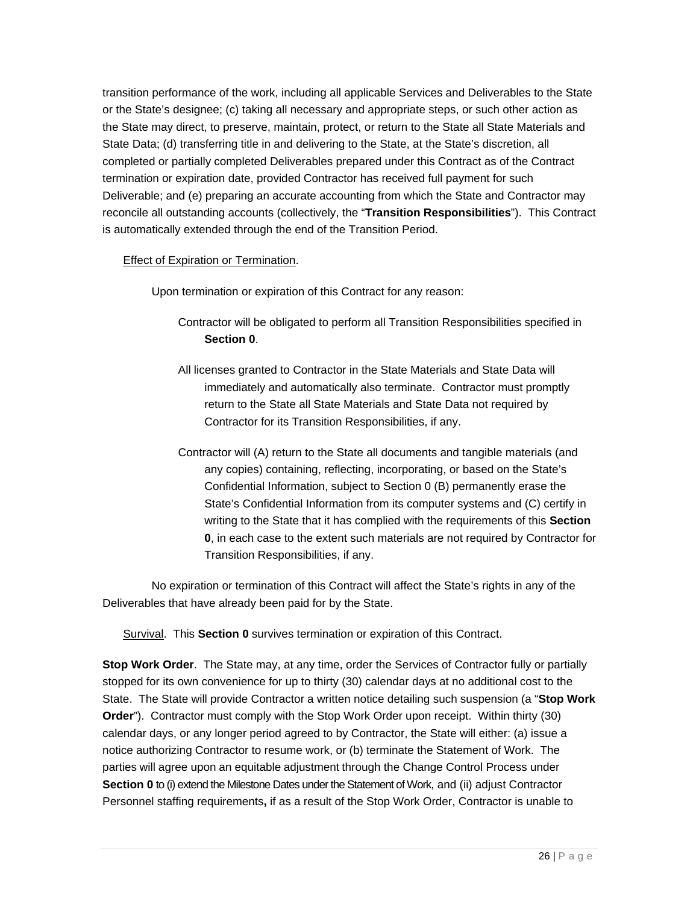transition performance of the work, including all applicable Services and Deliverables to the State or the State's designee; (c) taking all necessary and appropriate steps, or such other action as the State may direct, to preserve, maintain, protect, or return to the State all State Materials and State Data; (d) transferring title in and delivering to the State, at the State's discretion, all completed or partially completed Deliverables prepared under this Contract as of the Contract termination or expiration date, provided Contractor has received full payment for such Deliverable; and (e) preparing an accurate accounting from which the State and Contractor may reconcile all outstanding accounts (collectively, the "**Transition Responsibilities**"). This Contract is automatically extended through the end of the Transition Period.

Effect of Expiration or Termination.

Upon termination or expiration of this Contract for any reason:

Contractor will be obligated to perform all Transition Responsibilities specified in **Section 0**.

All licenses granted to Contractor in the State Materials and State Data will immediately and automatically also terminate. Contractor must promptly return to the State all State Materials and State Data not required by Contractor for its Transition Responsibilities, if any.

Contractor will (A) return to the State all documents and tangible materials (and any copies) containing, reflecting, incorporating, or based on the State's Confidential Information, subject to Section 0 (B) permanently erase the State's Confidential Information from its computer systems and (C) certify in writing to the State that it has complied with the requirements of this **Section 0**, in each case to the extent such materials are not required by Contractor for Transition Responsibilities, if any.

No expiration or termination of this Contract will affect the State's rights in any of the Deliverables that have already been paid for by the State.

Survival. This **Section 0** survives termination or expiration of this Contract.

**Stop Work Order**. The State may, at any time, order the Services of Contractor fully or partially stopped for its own convenience for up to thirty (30) calendar days at no additional cost to the State. The State will provide Contractor a written notice detailing such suspension (a "**Stop Work Order**"). Contractor must comply with the Stop Work Order upon receipt. Within thirty (30) calendar days, or any longer period agreed to by Contractor, the State will either: (a) issue a notice authorizing Contractor to resume work, or (b) terminate the Statement of Work. The parties will agree upon an equitable adjustment through the Change Control Process under **Section 0** to (i) extend the Milestone Dates under the Statement of Work, and (ii) adjust Contractor Personnel staffing requirements**,** if as a result of the Stop Work Order, Contractor is unable to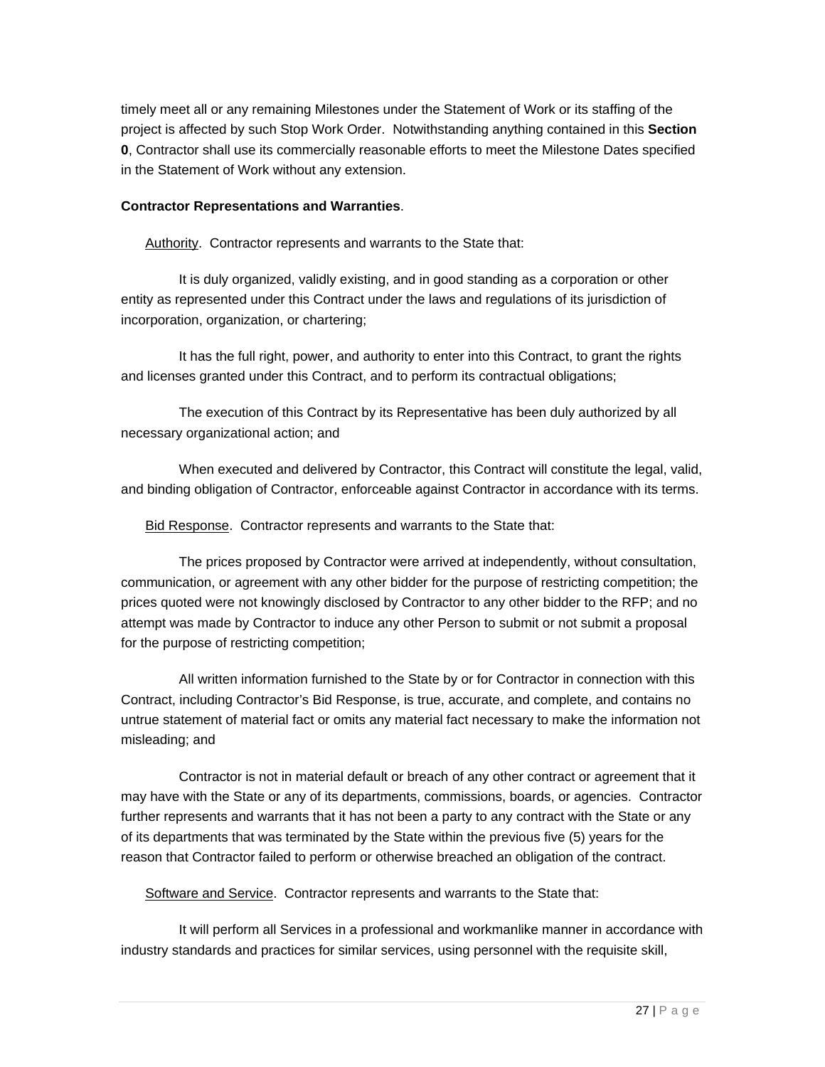timely meet all or any remaining Milestones under the Statement of Work or its staffing of the project is affected by such Stop Work Order. Notwithstanding anything contained in this **Section 0**, Contractor shall use its commercially reasonable efforts to meet the Milestone Dates specified in the Statement of Work without any extension.

**Contractor Representations and Warranties**.

Authority. Contractor represents and warrants to the State that:

It is duly organized, validly existing, and in good standing as a corporation or other entity as represented under this Contract under the laws and regulations of its jurisdiction of incorporation, organization, or chartering;

It has the full right, power, and authority to enter into this Contract, to grant the rights and licenses granted under this Contract, and to perform its contractual obligations;

The execution of this Contract by its Representative has been duly authorized by all necessary organizational action; and

When executed and delivered by Contractor, this Contract will constitute the legal, valid, and binding obligation of Contractor, enforceable against Contractor in accordance with its terms.

Bid Response. Contractor represents and warrants to the State that:

The prices proposed by Contractor were arrived at independently, without consultation, communication, or agreement with any other bidder for the purpose of restricting competition; the prices quoted were not knowingly disclosed by Contractor to any other bidder to the RFP; and no attempt was made by Contractor to induce any other Person to submit or not submit a proposal for the purpose of restricting competition;

All written information furnished to the State by or for Contractor in connection with this Contract, including Contractor's Bid Response, is true, accurate, and complete, and contains no untrue statement of material fact or omits any material fact necessary to make the information not misleading; and

Contractor is not in material default or breach of any other contract or agreement that it may have with the State or any of its departments, commissions, boards, or agencies. Contractor further represents and warrants that it has not been a party to any contract with the State or any of its departments that was terminated by the State within the previous five (5) years for the reason that Contractor failed to perform or otherwise breached an obligation of the contract.

Software and Service. Contractor represents and warrants to the State that:

It will perform all Services in a professional and workmanlike manner in accordance with industry standards and practices for similar services, using personnel with the requisite skill,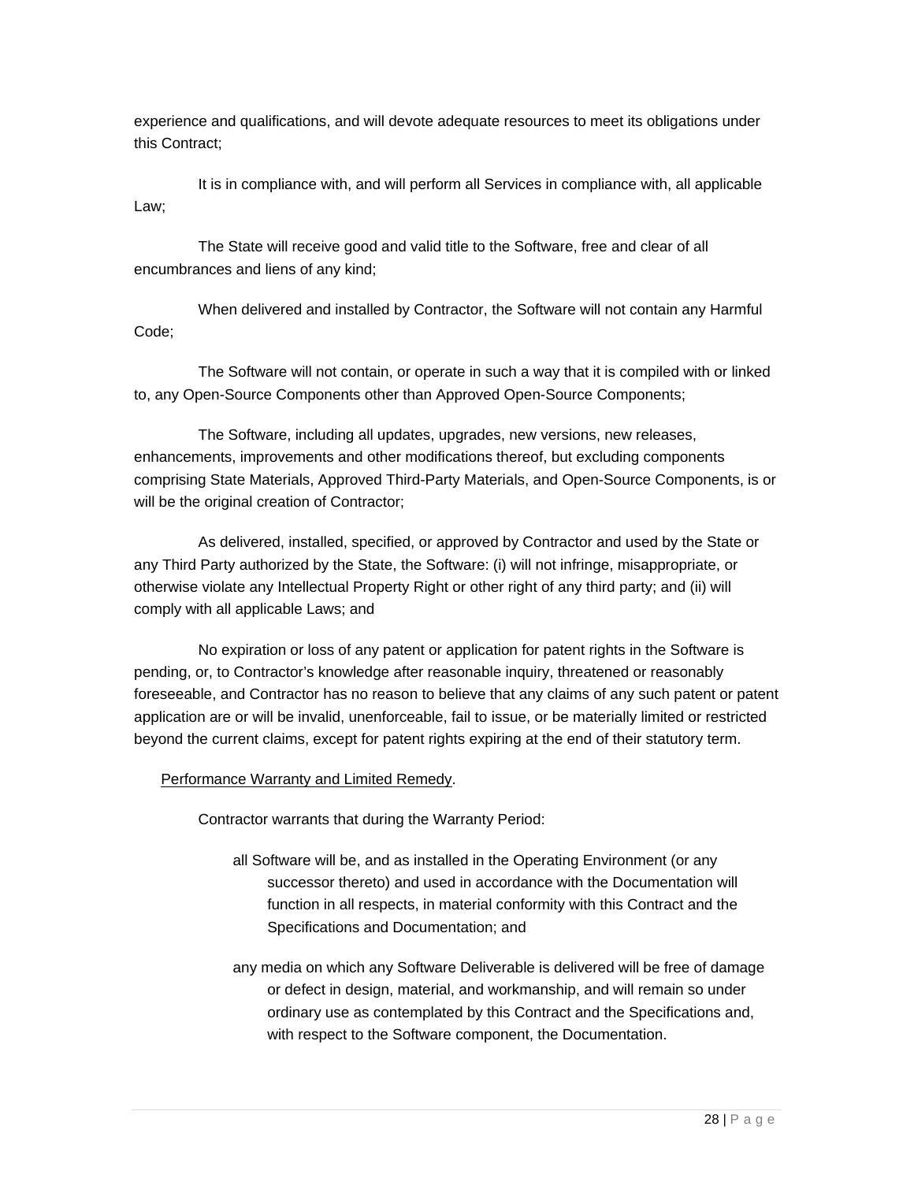experience and qualifications, and will devote adequate resources to meet its obligations under this Contract;

It is in compliance with, and will perform all Services in compliance with, all applicable Law;

The State will receive good and valid title to the Software, free and clear of all encumbrances and liens of any kind;

When delivered and installed by Contractor, the Software will not contain any Harmful Code;

The Software will not contain, or operate in such a way that it is compiled with or linked to, any Open-Source Components other than Approved Open-Source Components;

The Software, including all updates, upgrades, new versions, new releases, enhancements, improvements and other modifications thereof, but excluding components comprising State Materials, Approved Third-Party Materials, and Open-Source Components, is or will be the original creation of Contractor;

As delivered, installed, specified, or approved by Contractor and used by the State or any Third Party authorized by the State, the Software: (i) will not infringe, misappropriate, or otherwise violate any Intellectual Property Right or other right of any third party; and (ii) will comply with all applicable Laws; and

No expiration or loss of any patent or application for patent rights in the Software is pending, or, to Contractor's knowledge after reasonable inquiry, threatened or reasonably foreseeable, and Contractor has no reason to believe that any claims of any such patent or patent application are or will be invalid, unenforceable, fail to issue, or be materially limited or restricted beyond the current claims, except for patent rights expiring at the end of their statutory term.

Performance Warranty and Limited Remedy.

Contractor warrants that during the Warranty Period:

all Software will be, and as installed in the Operating Environment (or any successor thereto) and used in accordance with the Documentation will function in all respects, in material conformity with this Contract and the Specifications and Documentation; and

any media on which any Software Deliverable is delivered will be free of damage or defect in design, material, and workmanship, and will remain so under ordinary use as contemplated by this Contract and the Specifications and, with respect to the Software component, the Documentation.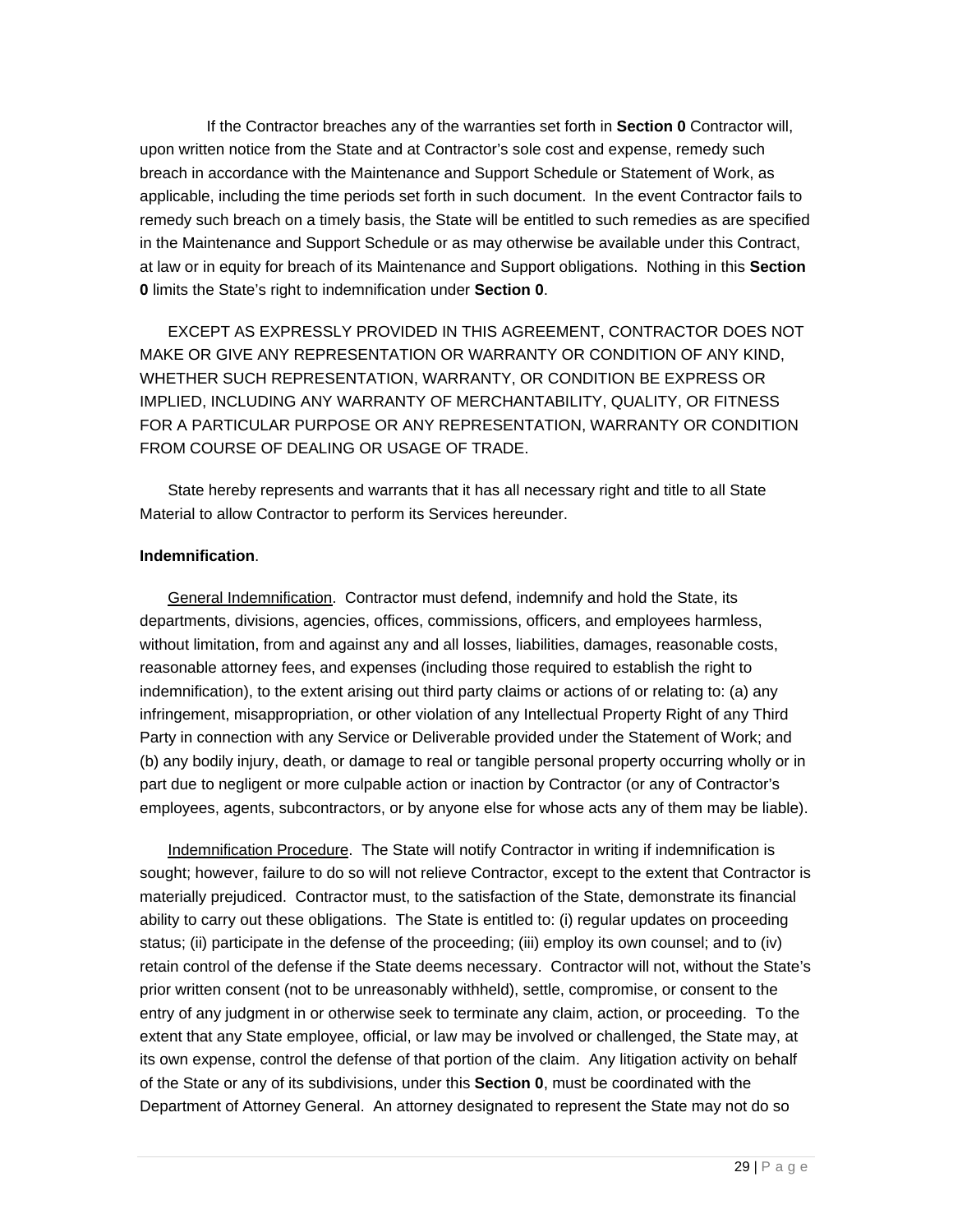If the Contractor breaches any of the warranties set forth in **Section 0** Contractor will, upon written notice from the State and at Contractor's sole cost and expense, remedy such breach in accordance with the Maintenance and Support Schedule or Statement of Work, as applicable, including the time periods set forth in such document. In the event Contractor fails to remedy such breach on a timely basis, the State will be entitled to such remedies as are specified in the Maintenance and Support Schedule or as may otherwise be available under this Contract, at law or in equity for breach of its Maintenance and Support obligations. Nothing in this **Section 0** limits the State's right to indemnification under **Section 0**.

EXCEPT AS EXPRESSLY PROVIDED IN THIS AGREEMENT, CONTRACTOR DOES NOT MAKE OR GIVE ANY REPRESENTATION OR WARRANTY OR CONDITION OF ANY KIND, WHETHER SUCH REPRESENTATION, WARRANTY, OR CONDITION BE EXPRESS OR IMPLIED, INCLUDING ANY WARRANTY OF MERCHANTABILITY, QUALITY, OR FITNESS FOR A PARTICULAR PURPOSE OR ANY REPRESENTATION, WARRANTY OR CONDITION FROM COURSE OF DEALING OR USAGE OF TRADE.

State hereby represents and warrants that it has all necessary right and title to all State Material to allow Contractor to perform its Services hereunder.

**Indemnification**.

General Indemnification. Contractor must defend, indemnify and hold the State, its departments, divisions, agencies, offices, commissions, officers, and employees harmless, without limitation, from and against any and all losses, liabilities, damages, reasonable costs, reasonable attorney fees, and expenses (including those required to establish the right to indemnification), to the extent arising out third party claims or actions of or relating to: (a) any infringement, misappropriation, or other violation of any Intellectual Property Right of any Third Party in connection with any Service or Deliverable provided under the Statement of Work; and (b) any bodily injury, death, or damage to real or tangible personal property occurring wholly or in part due to negligent or more culpable action or inaction by Contractor (or any of Contractor's employees, agents, subcontractors, or by anyone else for whose acts any of them may be liable).

Indemnification Procedure. The State will notify Contractor in writing if indemnification is sought; however, failure to do so will not relieve Contractor, except to the extent that Contractor is materially prejudiced. Contractor must, to the satisfaction of the State, demonstrate its financial ability to carry out these obligations. The State is entitled to: (i) regular updates on proceeding status; (ii) participate in the defense of the proceeding; (iii) employ its own counsel; and to (iv) retain control of the defense if the State deems necessary. Contractor will not, without the State's prior written consent (not to be unreasonably withheld), settle, compromise, or consent to the entry of any judgment in or otherwise seek to terminate any claim, action, or proceeding. To the extent that any State employee, official, or law may be involved or challenged, the State may, at its own expense, control the defense of that portion of the claim. Any litigation activity on behalf of the State or any of its subdivisions, under this **Section 0**, must be coordinated with the Department of Attorney General. An attorney designated to represent the State may not do so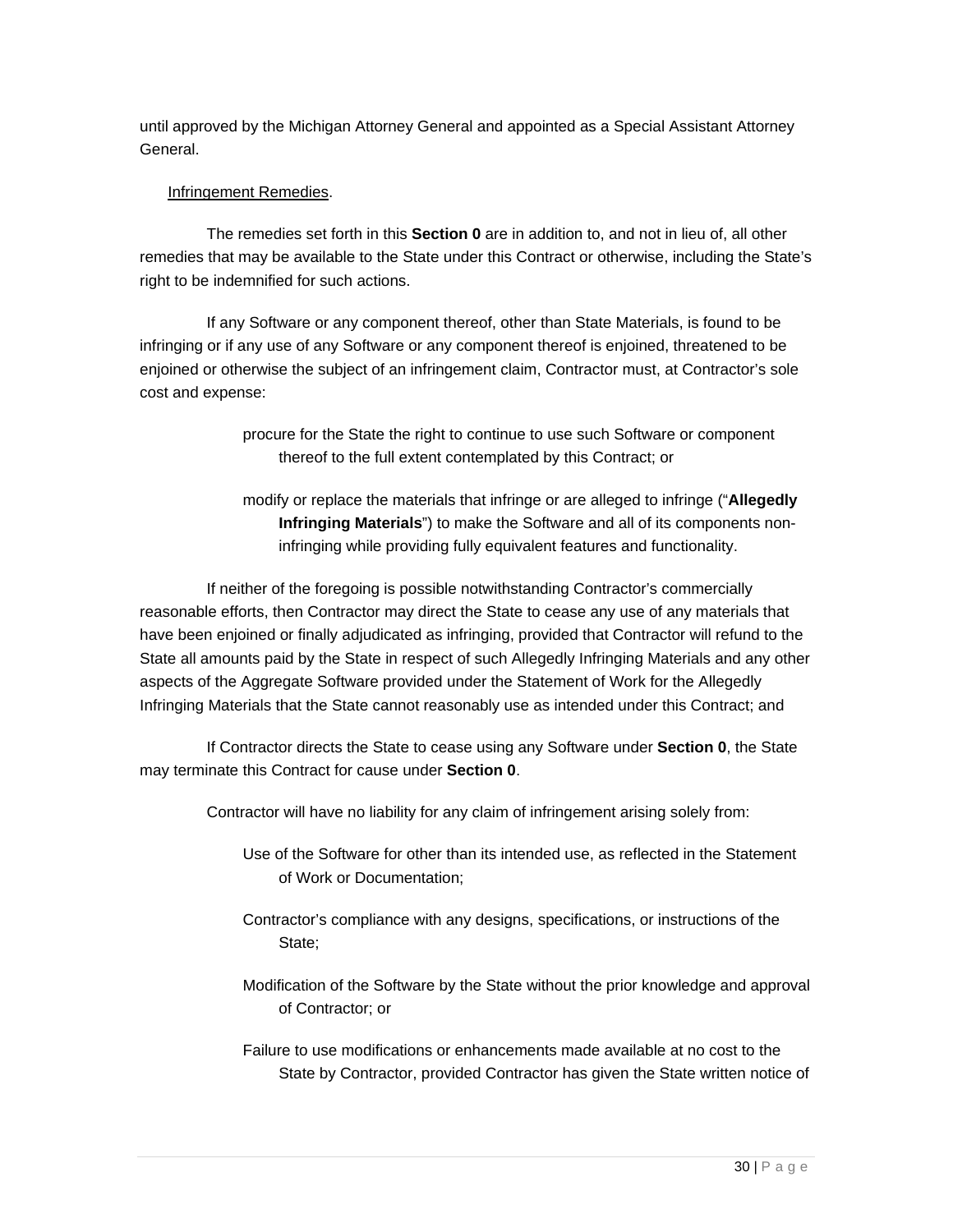until approved by the Michigan Attorney General and appointed as a Special Assistant Attorney General.

Infringement Remedies.

The remedies set forth in this **Section 0** are in addition to, and not in lieu of, all other remedies that may be available to the State under this Contract or otherwise, including the State's right to be indemnified for such actions.

If any Software or any component thereof, other than State Materials, is found to be infringing or if any use of any Software or any component thereof is enjoined, threatened to be enjoined or otherwise the subject of an infringement claim, Contractor must, at Contractor's sole cost and expense:

procure for the State the right to continue to use such Software or component thereof to the full extent contemplated by this Contract; or

modify or replace the materials that infringe or are alleged to infringe ("**Allegedly Infringing Materials**") to make the Software and all of its components non-infringing while providing fully equivalent features and functionality.

If neither of the foregoing is possible notwithstanding Contractor's commercially reasonable efforts, then Contractor may direct the State to cease any use of any materials that have been enjoined or finally adjudicated as infringing, provided that Contractor will refund to the State all amounts paid by the State in respect of such Allegedly Infringing Materials and any other aspects of the Aggregate Software provided under the Statement of Work for the Allegedly Infringing Materials that the State cannot reasonably use as intended under this Contract; and

If Contractor directs the State to cease using any Software under **Section 0**, the State may terminate this Contract for cause under **Section 0**.

Contractor will have no liability for any claim of infringement arising solely from:

Use of the Software for other than its intended use, as reflected in the Statement of Work or Documentation;

Contractor's compliance with any designs, specifications, or instructions of the State;

Modification of the Software by the State without the prior knowledge and approval of Contractor; or

Failure to use modifications or enhancements made available at no cost to the State by Contractor, provided Contractor has given the State written notice of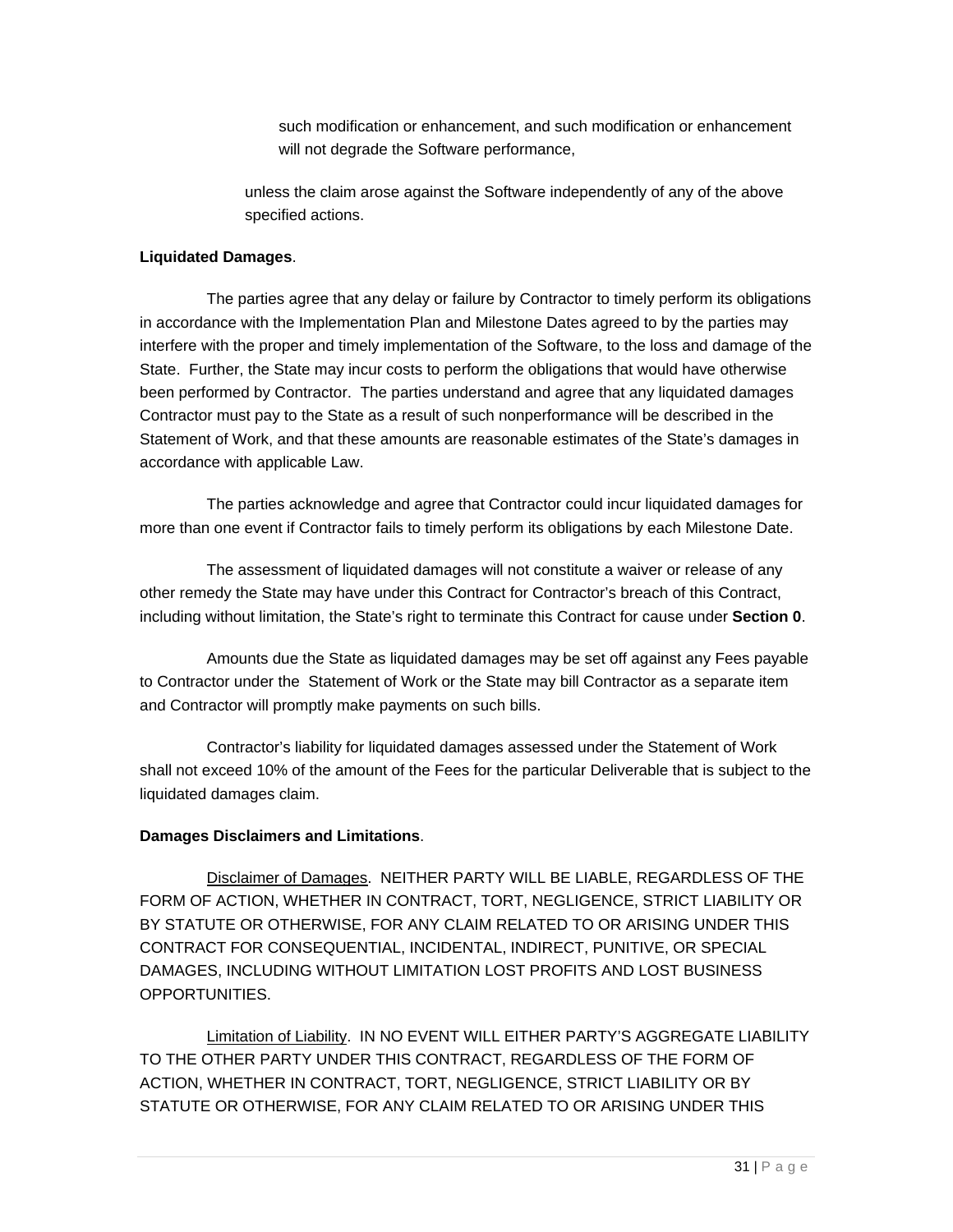such modification or enhancement, and such modification or enhancement will not degrade the Software performance,

unless the claim arose against the Software independently of any of the above specified actions.

**Liquidated Damages**.

The parties agree that any delay or failure by Contractor to timely perform its obligations in accordance with the Implementation Plan and Milestone Dates agreed to by the parties may interfere with the proper and timely implementation of the Software, to the loss and damage of the State. Further, the State may incur costs to perform the obligations that would have otherwise been performed by Contractor. The parties understand and agree that any liquidated damages Contractor must pay to the State as a result of such nonperformance will be described in the Statement of Work, and that these amounts are reasonable estimates of the State's damages in accordance with applicable Law.

The parties acknowledge and agree that Contractor could incur liquidated damages for more than one event if Contractor fails to timely perform its obligations by each Milestone Date.

The assessment of liquidated damages will not constitute a waiver or release of any other remedy the State may have under this Contract for Contractor's breach of this Contract, including without limitation, the State's right to terminate this Contract for cause under **Section 0**.

Amounts due the State as liquidated damages may be set off against any Fees payable to Contractor under the Statement of Work or the State may bill Contractor as a separate item and Contractor will promptly make payments on such bills.

Contractor's liability for liquidated damages assessed under the Statement of Work shall not exceed 10% of the amount of the Fees for the particular Deliverable that is subject to the liquidated damages claim.

**Damages Disclaimers and Limitations**.

Disclaimer of Damages. NEITHER PARTY WILL BE LIABLE, REGARDLESS OF THE FORM OF ACTION, WHETHER IN CONTRACT, TORT, NEGLIGENCE, STRICT LIABILITY OR BY STATUTE OR OTHERWISE, FOR ANY CLAIM RELATED TO OR ARISING UNDER THIS CONTRACT FOR CONSEQUENTIAL, INCIDENTAL, INDIRECT, PUNITIVE, OR SPECIAL DAMAGES, INCLUDING WITHOUT LIMITATION LOST PROFITS AND LOST BUSINESS OPPORTUNITIES.

Limitation of Liability. IN NO EVENT WILL EITHER PARTY'S AGGREGATE LIABILITY TO THE OTHER PARTY UNDER THIS CONTRACT, REGARDLESS OF THE FORM OF ACTION, WHETHER IN CONTRACT, TORT, NEGLIGENCE, STRICT LIABILITY OR BY STATUTE OR OTHERWISE, FOR ANY CLAIM RELATED TO OR ARISING UNDER THIS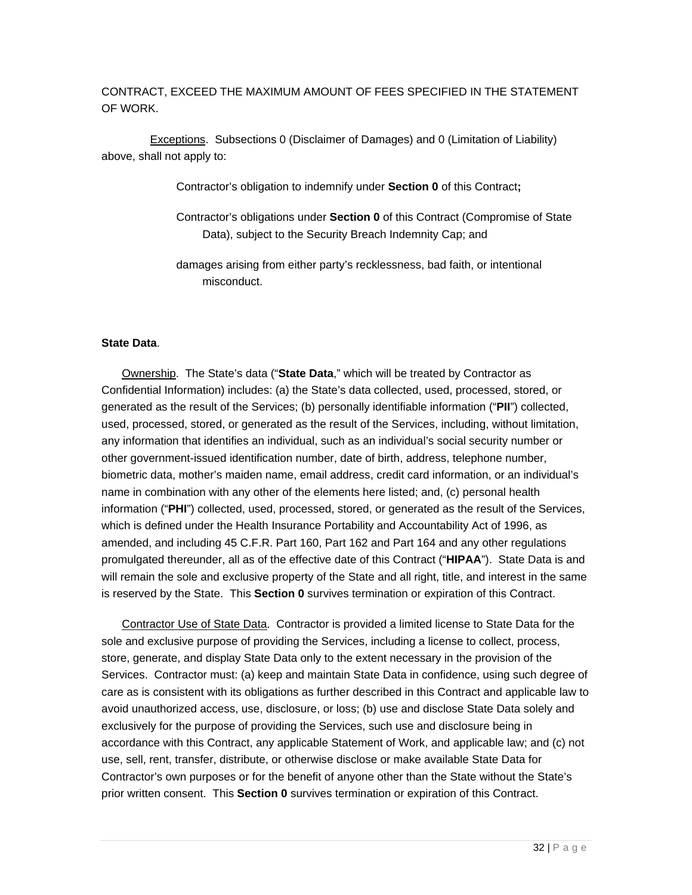CONTRACT, EXCEED THE MAXIMUM AMOUNT OF FEES SPECIFIED IN THE STATEMENT OF WORK.

Exceptions. Subsections 0 (Disclaimer of Damages) and 0 (Limitation of Liability) above, shall not apply to:

Contractor's obligation to indemnify under **Section 0** of this Contract**;**

Contractor's obligations under **Section 0** of this Contract (Compromise of State Data), subject to the Security Breach Indemnity Cap; and

damages arising from either party's recklessness, bad faith, or intentional misconduct.

**State Data**.

Ownership. The State's data ("**State Data**," which will be treated by Contractor as Confidential Information) includes: (a) the State's data collected, used, processed, stored, or generated as the result of the Services; (b) personally identifiable information ("**PII**") collected, used, processed, stored, or generated as the result of the Services, including, without limitation, any information that identifies an individual, such as an individual's social security number or other government-issued identification number, date of birth, address, telephone number, biometric data, mother's maiden name, email address, credit card information, or an individual's name in combination with any other of the elements here listed; and, (c) personal health information ("**PHI**") collected, used, processed, stored, or generated as the result of the Services, which is defined under the Health Insurance Portability and Accountability Act of 1996, as amended, and including 45 C.F.R. Part 160, Part 162 and Part 164 and any other regulations promulgated thereunder, all as of the effective date of this Contract ("**HIPAA**"). State Data is and will remain the sole and exclusive property of the State and all right, title, and interest in the same is reserved by the State. This **Section 0** survives termination or expiration of this Contract.

Contractor Use of State Data. Contractor is provided a limited license to State Data for the sole and exclusive purpose of providing the Services, including a license to collect, process, store, generate, and display State Data only to the extent necessary in the provision of the Services. Contractor must: (a) keep and maintain State Data in confidence, using such degree of care as is consistent with its obligations as further described in this Contract and applicable law to avoid unauthorized access, use, disclosure, or loss; (b) use and disclose State Data solely and exclusively for the purpose of providing the Services, such use and disclosure being in accordance with this Contract, any applicable Statement of Work, and applicable law; and (c) not use, sell, rent, transfer, distribute, or otherwise disclose or make available State Data for Contractor's own purposes or for the benefit of anyone other than the State without the State's prior written consent. This **Section 0** survives termination or expiration of this Contract.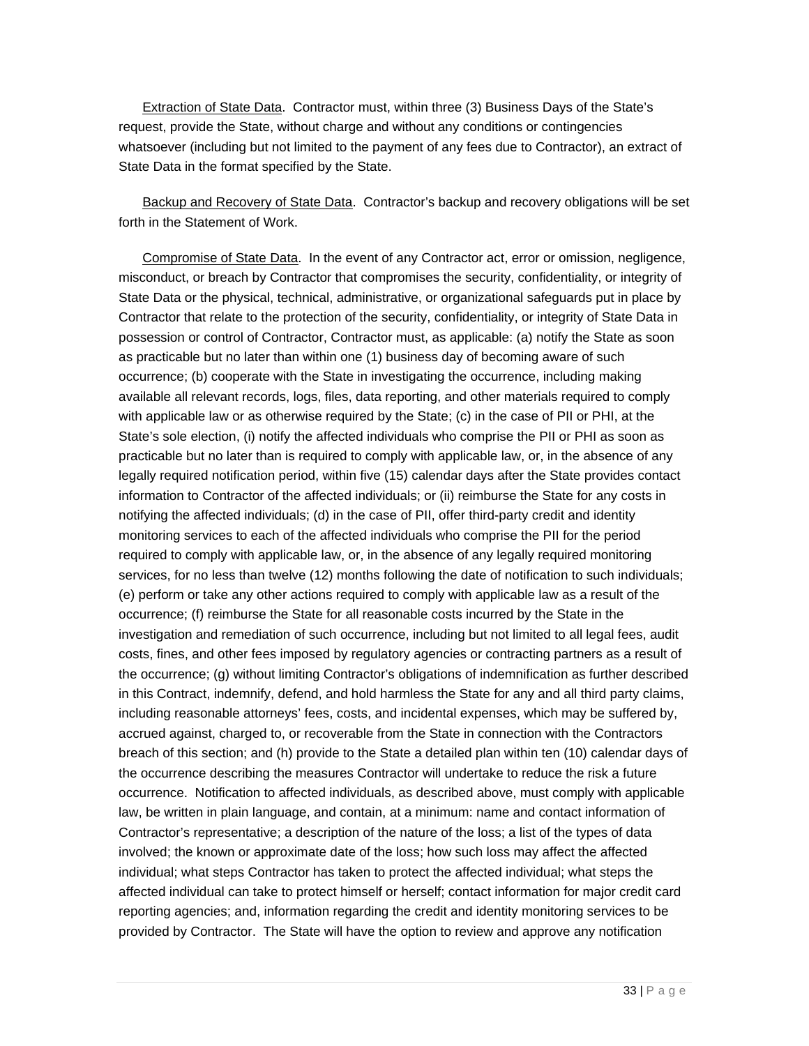Extraction of State Data. Contractor must, within three (3) Business Days of the State's request, provide the State, without charge and without any conditions or contingencies whatsoever (including but not limited to the payment of any fees due to Contractor), an extract of State Data in the format specified by the State.

Backup and Recovery of State Data. Contractor's backup and recovery obligations will be set forth in the Statement of Work.

Compromise of State Data. In the event of any Contractor act, error or omission, negligence, misconduct, or breach by Contractor that compromises the security, confidentiality, or integrity of State Data or the physical, technical, administrative, or organizational safeguards put in place by Contractor that relate to the protection of the security, confidentiality, or integrity of State Data in possession or control of Contractor, Contractor must, as applicable: (a) notify the State as soon as practicable but no later than within one (1) business day of becoming aware of such occurrence; (b) cooperate with the State in investigating the occurrence, including making available all relevant records, logs, files, data reporting, and other materials required to comply with applicable law or as otherwise required by the State; (c) in the case of PII or PHI, at the State's sole election, (i) notify the affected individuals who comprise the PII or PHI as soon as practicable but no later than is required to comply with applicable law, or, in the absence of any legally required notification period, within five (15) calendar days after the State provides contact information to Contractor of the affected individuals; or (ii) reimburse the State for any costs in notifying the affected individuals; (d) in the case of PII, offer third-party credit and identity monitoring services to each of the affected individuals who comprise the PII for the period required to comply with applicable law, or, in the absence of any legally required monitoring services, for no less than twelve (12) months following the date of notification to such individuals; (e) perform or take any other actions required to comply with applicable law as a result of the occurrence; (f) reimburse the State for all reasonable costs incurred by the State in the investigation and remediation of such occurrence, including but not limited to all legal fees, audit costs, fines, and other fees imposed by regulatory agencies or contracting partners as a result of the occurrence; (g) without limiting Contractor's obligations of indemnification as further described in this Contract, indemnify, defend, and hold harmless the State for any and all third party claims, including reasonable attorneys' fees, costs, and incidental expenses, which may be suffered by, accrued against, charged to, or recoverable from the State in connection with the Contractors breach of this section; and (h) provide to the State a detailed plan within ten (10) calendar days of the occurrence describing the measures Contractor will undertake to reduce the risk a future occurrence. Notification to affected individuals, as described above, must comply with applicable law, be written in plain language, and contain, at a minimum: name and contact information of Contractor's representative; a description of the nature of the loss; a list of the types of data involved; the known or approximate date of the loss; how such loss may affect the affected individual; what steps Contractor has taken to protect the affected individual; what steps the affected individual can take to protect himself or herself; contact information for major credit card reporting agencies; and, information regarding the credit and identity monitoring services to be provided by Contractor. The State will have the option to review and approve any notification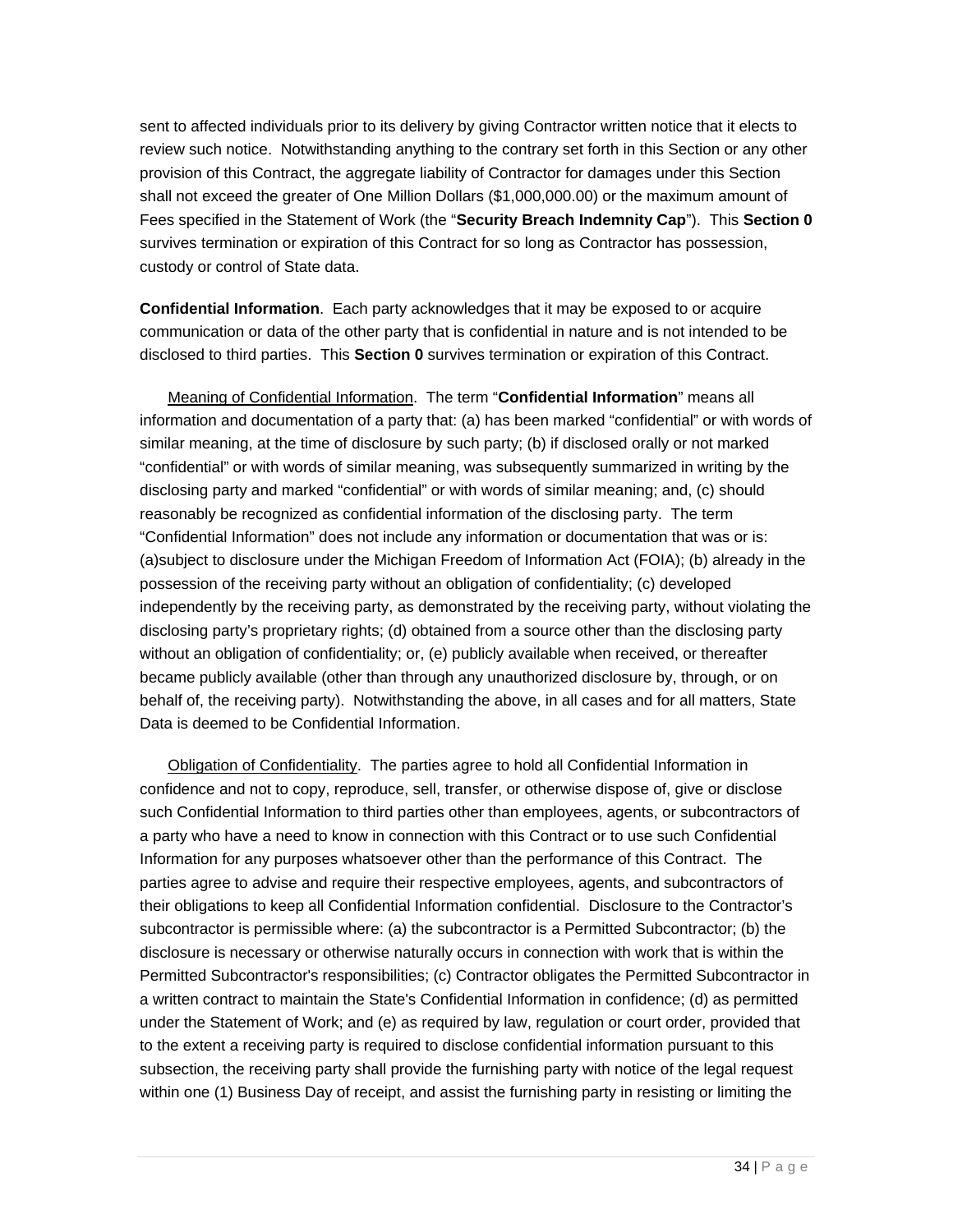sent to affected individuals prior to its delivery by giving Contractor written notice that it elects to review such notice. Notwithstanding anything to the contrary set forth in this Section or any other provision of this Contract, the aggregate liability of Contractor for damages under this Section shall not exceed the greater of One Million Dollars ($1,000,000.00) or the maximum amount of Fees specified in the Statement of Work (the "**Security Breach Indemnity Cap**"). This **Section 0** survives termination or expiration of this Contract for so long as Contractor has possession, custody or control of State data.

**Confidential Information**. Each party acknowledges that it may be exposed to or acquire communication or data of the other party that is confidential in nature and is not intended to be disclosed to third parties. This **Section 0** survives termination or expiration of this Contract.

Meaning of Confidential Information. The term "**Confidential Information**" means all information and documentation of a party that: (a) has been marked "confidential" or with words of similar meaning, at the time of disclosure by such party; (b) if disclosed orally or not marked "confidential" or with words of similar meaning, was subsequently summarized in writing by the disclosing party and marked "confidential" or with words of similar meaning; and, (c) should reasonably be recognized as confidential information of the disclosing party. The term "Confidential Information" does not include any information or documentation that was or is: (a)subject to disclosure under the Michigan Freedom of Information Act (FOIA); (b) already in the possession of the receiving party without an obligation of confidentiality; (c) developed independently by the receiving party, as demonstrated by the receiving party, without violating the disclosing party's proprietary rights; (d) obtained from a source other than the disclosing party without an obligation of confidentiality; or, (e) publicly available when received, or thereafter became publicly available (other than through any unauthorized disclosure by, through, or on behalf of, the receiving party). Notwithstanding the above, in all cases and for all matters, State Data is deemed to be Confidential Information.

Obligation of Confidentiality. The parties agree to hold all Confidential Information in confidence and not to copy, reproduce, sell, transfer, or otherwise dispose of, give or disclose such Confidential Information to third parties other than employees, agents, or subcontractors of a party who have a need to know in connection with this Contract or to use such Confidential Information for any purposes whatsoever other than the performance of this Contract. The parties agree to advise and require their respective employees, agents, and subcontractors of their obligations to keep all Confidential Information confidential. Disclosure to the Contractor's subcontractor is permissible where: (a) the subcontractor is a Permitted Subcontractor; (b) the disclosure is necessary or otherwise naturally occurs in connection with work that is within the Permitted Subcontractor's responsibilities; (c) Contractor obligates the Permitted Subcontractor in a written contract to maintain the State's Confidential Information in confidence; (d) as permitted under the Statement of Work; and (e) as required by law, regulation or court order, provided that to the extent a receiving party is required to disclose confidential information pursuant to this subsection, the receiving party shall provide the furnishing party with notice of the legal request within one (1) Business Day of receipt, and assist the furnishing party in resisting or limiting the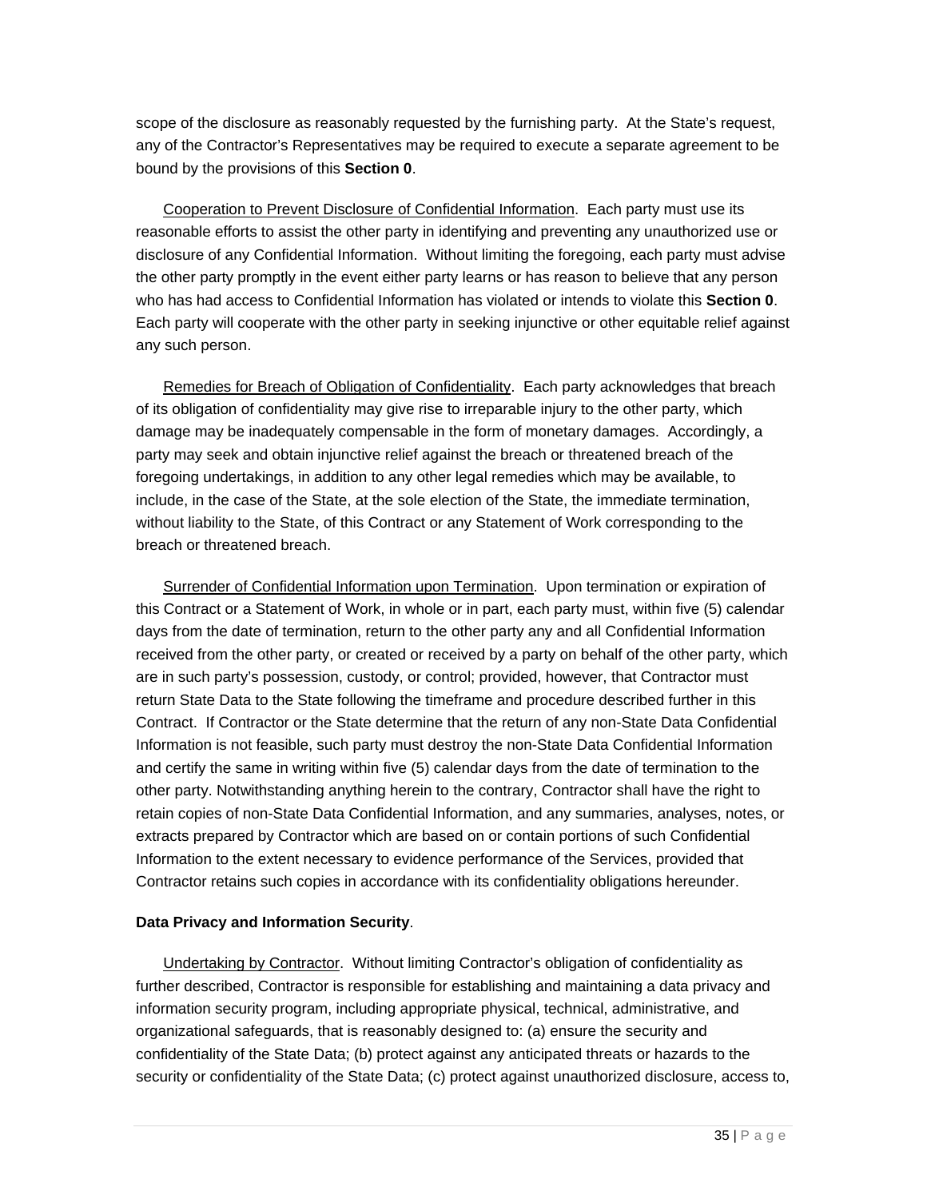scope of the disclosure as reasonably requested by the furnishing party. At the State's request, any of the Contractor's Representatives may be required to execute a separate agreement to be bound by the provisions of this **Section 0**.

Cooperation to Prevent Disclosure of Confidential Information. Each party must use its reasonable efforts to assist the other party in identifying and preventing any unauthorized use or disclosure of any Confidential Information. Without limiting the foregoing, each party must advise the other party promptly in the event either party learns or has reason to believe that any person who has had access to Confidential Information has violated or intends to violate this **Section 0**. Each party will cooperate with the other party in seeking injunctive or other equitable relief against any such person.

Remedies for Breach of Obligation of Confidentiality. Each party acknowledges that breach of its obligation of confidentiality may give rise to irreparable injury to the other party, which damage may be inadequately compensable in the form of monetary damages. Accordingly, a party may seek and obtain injunctive relief against the breach or threatened breach of the foregoing undertakings, in addition to any other legal remedies which may be available, to include, in the case of the State, at the sole election of the State, the immediate termination, without liability to the State, of this Contract or any Statement of Work corresponding to the breach or threatened breach.

Surrender of Confidential Information upon Termination. Upon termination or expiration of this Contract or a Statement of Work, in whole or in part, each party must, within five (5) calendar days from the date of termination, return to the other party any and all Confidential Information received from the other party, or created or received by a party on behalf of the other party, which are in such party's possession, custody, or control; provided, however, that Contractor must return State Data to the State following the timeframe and procedure described further in this Contract. If Contractor or the State determine that the return of any non-State Data Confidential Information is not feasible, such party must destroy the non-State Data Confidential Information and certify the same in writing within five (5) calendar days from the date of termination to the other party. Notwithstanding anything herein to the contrary, Contractor shall have the right to retain copies of non-State Data Confidential Information, and any summaries, analyses, notes, or extracts prepared by Contractor which are based on or contain portions of such Confidential Information to the extent necessary to evidence performance of the Services, provided that Contractor retains such copies in accordance with its confidentiality obligations hereunder.

**Data Privacy and Information Security**.

Undertaking by Contractor. Without limiting Contractor's obligation of confidentiality as further described, Contractor is responsible for establishing and maintaining a data privacy and information security program, including appropriate physical, technical, administrative, and organizational safeguards, that is reasonably designed to: (a) ensure the security and confidentiality of the State Data; (b) protect against any anticipated threats or hazards to the security or confidentiality of the State Data; (c) protect against unauthorized disclosure, access to,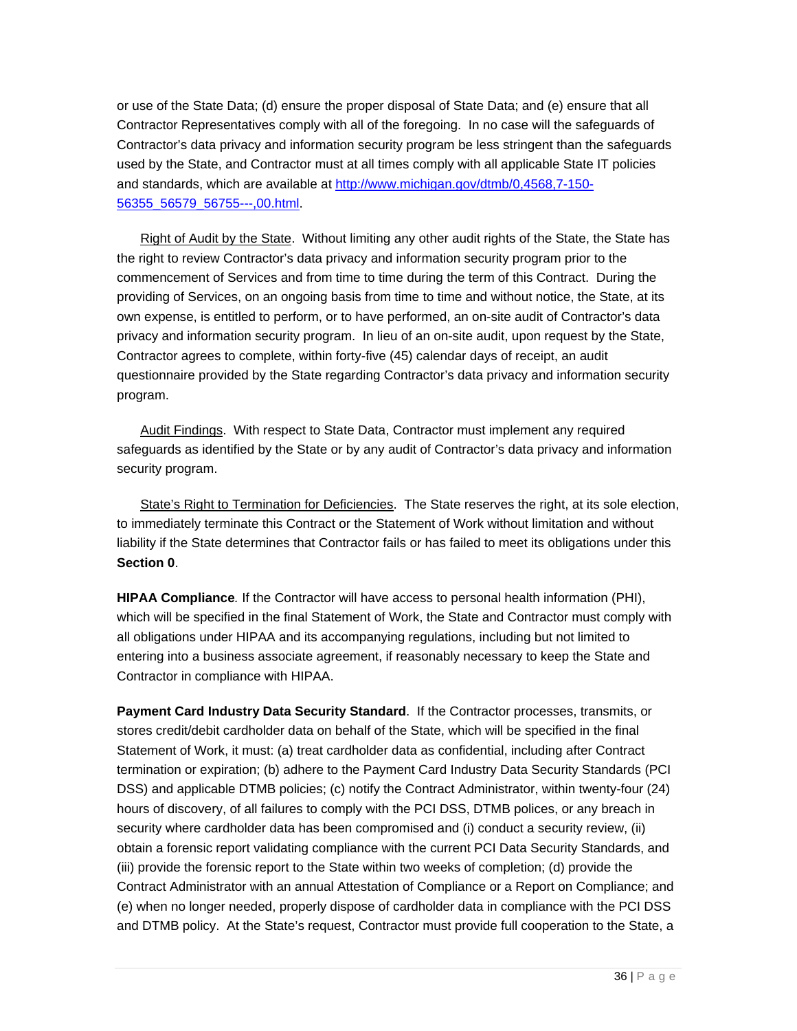or use of the State Data; (d) ensure the proper disposal of State Data; and (e) ensure that all Contractor Representatives comply with all of the foregoing. In no case will the safeguards of Contractor's data privacy and information security program be less stringent than the safeguards used by the State, and Contractor must at all times comply with all applicable State IT policies and standards, which are available at [http://www.michigan.gov/dtmb/0,4568,7-150-56355_56579_56755---,00.html](http://www.michigan.gov/dtmb/0,4568,7-150-56355_56579_56755---,00.html).

Right of Audit by the State. Without limiting any other audit rights of the State, the State has the right to review Contractor's data privacy and information security program prior to the commencement of Services and from time to time during the term of this Contract. During the providing of Services, on an ongoing basis from time to time and without notice, the State, at its own expense, is entitled to perform, or to have performed, an on-site audit of Contractor's data privacy and information security program. In lieu of an on-site audit, upon request by the State, Contractor agrees to complete, within forty-five (45) calendar days of receipt, an audit questionnaire provided by the State regarding Contractor's data privacy and information security program.

Audit Findings. With respect to State Data, Contractor must implement any required safeguards as identified by the State or by any audit of Contractor's data privacy and information security program.

State's Right to Termination for Deficiencies. The State reserves the right, at its sole election, to immediately terminate this Contract or the Statement of Work without limitation and without liability if the State determines that Contractor fails or has failed to meet its obligations under this **Section 0**.

**HIPAA Compliance***.* If the Contractor will have access to personal health information (PHI), which will be specified in the final Statement of Work, the State and Contractor must comply with all obligations under HIPAA and its accompanying regulations, including but not limited to entering into a business associate agreement, if reasonably necessary to keep the State and Contractor in compliance with HIPAA.

**Payment Card Industry Data Security Standard**. If the Contractor processes, transmits, or stores credit/debit cardholder data on behalf of the State, which will be specified in the final Statement of Work, it must: (a) treat cardholder data as confidential, including after Contract termination or expiration; (b) adhere to the Payment Card Industry Data Security Standards (PCI DSS) and applicable DTMB policies; (c) notify the Contract Administrator, within twenty-four (24) hours of discovery, of all failures to comply with the PCI DSS, DTMB polices, or any breach in security where cardholder data has been compromised and (i) conduct a security review, (ii) obtain a forensic report validating compliance with the current PCI Data Security Standards, and (iii) provide the forensic report to the State within two weeks of completion; (d) provide the Contract Administrator with an annual Attestation of Compliance or a Report on Compliance; and (e) when no longer needed, properly dispose of cardholder data in compliance with the PCI DSS and DTMB policy. At the State's request, Contractor must provide full cooperation to the State, a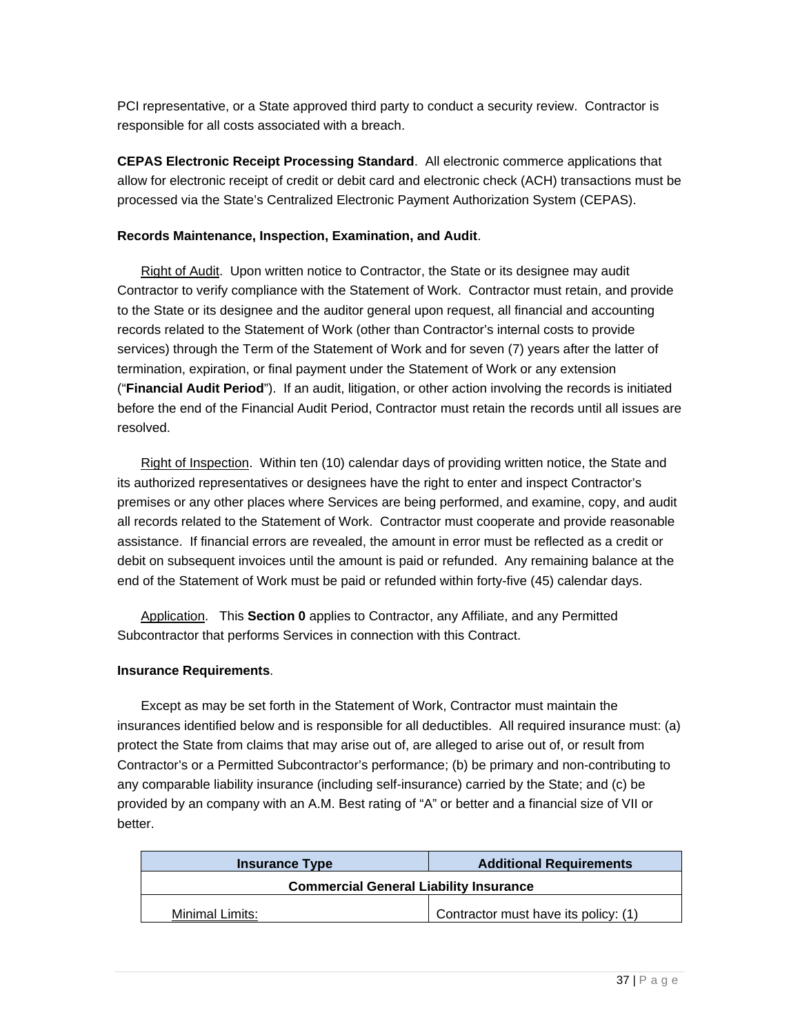PCI representative, or a State approved third party to conduct a security review. Contractor is responsible for all costs associated with a breach.

**CEPAS Electronic Receipt Processing Standard**. All electronic commerce applications that allow for electronic receipt of credit or debit card and electronic check (ACH) transactions must be processed via the State's Centralized Electronic Payment Authorization System (CEPAS).

**Records Maintenance, Inspection, Examination, and Audit**.

Right of Audit. Upon written notice to Contractor, the State or its designee may audit Contractor to verify compliance with the Statement of Work. Contractor must retain, and provide to the State or its designee and the auditor general upon request, all financial and accounting records related to the Statement of Work (other than Contractor's internal costs to provide services) through the Term of the Statement of Work and for seven (7) years after the latter of termination, expiration, or final payment under the Statement of Work or any extension ("**Financial Audit Period**"). If an audit, litigation, or other action involving the records is initiated before the end of the Financial Audit Period, Contractor must retain the records until all issues are resolved.

Right of Inspection. Within ten (10) calendar days of providing written notice, the State and its authorized representatives or designees have the right to enter and inspect Contractor's premises or any other places where Services are being performed, and examine, copy, and audit all records related to the Statement of Work. Contractor must cooperate and provide reasonable assistance. If financial errors are revealed, the amount in error must be reflected as a credit or debit on subsequent invoices until the amount is paid or refunded. Any remaining balance at the end of the Statement of Work must be paid or refunded within forty-five (45) calendar days.

Application. This **Section 0** applies to Contractor, any Affiliate, and any Permitted Subcontractor that performs Services in connection with this Contract.

**Insurance Requirements**.

Except as may be set forth in the Statement of Work, Contractor must maintain the insurances identified below and is responsible for all deductibles. All required insurance must: (a) protect the State from claims that may arise out of, are alleged to arise out of, or result from Contractor's or a Permitted Subcontractor's performance; (b) be primary and non-contributing to any comparable liability insurance (including self-insurance) carried by the State; and (c) be provided by an company with an A.M. Best rating of "A" or better and a financial size of VII or better.

| Insurance Type | Additional Requirements |
|---|---|
| **Commercial General Liability Insurance** | |
| Minimal Limits: | Contractor must have its policy: (1) |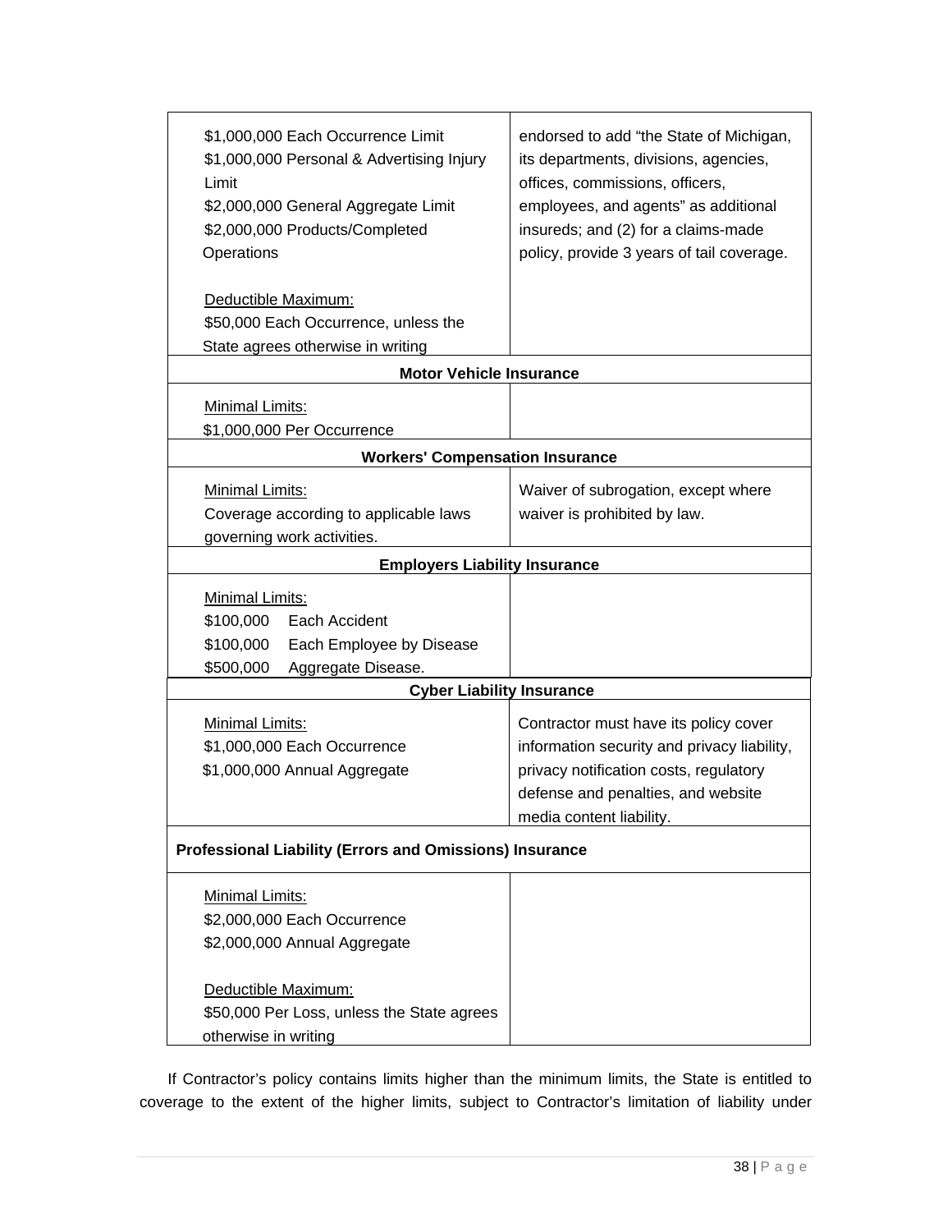| | |
|---|---|
| $1,000,000 Each Occurrence Limit<br>$1,000,000 Personal & Advertising Injury Limit<br>$2,000,000 General Aggregate Limit<br>$2,000,000 Products/Completed Operations<br><br><u>Deductible Maximum:</u><br>$50,000 Each Occurrence, unless the State agrees otherwise in writing | endorsed to add "the State of Michigan, its departments, divisions, agencies, offices, commissions, officers, employees, and agents" as additional insureds; and (2) for a claims-made policy, provide 3 years of tail coverage. |
| **Motor Vehicle Insurance** | |
| <u>Minimal Limits:</u><br>$1,000,000 Per Occurrence | |
| **Workers' Compensation Insurance** | |
| <u>Minimal Limits:</u><br>Coverage according to applicable laws governing work activities. | Waiver of subrogation, except where waiver is prohibited by law. |
| **Employers Liability Insurance** | |
| <u>Minimal Limits:</u><br>$100,000 Each Accident<br>$100,000 Each Employee by Disease<br>$500,000 Aggregate Disease. | |
| **Cyber Liability Insurance** | |
| <u>Minimal Limits:</u><br>$1,000,000 Each Occurrence<br>$1,000,000 Annual Aggregate | Contractor must have its policy cover information security and privacy liability, privacy notification costs, regulatory defense and penalties, and website media content liability. |
| **Professional Liability (Errors and Omissions) Insurance** | |
| <u>Minimal Limits:</u><br>$2,000,000 Each Occurrence<br>$2,000,000 Annual Aggregate<br><br><u>Deductible Maximum:</u><br>$50,000 Per Loss, unless the State agrees otherwise in writing | |

If Contractor's policy contains limits higher than the minimum limits, the State is entitled to coverage to the extent of the higher limits, subject to Contractor's limitation of liability under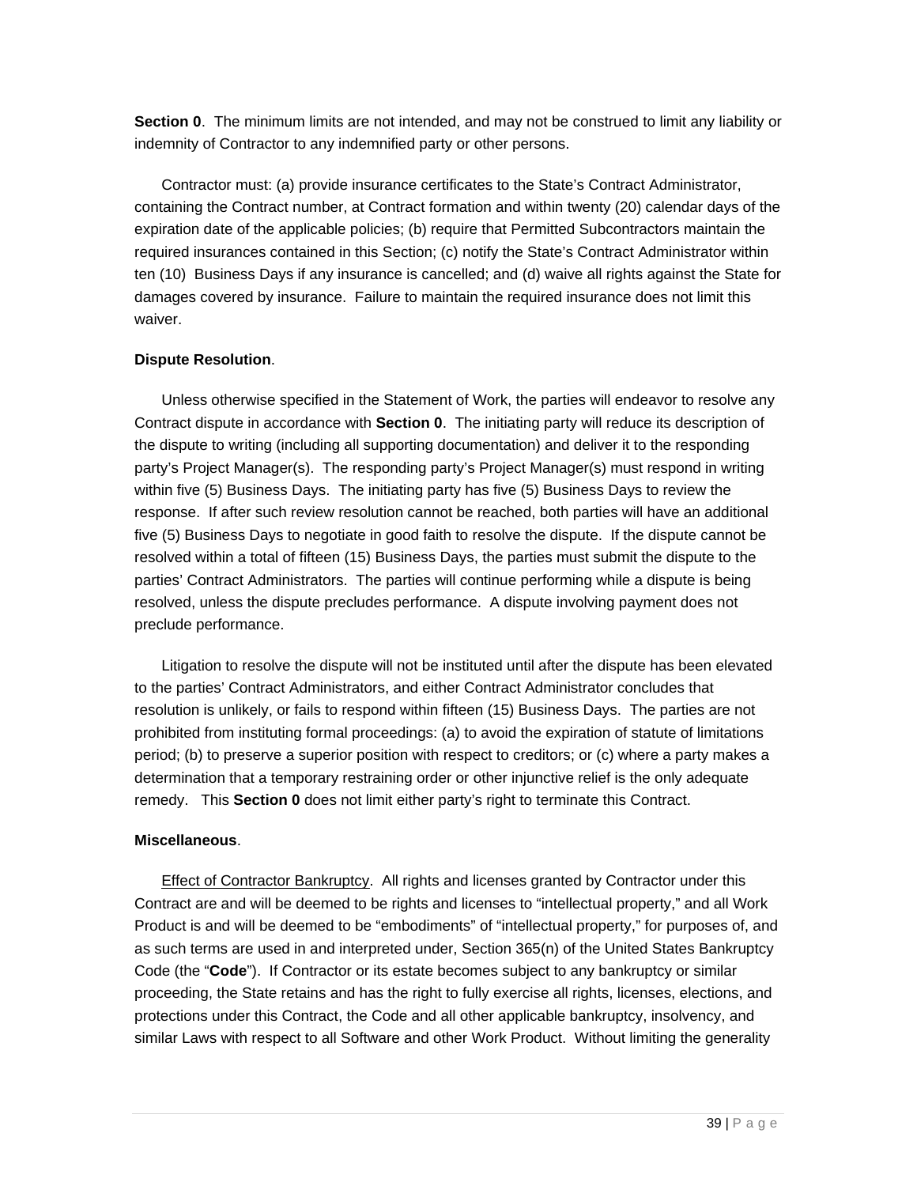**Section 0**. The minimum limits are not intended, and may not be construed to limit any liability or indemnity of Contractor to any indemnified party or other persons.

Contractor must: (a) provide insurance certificates to the State's Contract Administrator, containing the Contract number, at Contract formation and within twenty (20) calendar days of the expiration date of the applicable policies; (b) require that Permitted Subcontractors maintain the required insurances contained in this Section; (c) notify the State's Contract Administrator within ten (10) Business Days if any insurance is cancelled; and (d) waive all rights against the State for damages covered by insurance. Failure to maintain the required insurance does not limit this waiver.

**Dispute Resolution**.

Unless otherwise specified in the Statement of Work, the parties will endeavor to resolve any Contract dispute in accordance with **Section 0**. The initiating party will reduce its description of the dispute to writing (including all supporting documentation) and deliver it to the responding party's Project Manager(s). The responding party's Project Manager(s) must respond in writing within five (5) Business Days. The initiating party has five (5) Business Days to review the response. If after such review resolution cannot be reached, both parties will have an additional five (5) Business Days to negotiate in good faith to resolve the dispute. If the dispute cannot be resolved within a total of fifteen (15) Business Days, the parties must submit the dispute to the parties' Contract Administrators. The parties will continue performing while a dispute is being resolved, unless the dispute precludes performance. A dispute involving payment does not preclude performance.

Litigation to resolve the dispute will not be instituted until after the dispute has been elevated to the parties' Contract Administrators, and either Contract Administrator concludes that resolution is unlikely, or fails to respond within fifteen (15) Business Days. The parties are not prohibited from instituting formal proceedings: (a) to avoid the expiration of statute of limitations period; (b) to preserve a superior position with respect to creditors; or (c) where a party makes a determination that a temporary restraining order or other injunctive relief is the only adequate remedy. This **Section 0** does not limit either party's right to terminate this Contract.

**Miscellaneous**.

Effect of Contractor Bankruptcy. All rights and licenses granted by Contractor under this Contract are and will be deemed to be rights and licenses to "intellectual property," and all Work Product is and will be deemed to be "embodiments" of "intellectual property," for purposes of, and as such terms are used in and interpreted under, Section 365(n) of the United States Bankruptcy Code (the "**Code**"). If Contractor or its estate becomes subject to any bankruptcy or similar proceeding, the State retains and has the right to fully exercise all rights, licenses, elections, and protections under this Contract, the Code and all other applicable bankruptcy, insolvency, and similar Laws with respect to all Software and other Work Product. Without limiting the generality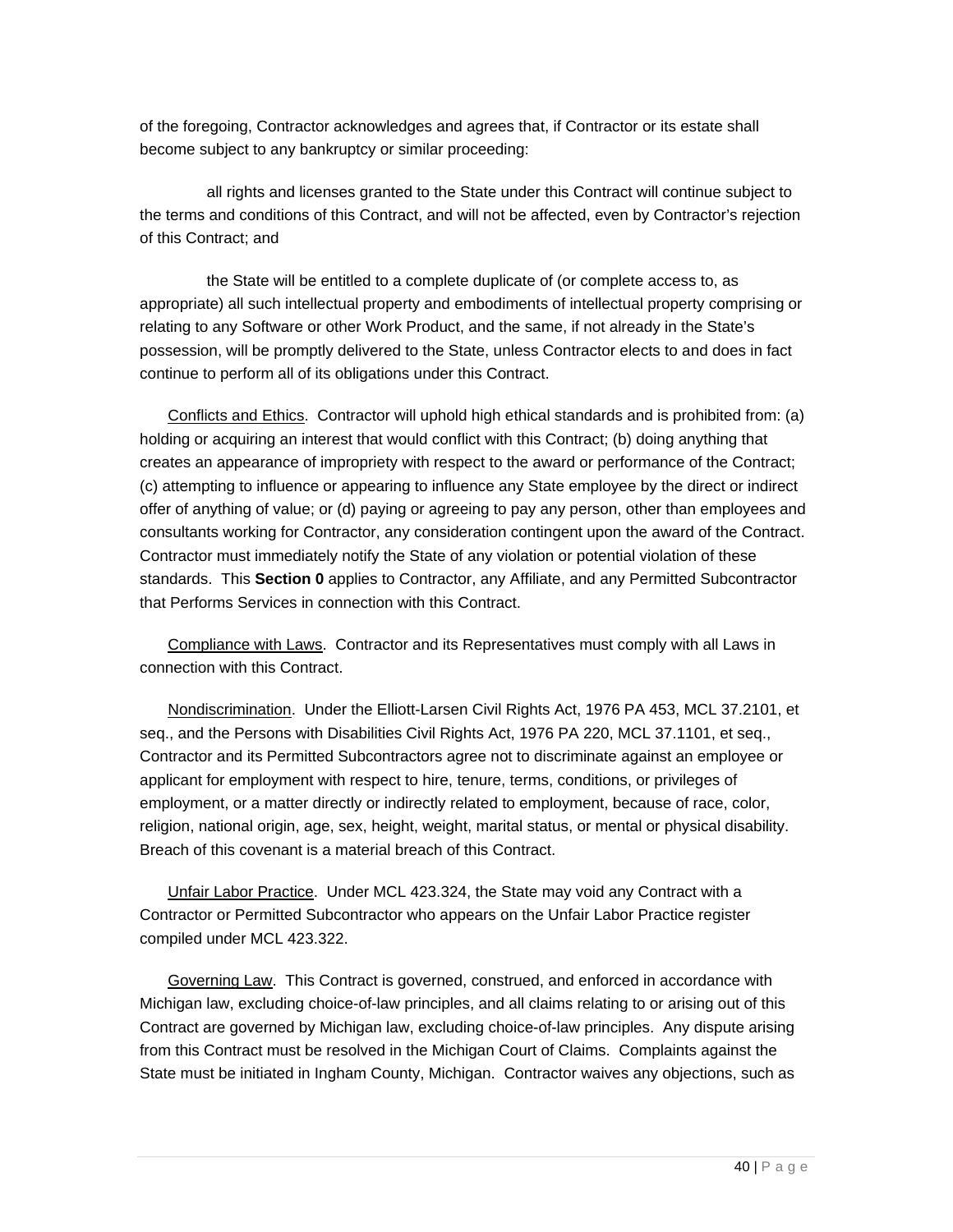of the foregoing, Contractor acknowledges and agrees that, if Contractor or its estate shall become subject to any bankruptcy or similar proceeding:

all rights and licenses granted to the State under this Contract will continue subject to the terms and conditions of this Contract, and will not be affected, even by Contractor's rejection of this Contract; and

the State will be entitled to a complete duplicate of (or complete access to, as appropriate) all such intellectual property and embodiments of intellectual property comprising or relating to any Software or other Work Product, and the same, if not already in the State's possession, will be promptly delivered to the State, unless Contractor elects to and does in fact continue to perform all of its obligations under this Contract.

Conflicts and Ethics. Contractor will uphold high ethical standards and is prohibited from: (a) holding or acquiring an interest that would conflict with this Contract; (b) doing anything that creates an appearance of impropriety with respect to the award or performance of the Contract; (c) attempting to influence or appearing to influence any State employee by the direct or indirect offer of anything of value; or (d) paying or agreeing to pay any person, other than employees and consultants working for Contractor, any consideration contingent upon the award of the Contract. Contractor must immediately notify the State of any violation or potential violation of these standards. This **Section 0** applies to Contractor, any Affiliate, and any Permitted Subcontractor that Performs Services in connection with this Contract.

Compliance with Laws. Contractor and its Representatives must comply with all Laws in connection with this Contract.

Nondiscrimination. Under the Elliott-Larsen Civil Rights Act, 1976 PA 453, MCL 37.2101, et seq., and the Persons with Disabilities Civil Rights Act, 1976 PA 220, MCL 37.1101, et seq., Contractor and its Permitted Subcontractors agree not to discriminate against an employee or applicant for employment with respect to hire, tenure, terms, conditions, or privileges of employment, or a matter directly or indirectly related to employment, because of race, color, religion, national origin, age, sex, height, weight, marital status, or mental or physical disability. Breach of this covenant is a material breach of this Contract.

Unfair Labor Practice. Under MCL 423.324, the State may void any Contract with a Contractor or Permitted Subcontractor who appears on the Unfair Labor Practice register compiled under MCL 423.322.

Governing Law. This Contract is governed, construed, and enforced in accordance with Michigan law, excluding choice-of-law principles, and all claims relating to or arising out of this Contract are governed by Michigan law, excluding choice-of-law principles. Any dispute arising from this Contract must be resolved in the Michigan Court of Claims. Complaints against the State must be initiated in Ingham County, Michigan. Contractor waives any objections, such as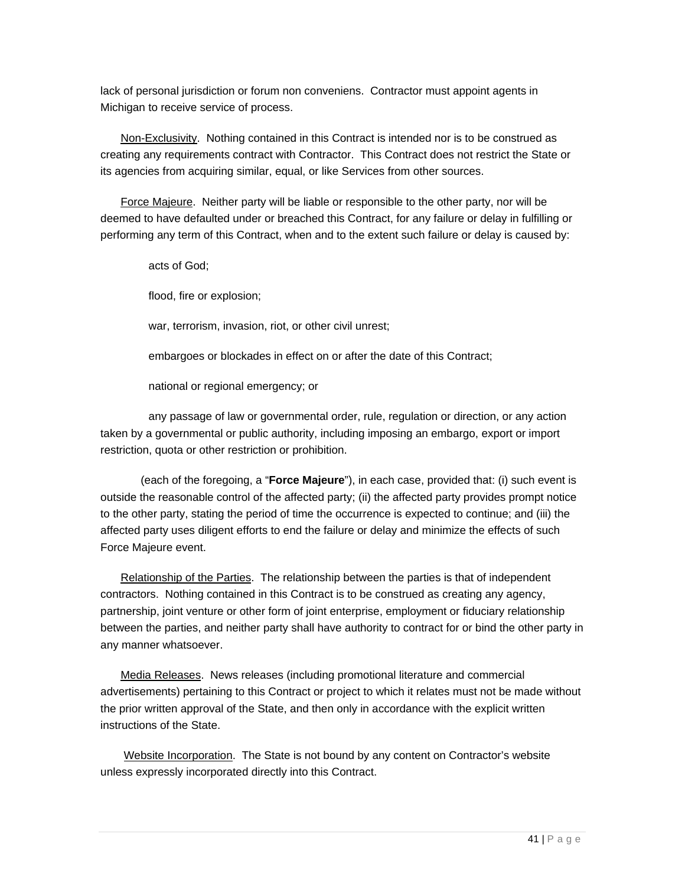lack of personal jurisdiction or forum non conveniens. Contractor must appoint agents in Michigan to receive service of process.

Non-Exclusivity. Nothing contained in this Contract is intended nor is to be construed as creating any requirements contract with Contractor. This Contract does not restrict the State or its agencies from acquiring similar, equal, or like Services from other sources.

Force Majeure. Neither party will be liable or responsible to the other party, nor will be deemed to have defaulted under or breached this Contract, for any failure or delay in fulfilling or performing any term of this Contract, when and to the extent such failure or delay is caused by:

acts of God;

flood, fire or explosion;

war, terrorism, invasion, riot, or other civil unrest;

embargoes or blockades in effect on or after the date of this Contract;

national or regional emergency; or

any passage of law or governmental order, rule, regulation or direction, or any action taken by a governmental or public authority, including imposing an embargo, export or import restriction, quota or other restriction or prohibition.

(each of the foregoing, a "**Force Majeure**"), in each case, provided that: (i) such event is outside the reasonable control of the affected party; (ii) the affected party provides prompt notice to the other party, stating the period of time the occurrence is expected to continue; and (iii) the affected party uses diligent efforts to end the failure or delay and minimize the effects of such Force Majeure event.

Relationship of the Parties. The relationship between the parties is that of independent contractors. Nothing contained in this Contract is to be construed as creating any agency, partnership, joint venture or other form of joint enterprise, employment or fiduciary relationship between the parties, and neither party shall have authority to contract for or bind the other party in any manner whatsoever.

Media Releases. News releases (including promotional literature and commercial advertisements) pertaining to this Contract or project to which it relates must not be made without the prior written approval of the State, and then only in accordance with the explicit written instructions of the State.

Website Incorporation. The State is not bound by any content on Contractor's website unless expressly incorporated directly into this Contract.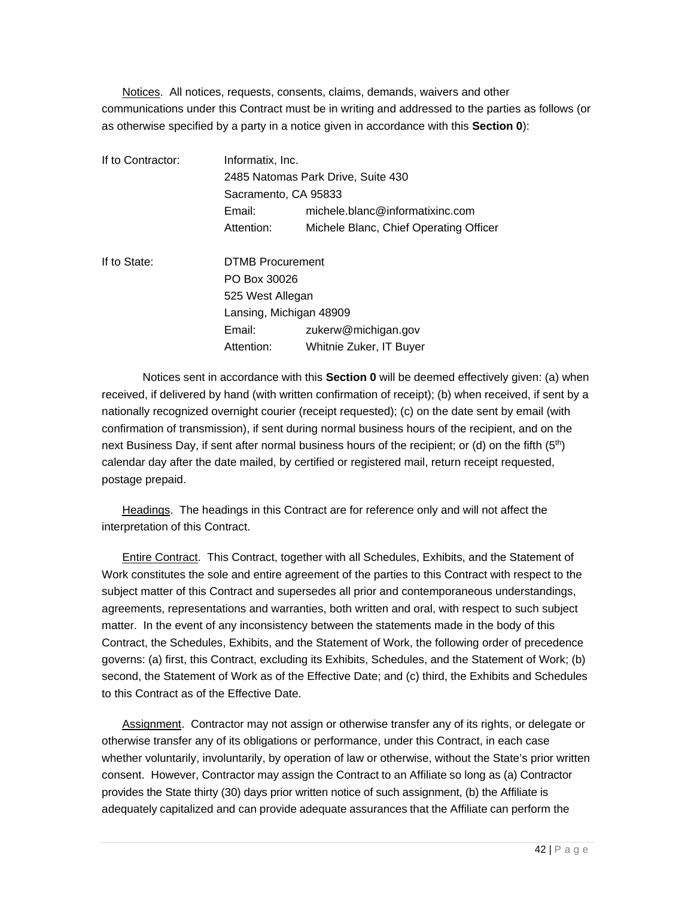Notices. All notices, requests, consents, claims, demands, waivers and other communications under this Contract must be in writing and addressed to the parties as follows (or as otherwise specified by a party in a notice given in accordance with this **Section 0**):

| | | |
|---|---|---|
| If to Contractor: | Informatix, Inc. | |
| | 2485 Natomas Park Drive, Suite 430 | |
| | Sacramento, CA 95833 | |
| | Email: | michele.blanc@informatixinc.com |
| | Attention: | Michele Blanc, Chief Operating Officer |
| If to State: | DTMB Procurement | |
| | PO Box 30026 | |
| | 525 West Allegan | |
| | Lansing, Michigan 48909 | |
| | Email: | zukerw@michigan.gov |
| | Attention: | Whitnie Zuker, IT Buyer |

Notices sent in accordance with this **Section 0** will be deemed effectively given: (a) when received, if delivered by hand (with written confirmation of receipt); (b) when received, if sent by a nationally recognized overnight courier (receipt requested); (c) on the date sent by email (with confirmation of transmission), if sent during normal business hours of the recipient, and on the next Business Day, if sent after normal business hours of the recipient; or (d) on the fifth (5th) calendar day after the date mailed, by certified or registered mail, return receipt requested, postage prepaid.

Headings. The headings in this Contract are for reference only and will not affect the interpretation of this Contract.

Entire Contract. This Contract, together with all Schedules, Exhibits, and the Statement of Work constitutes the sole and entire agreement of the parties to this Contract with respect to the subject matter of this Contract and supersedes all prior and contemporaneous understandings, agreements, representations and warranties, both written and oral, with respect to such subject matter. In the event of any inconsistency between the statements made in the body of this Contract, the Schedules, Exhibits, and the Statement of Work, the following order of precedence governs: (a) first, this Contract, excluding its Exhibits, Schedules, and the Statement of Work; (b) second, the Statement of Work as of the Effective Date; and (c) third, the Exhibits and Schedules to this Contract as of the Effective Date.

Assignment. Contractor may not assign or otherwise transfer any of its rights, or delegate or otherwise transfer any of its obligations or performance, under this Contract, in each case whether voluntarily, involuntarily, by operation of law or otherwise, without the State's prior written consent. However, Contractor may assign the Contract to an Affiliate so long as (a) Contractor provides the State thirty (30) days prior written notice of such assignment, (b) the Affiliate is adequately capitalized and can provide adequate assurances that the Affiliate can perform the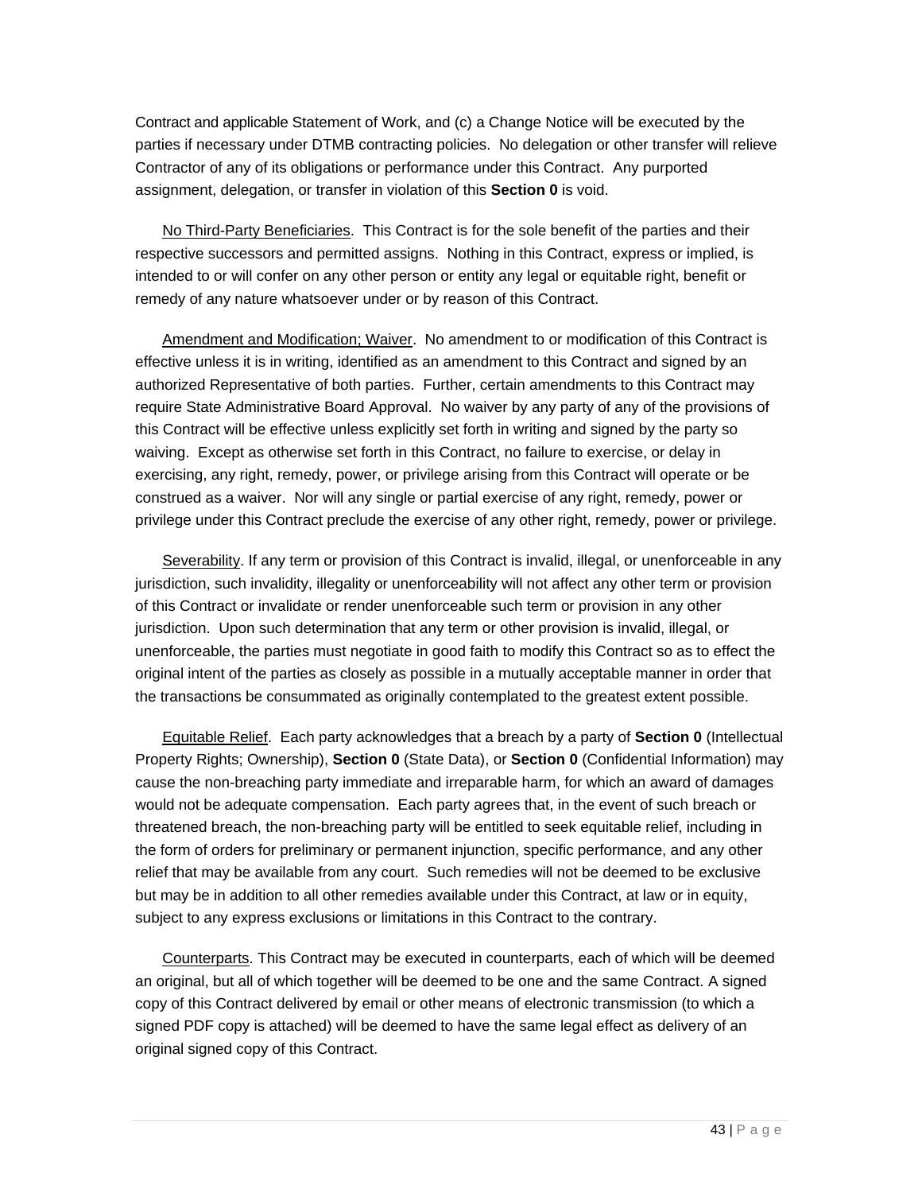Contract and applicable Statement of Work, and (c) a Change Notice will be executed by the parties if necessary under DTMB contracting policies. No delegation or other transfer will relieve Contractor of any of its obligations or performance under this Contract. Any purported assignment, delegation, or transfer in violation of this **Section 0** is void.

No Third-Party Beneficiaries. This Contract is for the sole benefit of the parties and their respective successors and permitted assigns. Nothing in this Contract, express or implied, is intended to or will confer on any other person or entity any legal or equitable right, benefit or remedy of any nature whatsoever under or by reason of this Contract.

Amendment and Modification; Waiver. No amendment to or modification of this Contract is effective unless it is in writing, identified as an amendment to this Contract and signed by an authorized Representative of both parties. Further, certain amendments to this Contract may require State Administrative Board Approval. No waiver by any party of any of the provisions of this Contract will be effective unless explicitly set forth in writing and signed by the party so waiving. Except as otherwise set forth in this Contract, no failure to exercise, or delay in exercising, any right, remedy, power, or privilege arising from this Contract will operate or be construed as a waiver. Nor will any single or partial exercise of any right, remedy, power or privilege under this Contract preclude the exercise of any other right, remedy, power or privilege.

Severability. If any term or provision of this Contract is invalid, illegal, or unenforceable in any jurisdiction, such invalidity, illegality or unenforceability will not affect any other term or provision of this Contract or invalidate or render unenforceable such term or provision in any other jurisdiction. Upon such determination that any term or other provision is invalid, illegal, or unenforceable, the parties must negotiate in good faith to modify this Contract so as to effect the original intent of the parties as closely as possible in a mutually acceptable manner in order that the transactions be consummated as originally contemplated to the greatest extent possible.

Equitable Relief. Each party acknowledges that a breach by a party of **Section 0** (Intellectual Property Rights; Ownership), **Section 0** (State Data), or **Section 0** (Confidential Information) may cause the non-breaching party immediate and irreparable harm, for which an award of damages would not be adequate compensation. Each party agrees that, in the event of such breach or threatened breach, the non-breaching party will be entitled to seek equitable relief, including in the form of orders for preliminary or permanent injunction, specific performance, and any other relief that may be available from any court. Such remedies will not be deemed to be exclusive but may be in addition to all other remedies available under this Contract, at law or in equity, subject to any express exclusions or limitations in this Contract to the contrary.

Counterparts. This Contract may be executed in counterparts, each of which will be deemed an original, but all of which together will be deemed to be one and the same Contract. A signed copy of this Contract delivered by email or other means of electronic transmission (to which a signed PDF copy is attached) will be deemed to have the same legal effect as delivery of an original signed copy of this Contract.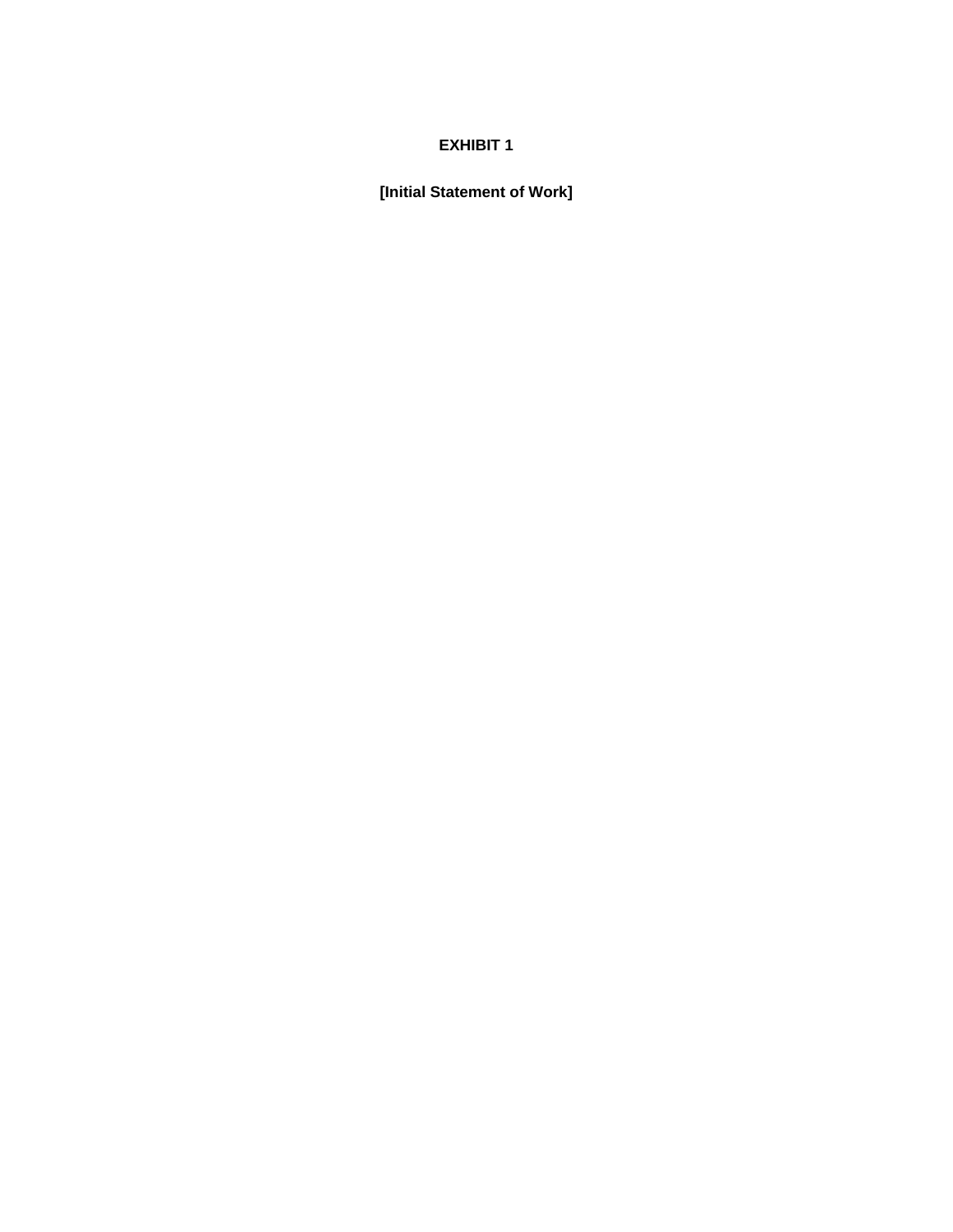# EXHIBIT 1

**[Initial Statement of Work]**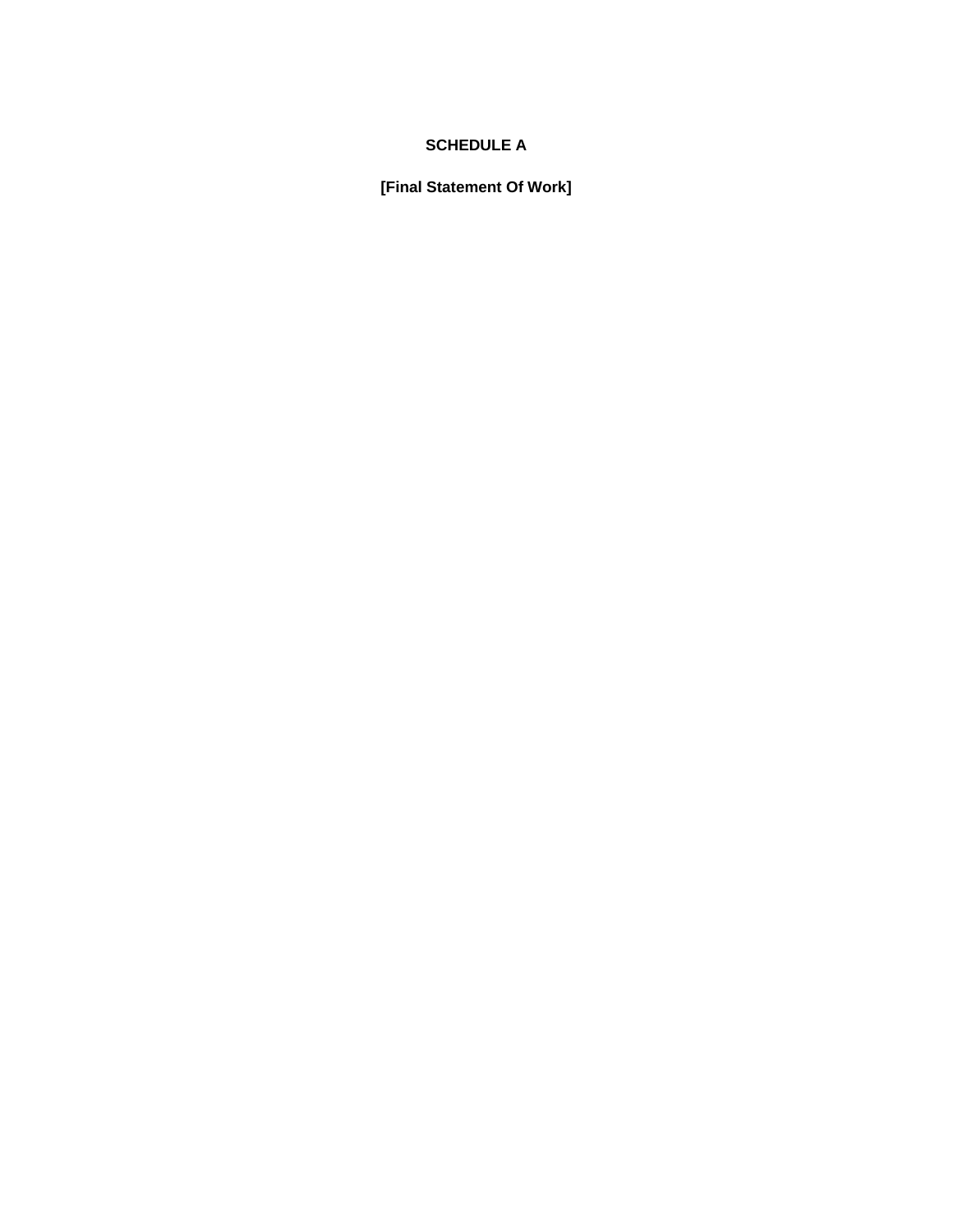**SCHEDULE A**

**[Final Statement Of Work]**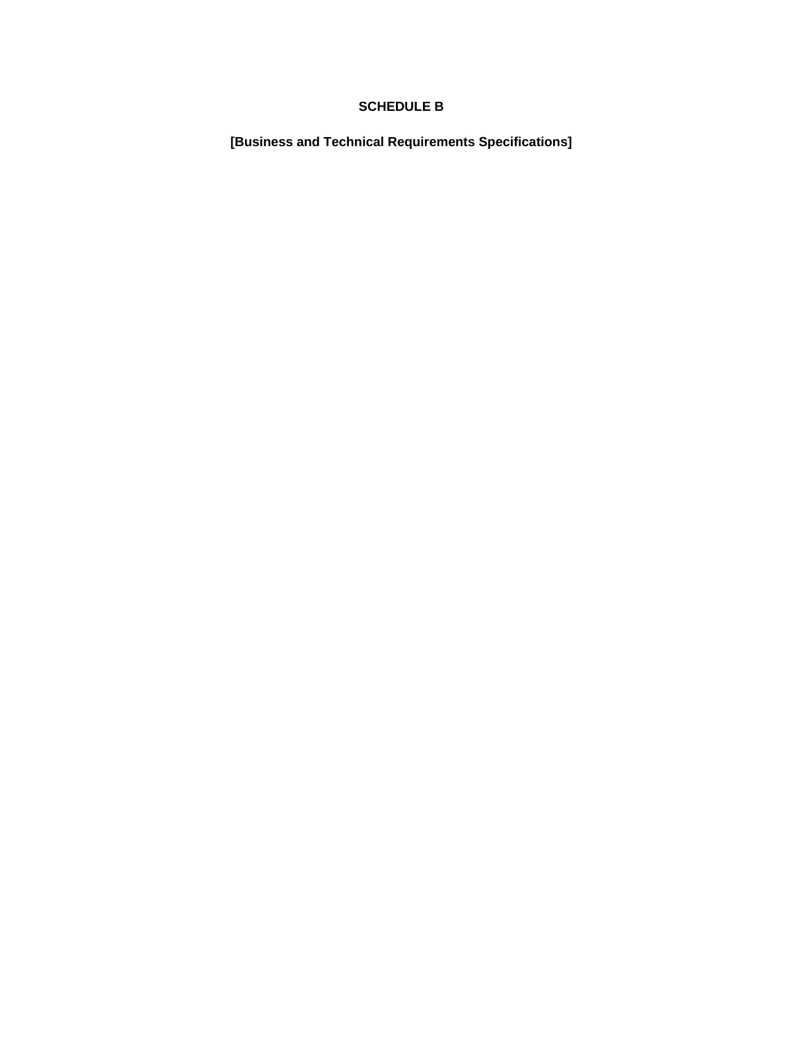# SCHEDULE B

## [Business and Technical Requirements Specifications]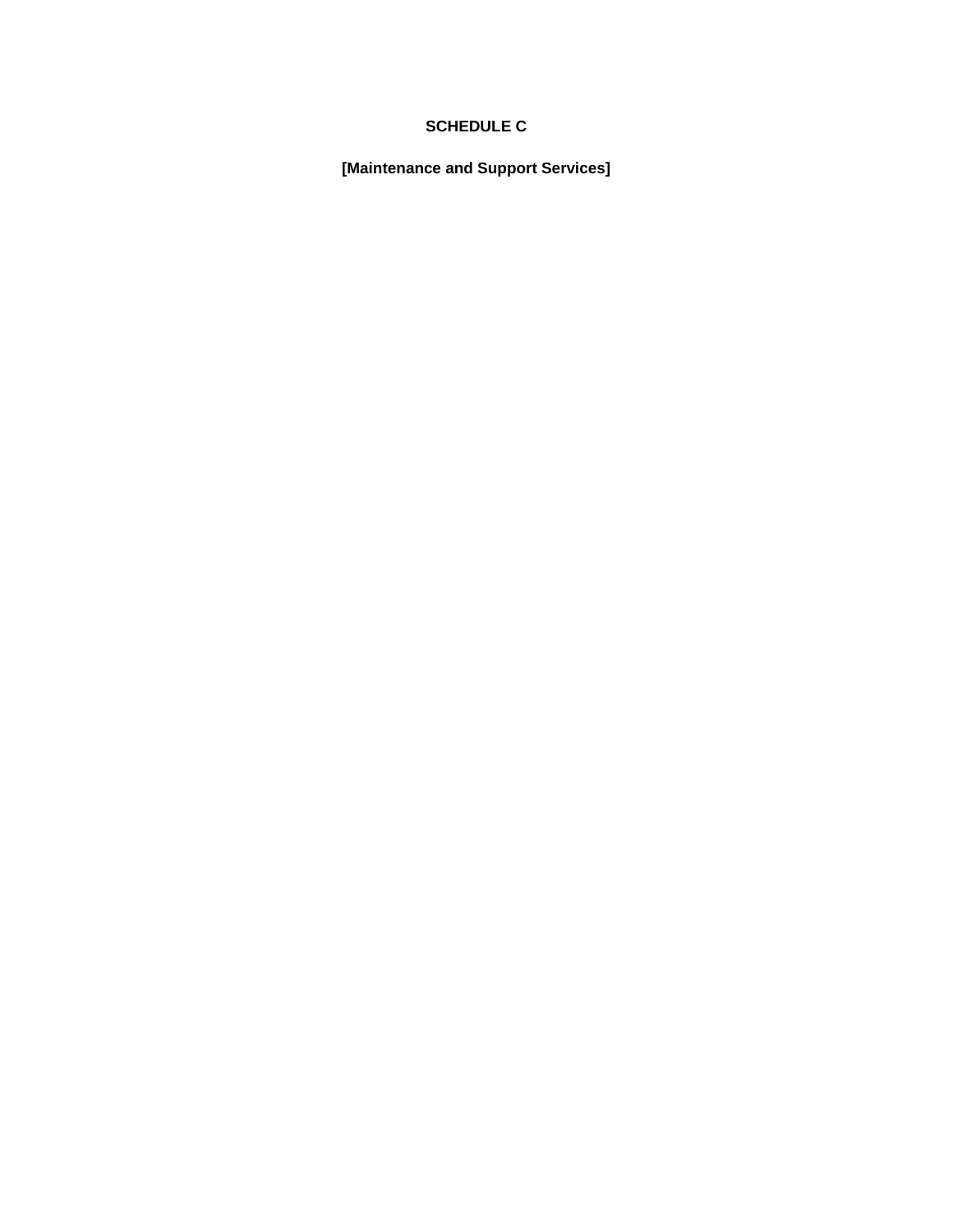# SCHEDULE C

## [Maintenance and Support Services]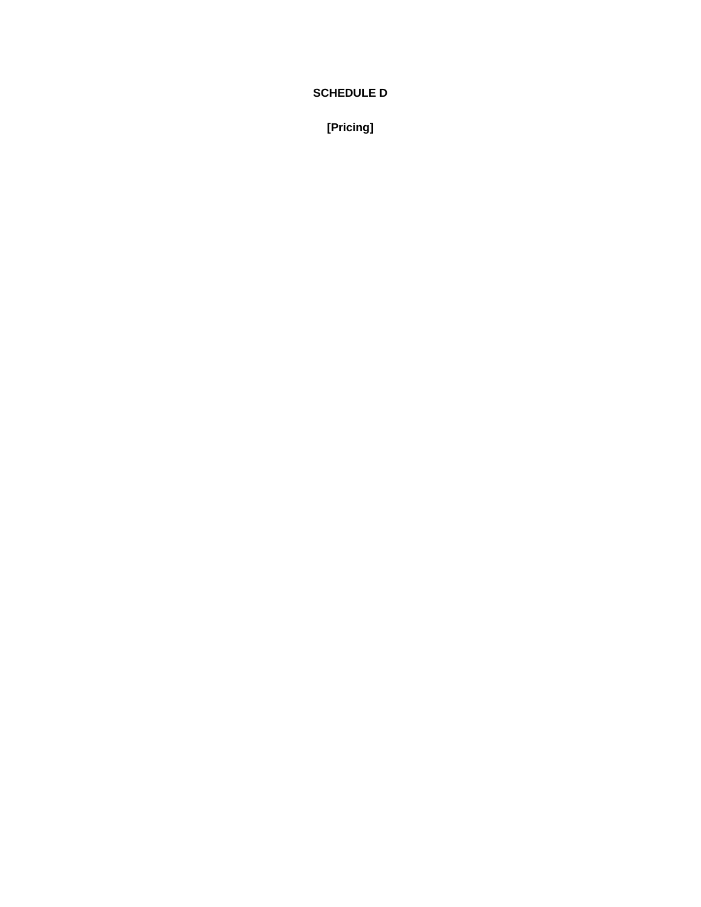# SCHEDULE D

**[Pricing]**